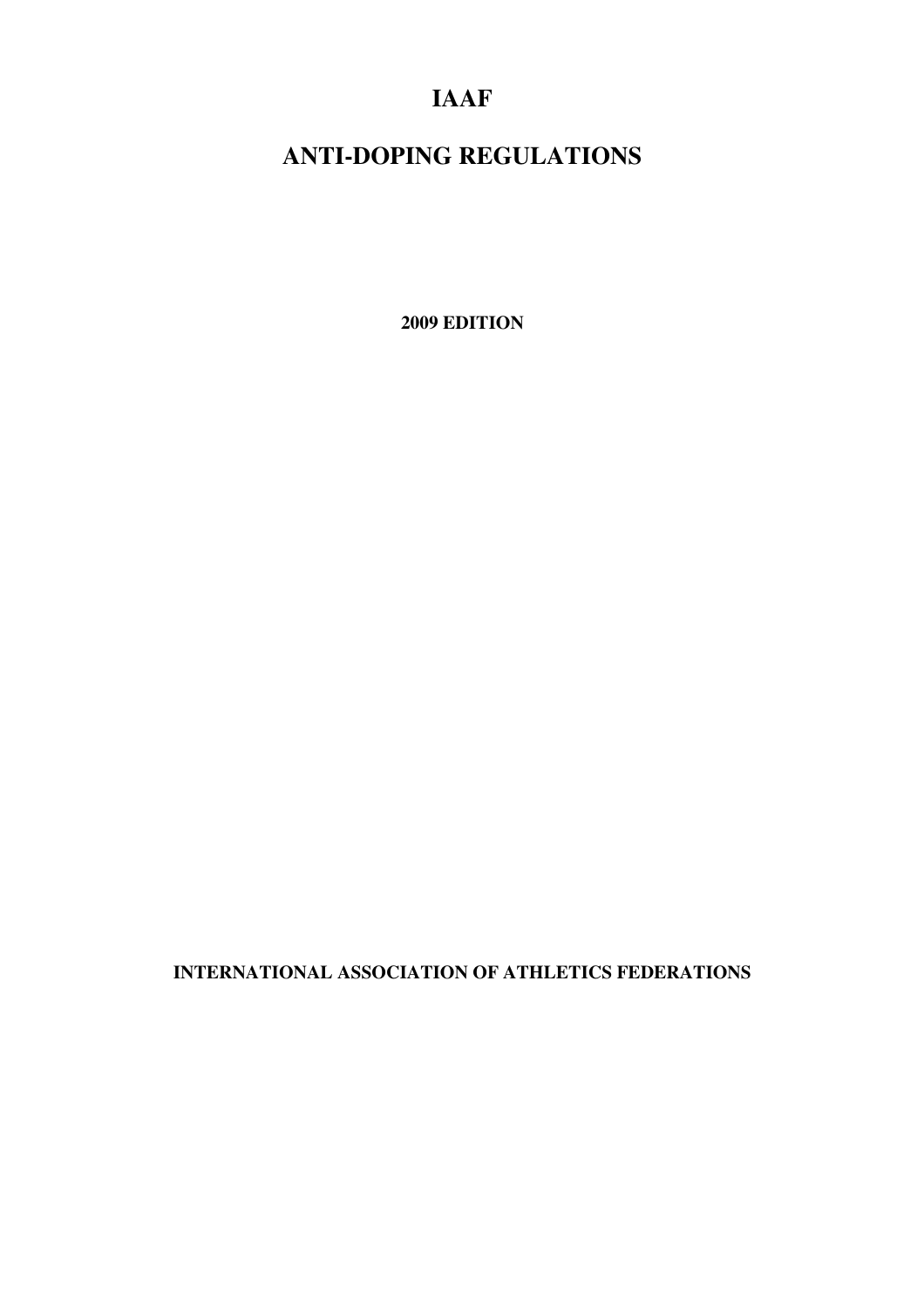# IAAF

# ANTI-DOPING REGULATIONS

**2009 EDITION**

**INTERNATIONAL ASSOCIATION OF ATHLETICS FEDERATIONS**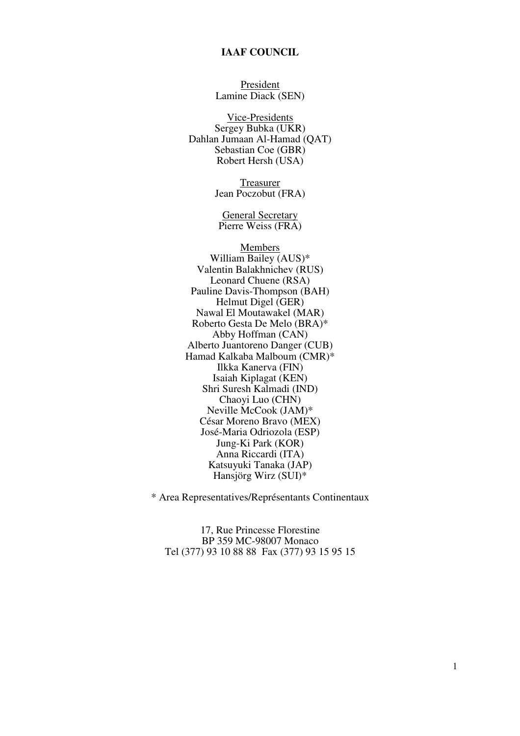# IAAF COUNCIL

President
Lamine Diack (SEN)

Vice-Presidents
Sergey Bubka (UKR)
Dahlan Jumaan Al-Hamad (QAT)
Sebastian Coe (GBR)
Robert Hersh (USA)

Treasurer
Jean Poczobut (FRA)

General Secretary
Pierre Weiss (FRA)

Members
William Bailey (AUS)*
Valentin Balakhnichev (RUS)
Leonard Chuene (RSA)
Pauline Davis-Thompson (BAH)
Helmut Digel (GER)
Nawal El Moutawakel (MAR)
Roberto Gesta De Melo (BRA)*
Abby Hoffman (CAN)
Alberto Juantoreno Danger (CUB)
Hamad Kalkaba Malboum (CMR)*
Ilkka Kanerva (FIN)
Isaiah Kiplagat (KEN)
Shri Suresh Kalmadi (IND)
Chaoyi Luo (CHN)
Neville McCook (JAM)*
César Moreno Bravo (MEX)
José-Maria Odriozola (ESP)
Jung-Ki Park (KOR)
Anna Riccardi (ITA)
Katsuyuki Tanaka (JAP)
Hansjörg Wirz (SUI)*

* Area Representatives/Représentants Continentaux

17, Rue Princesse Florestine
BP 359 MC-98007 Monaco
Tel (377) 93 10 88 88  Fax (377) 93 15 95 15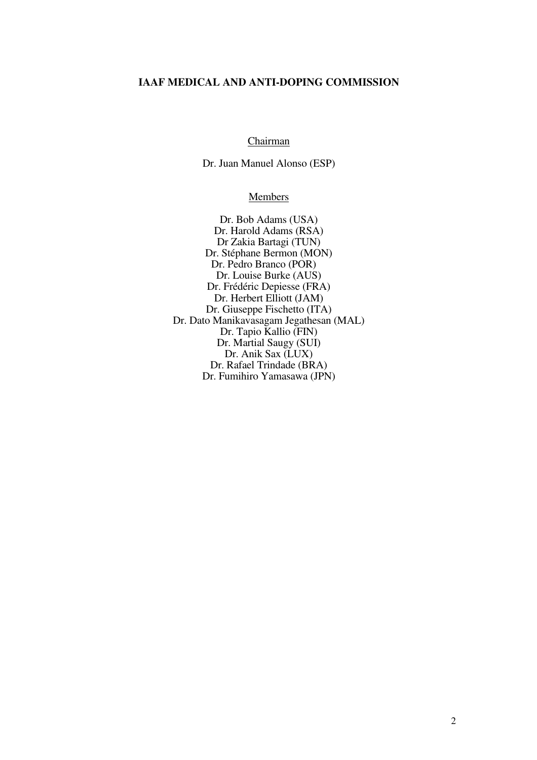**IAAF MEDICAL AND ANTI-DOPING COMMISSION**

Chairman

Dr. Juan Manuel Alonso (ESP)

Members

Dr. Bob Adams (USA)
Dr. Harold Adams (RSA)
Dr Zakia Bartagi (TUN)
Dr. Stéphane Bermon (MON)
Dr. Pedro Branco (POR)
Dr. Louise Burke (AUS)
Dr. Frédéric Depiesse (FRA)
Dr. Herbert Elliott (JAM)
Dr. Giuseppe Fischetto (ITA)
Dr. Dato Manikavasagam Jegathesan (MAL)
Dr. Tapio Kallio (FIN)
Dr. Martial Saugy (SUI)
Dr. Anik Sax (LUX)
Dr. Rafael Trindade (BRA)
Dr. Fumihiro Yamasawa (JPN)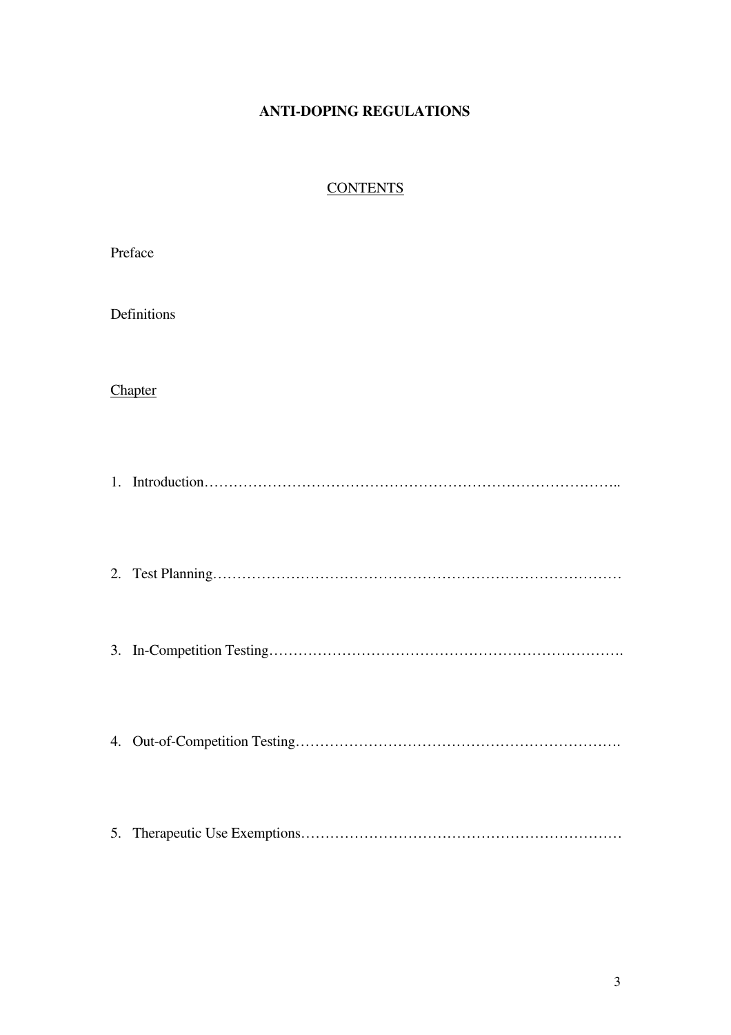# ANTI-DOPING REGULATIONS

## CONTENTS

Preface

Definitions

Chapter

1. Introduction…………………………………………………………………………..

2. Test Planning…………………………………………………………………………

3. In-Competition Testing……………………………………………………………….

4. Out-of-Competition Testing………………………………………………………….

5. Therapeutic Use Exemptions…………………………………………………………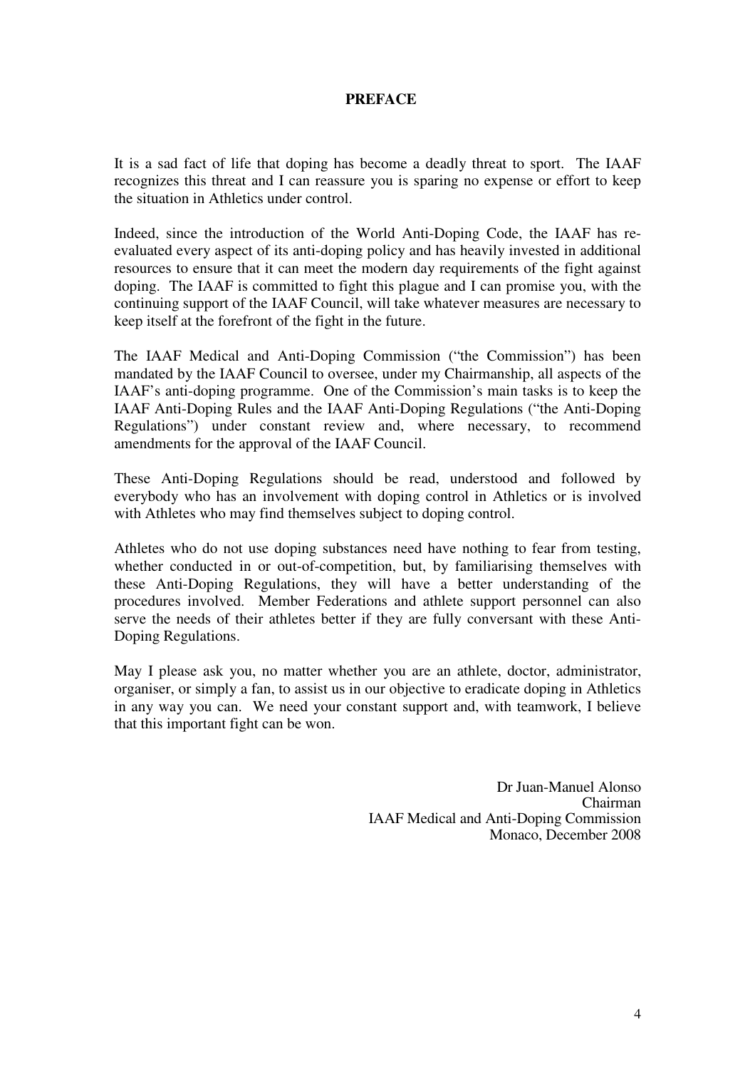# PREFACE

It is a sad fact of life that doping has become a deadly threat to sport. The IAAF recognizes this threat and I can reassure you is sparing no expense or effort to keep the situation in Athletics under control.

Indeed, since the introduction of the World Anti-Doping Code, the IAAF has re-evaluated every aspect of its anti-doping policy and has heavily invested in additional resources to ensure that it can meet the modern day requirements of the fight against doping. The IAAF is committed to fight this plague and I can promise you, with the continuing support of the IAAF Council, will take whatever measures are necessary to keep itself at the forefront of the fight in the future.

The IAAF Medical and Anti-Doping Commission ("the Commission") has been mandated by the IAAF Council to oversee, under my Chairmanship, all aspects of the IAAF's anti-doping programme. One of the Commission's main tasks is to keep the IAAF Anti-Doping Rules and the IAAF Anti-Doping Regulations ("the Anti-Doping Regulations") under constant review and, where necessary, to recommend amendments for the approval of the IAAF Council.

These Anti-Doping Regulations should be read, understood and followed by everybody who has an involvement with doping control in Athletics or is involved with Athletes who may find themselves subject to doping control.

Athletes who do not use doping substances need have nothing to fear from testing, whether conducted in or out-of-competition, but, by familiarising themselves with these Anti-Doping Regulations, they will have a better understanding of the procedures involved. Member Federations and athlete support personnel can also serve the needs of their athletes better if they are fully conversant with these Anti-Doping Regulations.

May I please ask you, no matter whether you are an athlete, doctor, administrator, organiser, or simply a fan, to assist us in our objective to eradicate doping in Athletics in any way you can. We need your constant support and, with teamwork, I believe that this important fight can be won.

Dr Juan-Manuel Alonso  
Chairman  
IAAF Medical and Anti-Doping Commission  
Monaco, December 2008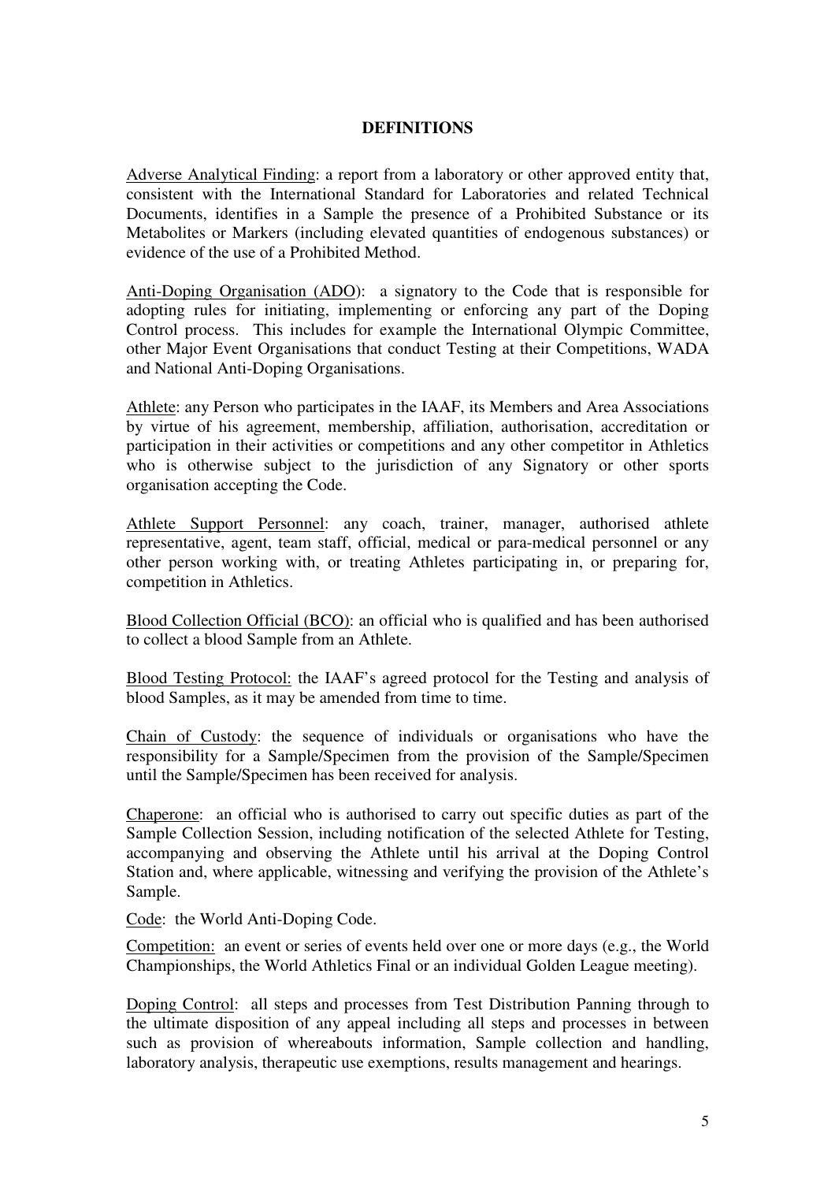## DEFINITIONS

Adverse Analytical Finding: a report from a laboratory or other approved entity that, consistent with the International Standard for Laboratories and related Technical Documents, identifies in a Sample the presence of a Prohibited Substance or its Metabolites or Markers (including elevated quantities of endogenous substances) or evidence of the use of a Prohibited Method.

Anti-Doping Organisation (ADO): a signatory to the Code that is responsible for adopting rules for initiating, implementing or enforcing any part of the Doping Control process. This includes for example the International Olympic Committee, other Major Event Organisations that conduct Testing at their Competitions, WADA and National Anti-Doping Organisations.

Athlete: any Person who participates in the IAAF, its Members and Area Associations by virtue of his agreement, membership, affiliation, authorisation, accreditation or participation in their activities or competitions and any other competitor in Athletics who is otherwise subject to the jurisdiction of any Signatory or other sports organisation accepting the Code.

Athlete Support Personnel: any coach, trainer, manager, authorised athlete representative, agent, team staff, official, medical or para-medical personnel or any other person working with, or treating Athletes participating in, or preparing for, competition in Athletics.

Blood Collection Official (BCO): an official who is qualified and has been authorised to collect a blood Sample from an Athlete.

Blood Testing Protocol: the IAAF's agreed protocol for the Testing and analysis of blood Samples, as it may be amended from time to time.

Chain of Custody: the sequence of individuals or organisations who have the responsibility for a Sample/Specimen from the provision of the Sample/Specimen until the Sample/Specimen has been received for analysis.

Chaperone: an official who is authorised to carry out specific duties as part of the Sample Collection Session, including notification of the selected Athlete for Testing, accompanying and observing the Athlete until his arrival at the Doping Control Station and, where applicable, witnessing and verifying the provision of the Athlete's Sample.

Code: the World Anti-Doping Code.

Competition: an event or series of events held over one or more days (e.g., the World Championships, the World Athletics Final or an individual Golden League meeting).

Doping Control: all steps and processes from Test Distribution Panning through to the ultimate disposition of any appeal including all steps and processes in between such as provision of whereabouts information, Sample collection and handling, laboratory analysis, therapeutic use exemptions, results management and hearings.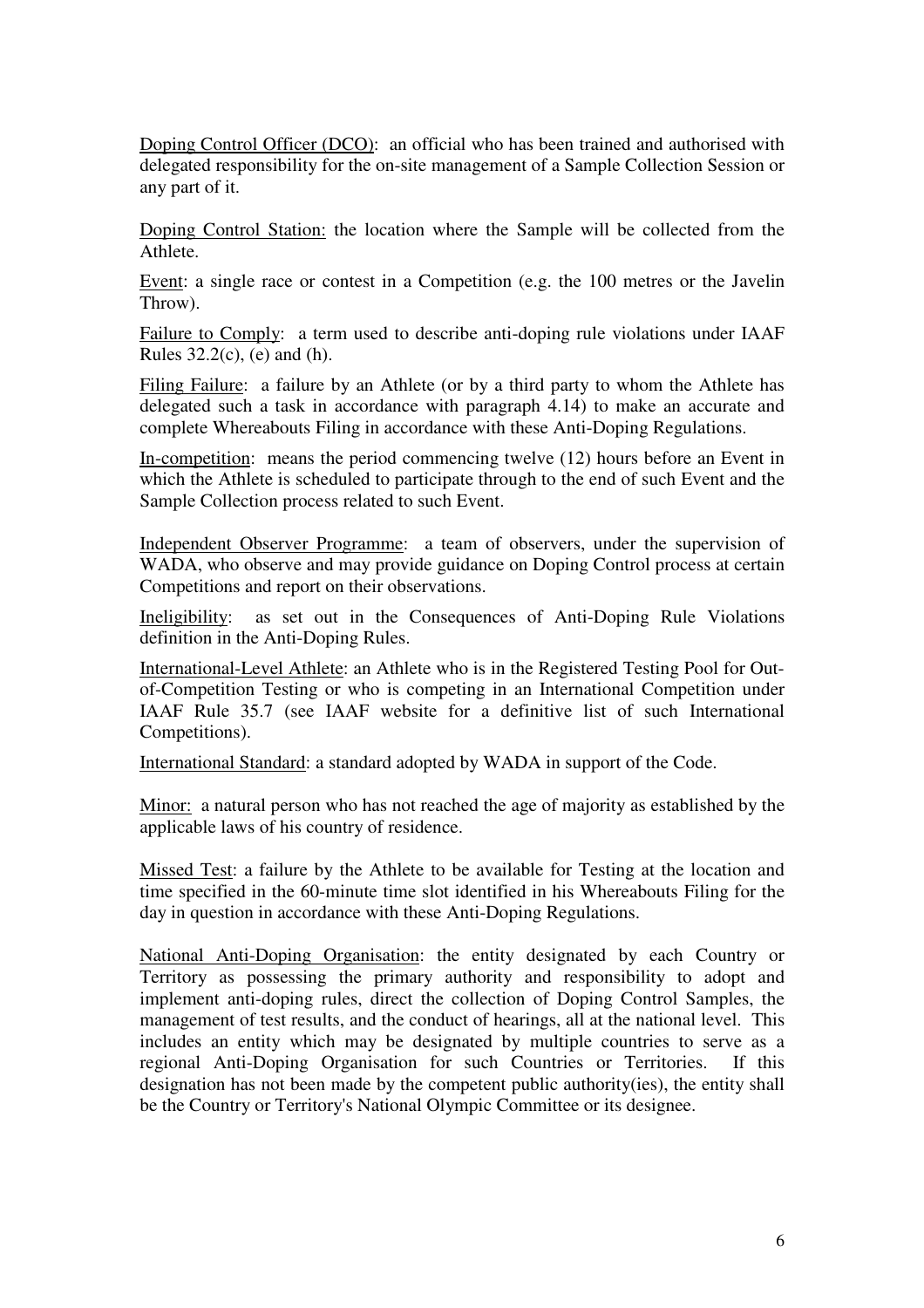Doping Control Officer (DCO): an official who has been trained and authorised with delegated responsibility for the on-site management of a Sample Collection Session or any part of it.

Doping Control Station: the location where the Sample will be collected from the Athlete.

Event: a single race or contest in a Competition (e.g. the 100 metres or the Javelin Throw).

Failure to Comply: a term used to describe anti-doping rule violations under IAAF Rules 32.2(c), (e) and (h).

Filing Failure: a failure by an Athlete (or by a third party to whom the Athlete has delegated such a task in accordance with paragraph 4.14) to make an accurate and complete Whereabouts Filing in accordance with these Anti-Doping Regulations.

In-competition: means the period commencing twelve (12) hours before an Event in which the Athlete is scheduled to participate through to the end of such Event and the Sample Collection process related to such Event.

Independent Observer Programme: a team of observers, under the supervision of WADA, who observe and may provide guidance on Doping Control process at certain Competitions and report on their observations.

Ineligibility: as set out in the Consequences of Anti-Doping Rule Violations definition in the Anti-Doping Rules.

International-Level Athlete: an Athlete who is in the Registered Testing Pool for Out-of-Competition Testing or who is competing in an International Competition under IAAF Rule 35.7 (see IAAF website for a definitive list of such International Competitions).

International Standard: a standard adopted by WADA in support of the Code.

Minor: a natural person who has not reached the age of majority as established by the applicable laws of his country of residence.

Missed Test: a failure by the Athlete to be available for Testing at the location and time specified in the 60-minute time slot identified in his Whereabouts Filing for the day in question in accordance with these Anti-Doping Regulations.

National Anti-Doping Organisation: the entity designated by each Country or Territory as possessing the primary authority and responsibility to adopt and implement anti-doping rules, direct the collection of Doping Control Samples, the management of test results, and the conduct of hearings, all at the national level. This includes an entity which may be designated by multiple countries to serve as a regional Anti-Doping Organisation for such Countries or Territories. If this designation has not been made by the competent public authority(ies), the entity shall be the Country or Territory's National Olympic Committee or its designee.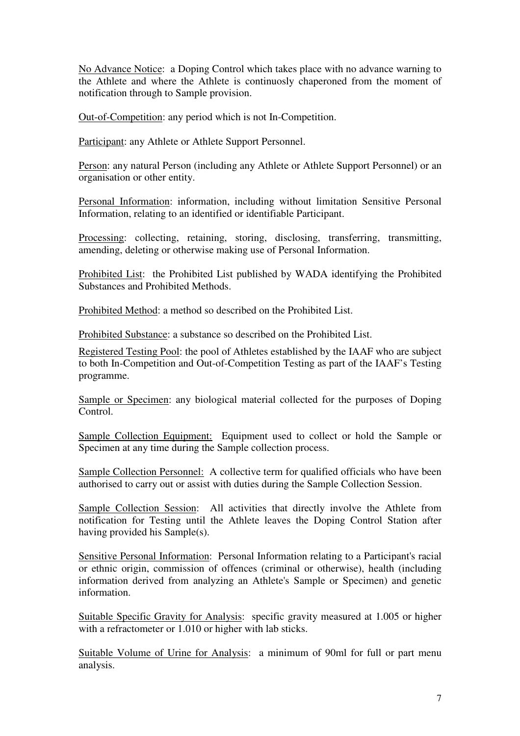No Advance Notice: a Doping Control which takes place with no advance warning to the Athlete and where the Athlete is continuously chaperoned from the moment of notification through to Sample provision.

Out-of-Competition: any period which is not In-Competition.

Participant: any Athlete or Athlete Support Personnel.

Person: any natural Person (including any Athlete or Athlete Support Personnel) or an organisation or other entity.

Personal Information: information, including without limitation Sensitive Personal Information, relating to an identified or identifiable Participant.

Processing: collecting, retaining, storing, disclosing, transferring, transmitting, amending, deleting or otherwise making use of Personal Information.

Prohibited List: the Prohibited List published by WADA identifying the Prohibited Substances and Prohibited Methods.

Prohibited Method: a method so described on the Prohibited List.

Prohibited Substance: a substance so described on the Prohibited List.

Registered Testing Pool: the pool of Athletes established by the IAAF who are subject to both In-Competition and Out-of-Competition Testing as part of the IAAF's Testing programme.

Sample or Specimen: any biological material collected for the purposes of Doping Control.

Sample Collection Equipment: Equipment used to collect or hold the Sample or Specimen at any time during the Sample collection process.

Sample Collection Personnel: A collective term for qualified officials who have been authorised to carry out or assist with duties during the Sample Collection Session.

Sample Collection Session: All activities that directly involve the Athlete from notification for Testing until the Athlete leaves the Doping Control Station after having provided his Sample(s).

Sensitive Personal Information: Personal Information relating to a Participant's racial or ethnic origin, commission of offences (criminal or otherwise), health (including information derived from analyzing an Athlete's Sample or Specimen) and genetic information.

Suitable Specific Gravity for Analysis: specific gravity measured at 1.005 or higher with a refractometer or 1.010 or higher with lab sticks.

Suitable Volume of Urine for Analysis: a minimum of 90ml for full or part menu analysis.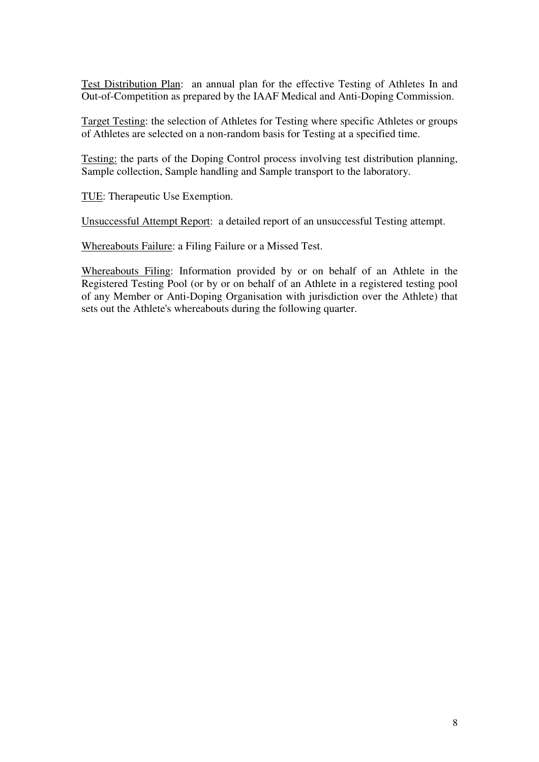Test Distribution Plan: an annual plan for the effective Testing of Athletes In and Out-of-Competition as prepared by the IAAF Medical and Anti-Doping Commission.

Target Testing: the selection of Athletes for Testing where specific Athletes or groups of Athletes are selected on a non-random basis for Testing at a specified time.

Testing: the parts of the Doping Control process involving test distribution planning, Sample collection, Sample handling and Sample transport to the laboratory.

TUE: Therapeutic Use Exemption.

Unsuccessful Attempt Report: a detailed report of an unsuccessful Testing attempt.

Whereabouts Failure: a Filing Failure or a Missed Test.

Whereabouts Filing: Information provided by or on behalf of an Athlete in the Registered Testing Pool (or by or on behalf of an Athlete in a registered testing pool of any Member or Anti-Doping Organisation with jurisdiction over the Athlete) that sets out the Athlete's whereabouts during the following quarter.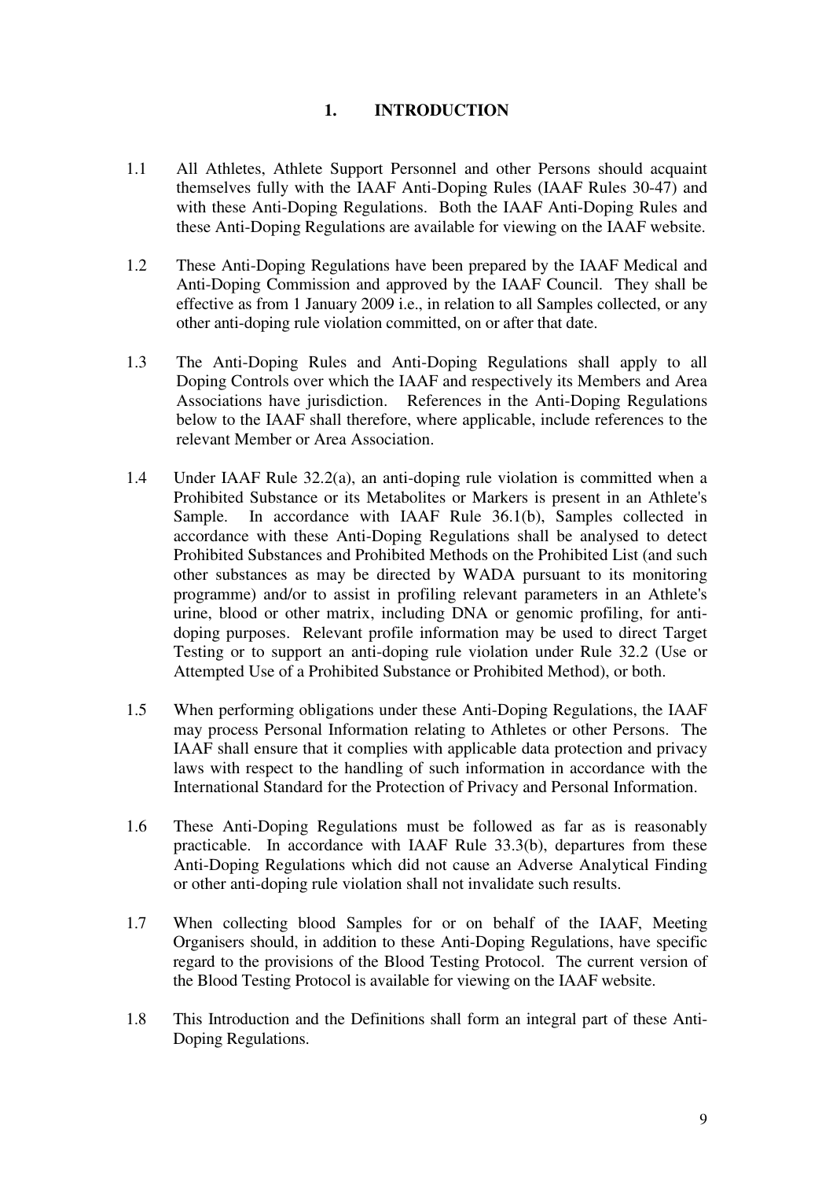# 1. INTRODUCTION

1.1 All Athletes, Athlete Support Personnel and other Persons should acquaint themselves fully with the IAAF Anti-Doping Rules (IAAF Rules 30-47) and with these Anti-Doping Regulations. Both the IAAF Anti-Doping Rules and these Anti-Doping Regulations are available for viewing on the IAAF website.

1.2 These Anti-Doping Regulations have been prepared by the IAAF Medical and Anti-Doping Commission and approved by the IAAF Council. They shall be effective as from 1 January 2009 i.e., in relation to all Samples collected, or any other anti-doping rule violation committed, on or after that date.

1.3 The Anti-Doping Rules and Anti-Doping Regulations shall apply to all Doping Controls over which the IAAF and respectively its Members and Area Associations have jurisdiction. References in the Anti-Doping Regulations below to the IAAF shall therefore, where applicable, include references to the relevant Member or Area Association.

1.4 Under IAAF Rule 32.2(a), an anti-doping rule violation is committed when a Prohibited Substance or its Metabolites or Markers is present in an Athlete's Sample. In accordance with IAAF Rule 36.1(b), Samples collected in accordance with these Anti-Doping Regulations shall be analysed to detect Prohibited Substances and Prohibited Methods on the Prohibited List (and such other substances as may be directed by WADA pursuant to its monitoring programme) and/or to assist in profiling relevant parameters in an Athlete's urine, blood or other matrix, including DNA or genomic profiling, for anti-doping purposes. Relevant profile information may be used to direct Target Testing or to support an anti-doping rule violation under Rule 32.2 (Use or Attempted Use of a Prohibited Substance or Prohibited Method), or both.

1.5 When performing obligations under these Anti-Doping Regulations, the IAAF may process Personal Information relating to Athletes or other Persons. The IAAF shall ensure that it complies with applicable data protection and privacy laws with respect to the handling of such information in accordance with the International Standard for the Protection of Privacy and Personal Information.

1.6 These Anti-Doping Regulations must be followed as far as is reasonably practicable. In accordance with IAAF Rule 33.3(b), departures from these Anti-Doping Regulations which did not cause an Adverse Analytical Finding or other anti-doping rule violation shall not invalidate such results.

1.7 When collecting blood Samples for or on behalf of the IAAF, Meeting Organisers should, in addition to these Anti-Doping Regulations, have specific regard to the provisions of the Blood Testing Protocol. The current version of the Blood Testing Protocol is available for viewing on the IAAF website.

1.8 This Introduction and the Definitions shall form an integral part of these Anti-Doping Regulations.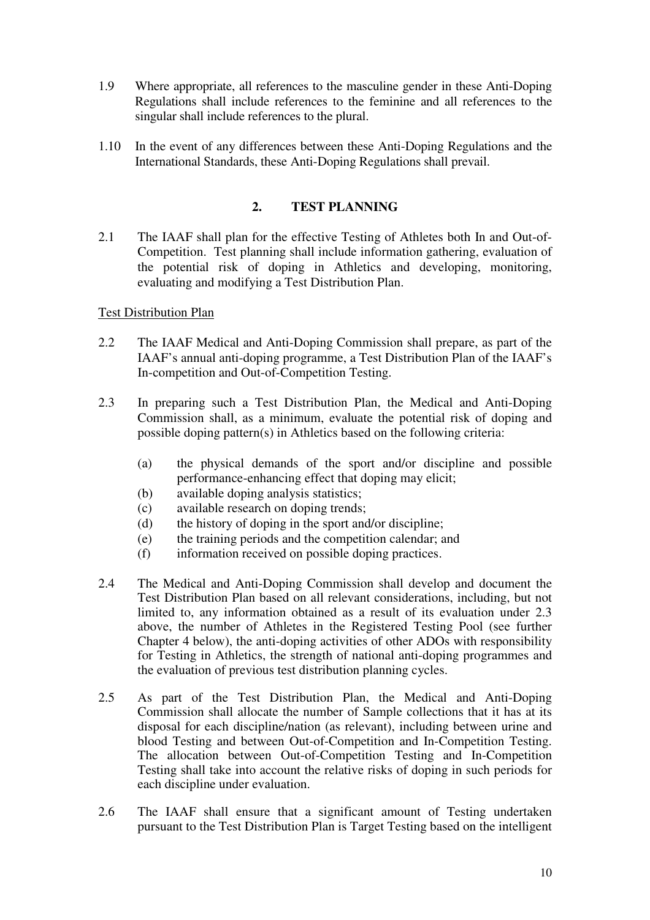1.9 Where appropriate, all references to the masculine gender in these Anti-Doping Regulations shall include references to the feminine and all references to the singular shall include references to the plural.

1.10 In the event of any differences between these Anti-Doping Regulations and the International Standards, these Anti-Doping Regulations shall prevail.

## 2. TEST PLANNING

2.1 The IAAF shall plan for the effective Testing of Athletes both In and Out-of-Competition. Test planning shall include information gathering, evaluation of the potential risk of doping in Athletics and developing, monitoring, evaluating and modifying a Test Distribution Plan.

Test Distribution Plan

2.2 The IAAF Medical and Anti-Doping Commission shall prepare, as part of the IAAF's annual anti-doping programme, a Test Distribution Plan of the IAAF's In-competition and Out-of-Competition Testing.

2.3 In preparing such a Test Distribution Plan, the Medical and Anti-Doping Commission shall, as a minimum, evaluate the potential risk of doping and possible doping pattern(s) in Athletics based on the following criteria:

- (a) the physical demands of the sport and/or discipline and possible performance-enhancing effect that doping may elicit;
- (b) available doping analysis statistics;
- (c) available research on doping trends;
- (d) the history of doping in the sport and/or discipline;
- (e) the training periods and the competition calendar; and
- (f) information received on possible doping practices.

2.4 The Medical and Anti-Doping Commission shall develop and document the Test Distribution Plan based on all relevant considerations, including, but not limited to, any information obtained as a result of its evaluation under 2.3 above, the number of Athletes in the Registered Testing Pool (see further Chapter 4 below), the anti-doping activities of other ADOs with responsibility for Testing in Athletics, the strength of national anti-doping programmes and the evaluation of previous test distribution planning cycles.

2.5 As part of the Test Distribution Plan, the Medical and Anti-Doping Commission shall allocate the number of Sample collections that it has at its disposal for each discipline/nation (as relevant), including between urine and blood Testing and between Out-of-Competition and In-Competition Testing. The allocation between Out-of-Competition Testing and In-Competition Testing shall take into account the relative risks of doping in such periods for each discipline under evaluation.

2.6 The IAAF shall ensure that a significant amount of Testing undertaken pursuant to the Test Distribution Plan is Target Testing based on the intelligent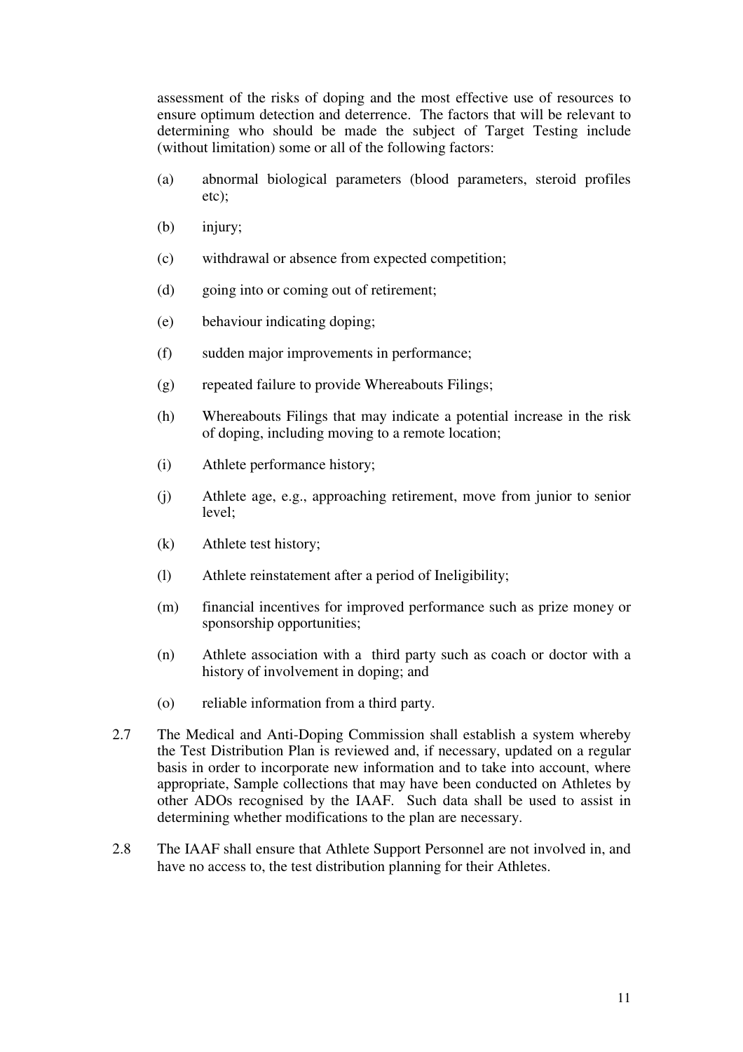assessment of the risks of doping and the most effective use of resources to ensure optimum detection and deterrence. The factors that will be relevant to determining who should be made the subject of Target Testing include (without limitation) some or all of the following factors:

(a) abnormal biological parameters (blood parameters, steroid profiles etc);

(b) injury;

(c) withdrawal or absence from expected competition;

(d) going into or coming out of retirement;

(e) behaviour indicating doping;

(f) sudden major improvements in performance;

(g) repeated failure to provide Whereabouts Filings;

(h) Whereabouts Filings that may indicate a potential increase in the risk of doping, including moving to a remote location;

(i) Athlete performance history;

(j) Athlete age, e.g., approaching retirement, move from junior to senior level;

(k) Athlete test history;

(l) Athlete reinstatement after a period of Ineligibility;

(m) financial incentives for improved performance such as prize money or sponsorship opportunities;

(n) Athlete association with a third party such as coach or doctor with a history of involvement in doping; and

(o) reliable information from a third party.

2.7 The Medical and Anti-Doping Commission shall establish a system whereby the Test Distribution Plan is reviewed and, if necessary, updated on a regular basis in order to incorporate new information and to take into account, where appropriate, Sample collections that may have been conducted on Athletes by other ADOs recognised by the IAAF. Such data shall be used to assist in determining whether modifications to the plan are necessary.

2.8 The IAAF shall ensure that Athlete Support Personnel are not involved in, and have no access to, the test distribution planning for their Athletes.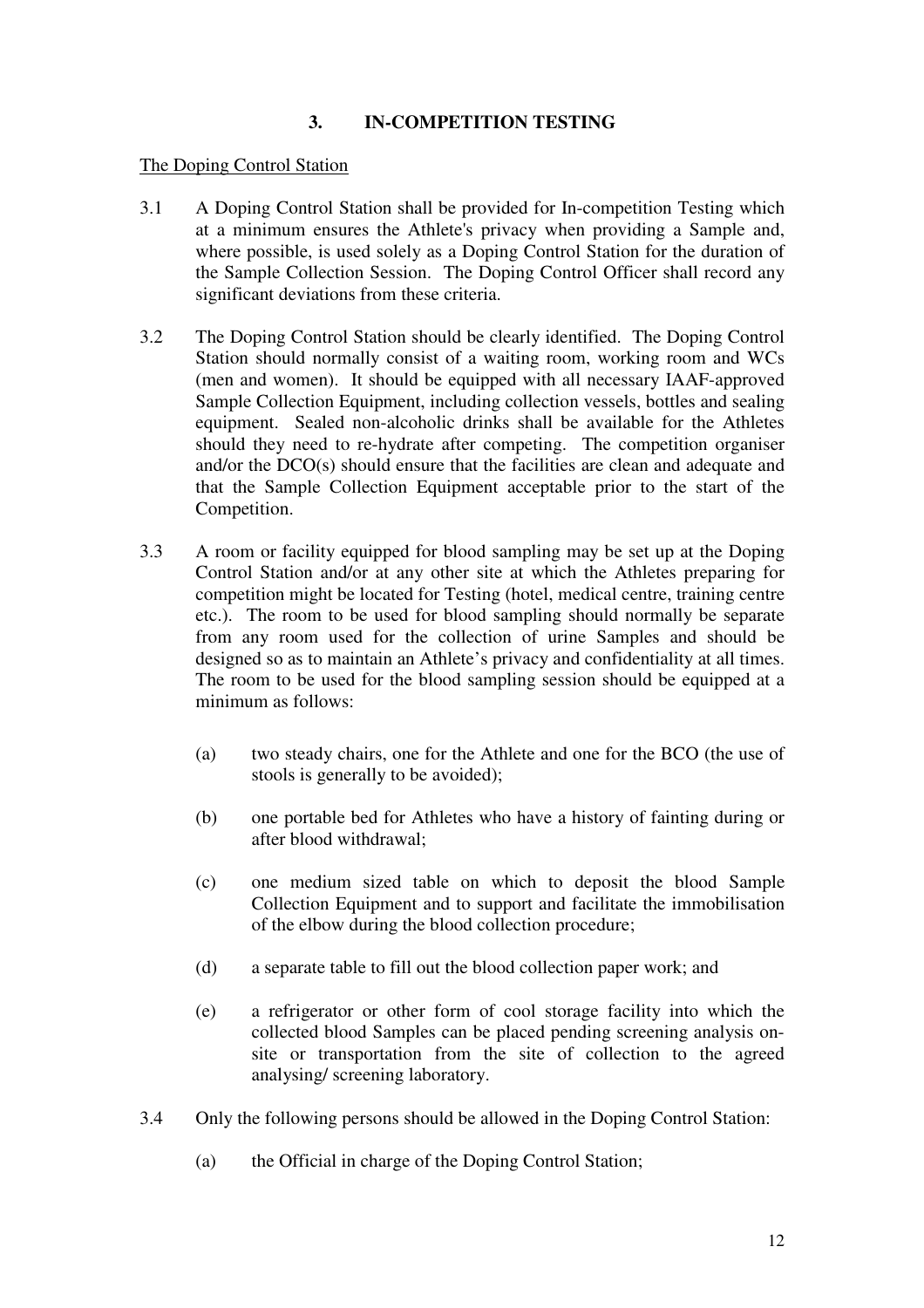## 3. IN-COMPETITION TESTING

The Doping Control Station

3.1 A Doping Control Station shall be provided for In-competition Testing which at a minimum ensures the Athlete's privacy when providing a Sample and, where possible, is used solely as a Doping Control Station for the duration of the Sample Collection Session. The Doping Control Officer shall record any significant deviations from these criteria.

3.2 The Doping Control Station should be clearly identified. The Doping Control Station should normally consist of a waiting room, working room and WCs (men and women). It should be equipped with all necessary IAAF-approved Sample Collection Equipment, including collection vessels, bottles and sealing equipment. Sealed non-alcoholic drinks shall be available for the Athletes should they need to re-hydrate after competing. The competition organiser and/or the DCO(s) should ensure that the facilities are clean and adequate and that the Sample Collection Equipment acceptable prior to the start of the Competition.

3.3 A room or facility equipped for blood sampling may be set up at the Doping Control Station and/or at any other site at which the Athletes preparing for competition might be located for Testing (hotel, medical centre, training centre etc.). The room to be used for blood sampling should normally be separate from any room used for the collection of urine Samples and should be designed so as to maintain an Athlete's privacy and confidentiality at all times. The room to be used for the blood sampling session should be equipped at a minimum as follows:

(a) two steady chairs, one for the Athlete and one for the BCO (the use of stools is generally to be avoided);

(b) one portable bed for Athletes who have a history of fainting during or after blood withdrawal;

(c) one medium sized table on which to deposit the blood Sample Collection Equipment and to support and facilitate the immobilisation of the elbow during the blood collection procedure;

(d) a separate table to fill out the blood collection paper work; and

(e) a refrigerator or other form of cool storage facility into which the collected blood Samples can be placed pending screening analysis on-site or transportation from the site of collection to the agreed analysing/ screening laboratory.

3.4 Only the following persons should be allowed in the Doping Control Station:

(a) the Official in charge of the Doping Control Station;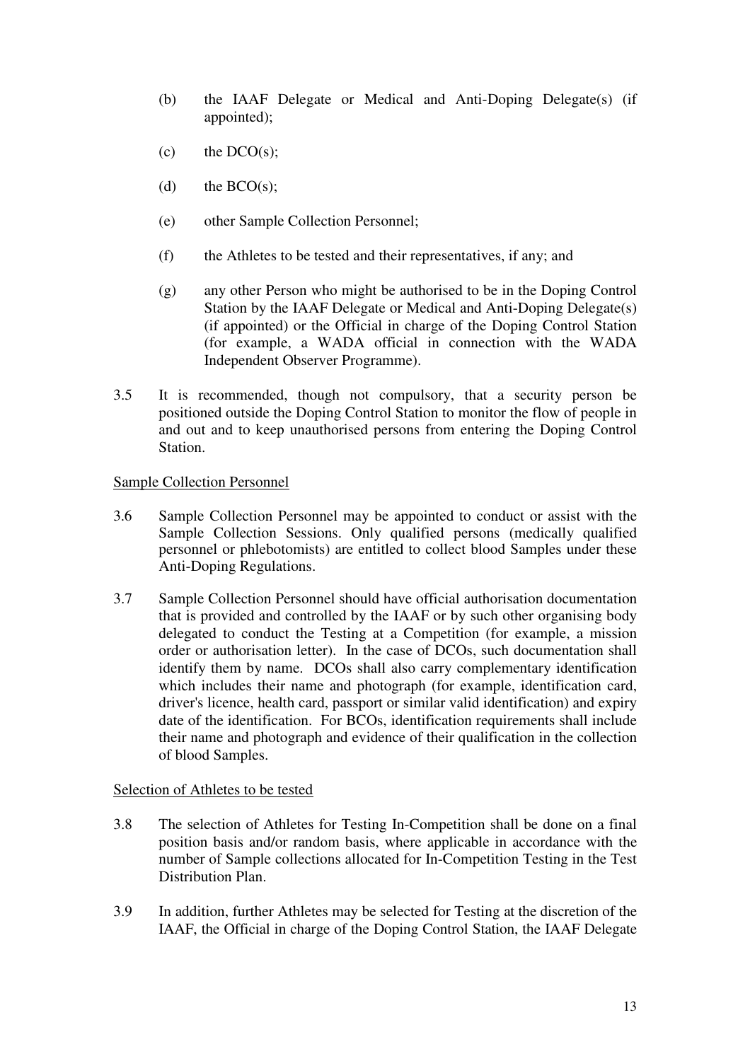(b) the IAAF Delegate or Medical and Anti-Doping Delegate(s) (if appointed);

(c) the DCO(s);

(d) the BCO(s);

(e) other Sample Collection Personnel;

(f) the Athletes to be tested and their representatives, if any; and

(g) any other Person who might be authorised to be in the Doping Control Station by the IAAF Delegate or Medical and Anti-Doping Delegate(s) (if appointed) or the Official in charge of the Doping Control Station (for example, a WADA official in connection with the WADA Independent Observer Programme).

3.5 It is recommended, though not compulsory, that a security person be positioned outside the Doping Control Station to monitor the flow of people in and out and to keep unauthorised persons from entering the Doping Control Station.

<u>Sample Collection Personnel</u>

3.6 Sample Collection Personnel may be appointed to conduct or assist with the Sample Collection Sessions. Only qualified persons (medically qualified personnel or phlebotomists) are entitled to collect blood Samples under these Anti-Doping Regulations.

3.7 Sample Collection Personnel should have official authorisation documentation that is provided and controlled by the IAAF or by such other organising body delegated to conduct the Testing at a Competition (for example, a mission order or authorisation letter). In the case of DCOs, such documentation shall identify them by name. DCOs shall also carry complementary identification which includes their name and photograph (for example, identification card, driver's licence, health card, passport or similar valid identification) and expiry date of the identification. For BCOs, identification requirements shall include their name and photograph and evidence of their qualification in the collection of blood Samples.

<u>Selection of Athletes to be tested</u>

3.8 The selection of Athletes for Testing In-Competition shall be done on a final position basis and/or random basis, where applicable in accordance with the number of Sample collections allocated for In-Competition Testing in the Test Distribution Plan.

3.9 In addition, further Athletes may be selected for Testing at the discretion of the IAAF, the Official in charge of the Doping Control Station, the IAAF Delegate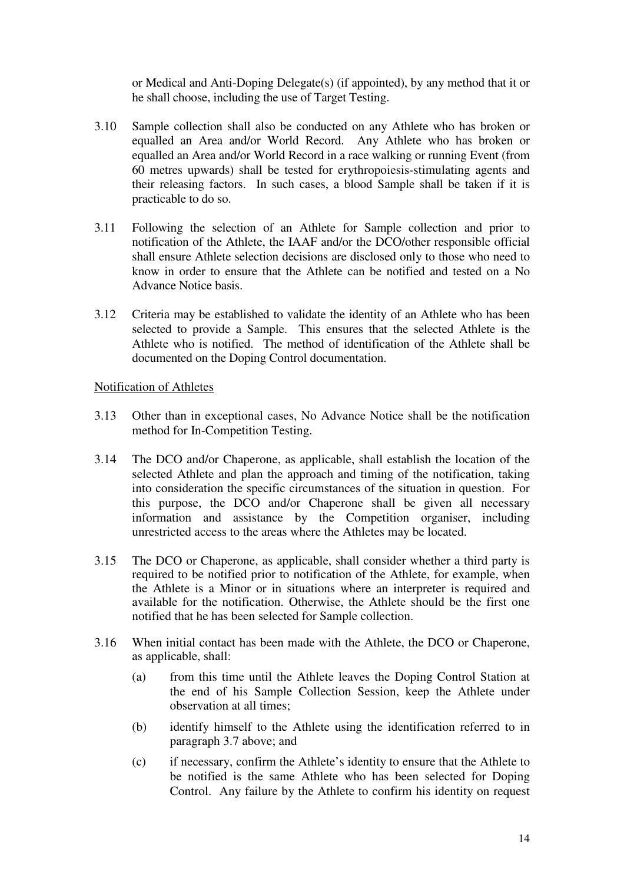or Medical and Anti-Doping Delegate(s) (if appointed), by any method that it or he shall choose, including the use of Target Testing.

3.10 Sample collection shall also be conducted on any Athlete who has broken or equalled an Area and/or World Record. Any Athlete who has broken or equalled an Area and/or World Record in a race walking or running Event (from 60 metres upwards) shall be tested for erythropoiesis-stimulating agents and their releasing factors. In such cases, a blood Sample shall be taken if it is practicable to do so.

3.11 Following the selection of an Athlete for Sample collection and prior to notification of the Athlete, the IAAF and/or the DCO/other responsible official shall ensure Athlete selection decisions are disclosed only to those who need to know in order to ensure that the Athlete can be notified and tested on a No Advance Notice basis.

3.12 Criteria may be established to validate the identity of an Athlete who has been selected to provide a Sample. This ensures that the selected Athlete is the Athlete who is notified. The method of identification of the Athlete shall be documented on the Doping Control documentation.

<u>Notification of Athletes</u>

3.13 Other than in exceptional cases, No Advance Notice shall be the notification method for In-Competition Testing.

3.14 The DCO and/or Chaperone, as applicable, shall establish the location of the selected Athlete and plan the approach and timing of the notification, taking into consideration the specific circumstances of the situation in question. For this purpose, the DCO and/or Chaperone shall be given all necessary information and assistance by the Competition organiser, including unrestricted access to the areas where the Athletes may be located.

3.15 The DCO or Chaperone, as applicable, shall consider whether a third party is required to be notified prior to notification of the Athlete, for example, when the Athlete is a Minor or in situations where an interpreter is required and available for the notification. Otherwise, the Athlete should be the first one notified that he has been selected for Sample collection.

3.16 When initial contact has been made with the Athlete, the DCO or Chaperone, as applicable, shall:

(a) from this time until the Athlete leaves the Doping Control Station at the end of his Sample Collection Session, keep the Athlete under observation at all times;

(b) identify himself to the Athlete using the identification referred to in paragraph 3.7 above; and

(c) if necessary, confirm the Athlete's identity to ensure that the Athlete to be notified is the same Athlete who has been selected for Doping Control. Any failure by the Athlete to confirm his identity on request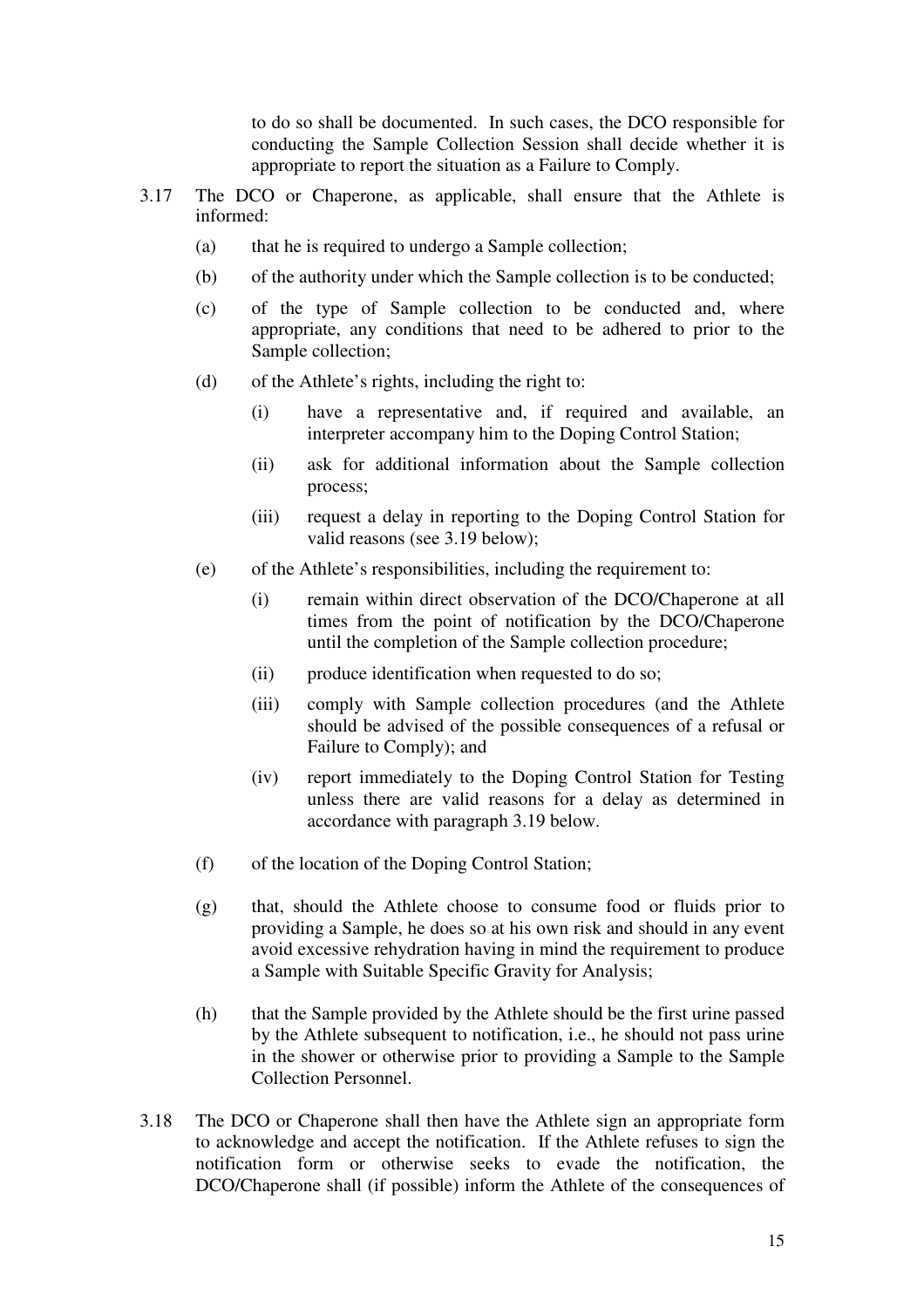to do so shall be documented. In such cases, the DCO responsible for conducting the Sample Collection Session shall decide whether it is appropriate to report the situation as a Failure to Comply.

3.17 The DCO or Chaperone, as applicable, shall ensure that the Athlete is informed:

(a) that he is required to undergo a Sample collection;

(b) of the authority under which the Sample collection is to be conducted;

(c) of the type of Sample collection to be conducted and, where appropriate, any conditions that need to be adhered to prior to the Sample collection;

(d) of the Athlete's rights, including the right to:

(i) have a representative and, if required and available, an interpreter accompany him to the Doping Control Station;

(ii) ask for additional information about the Sample collection process;

(iii) request a delay in reporting to the Doping Control Station for valid reasons (see 3.19 below);

(e) of the Athlete's responsibilities, including the requirement to:

(i) remain within direct observation of the DCO/Chaperone at all times from the point of notification by the DCO/Chaperone until the completion of the Sample collection procedure;

(ii) produce identification when requested to do so;

(iii) comply with Sample collection procedures (and the Athlete should be advised of the possible consequences of a refusal or Failure to Comply); and

(iv) report immediately to the Doping Control Station for Testing unless there are valid reasons for a delay as determined in accordance with paragraph 3.19 below.

(f) of the location of the Doping Control Station;

(g) that, should the Athlete choose to consume food or fluids prior to providing a Sample, he does so at his own risk and should in any event avoid excessive rehydration having in mind the requirement to produce a Sample with Suitable Specific Gravity for Analysis;

(h) that the Sample provided by the Athlete should be the first urine passed by the Athlete subsequent to notification, i.e., he should not pass urine in the shower or otherwise prior to providing a Sample to the Sample Collection Personnel.

3.18 The DCO or Chaperone shall then have the Athlete sign an appropriate form to acknowledge and accept the notification. If the Athlete refuses to sign the notification form or otherwise seeks to evade the notification, the DCO/Chaperone shall (if possible) inform the Athlete of the consequences of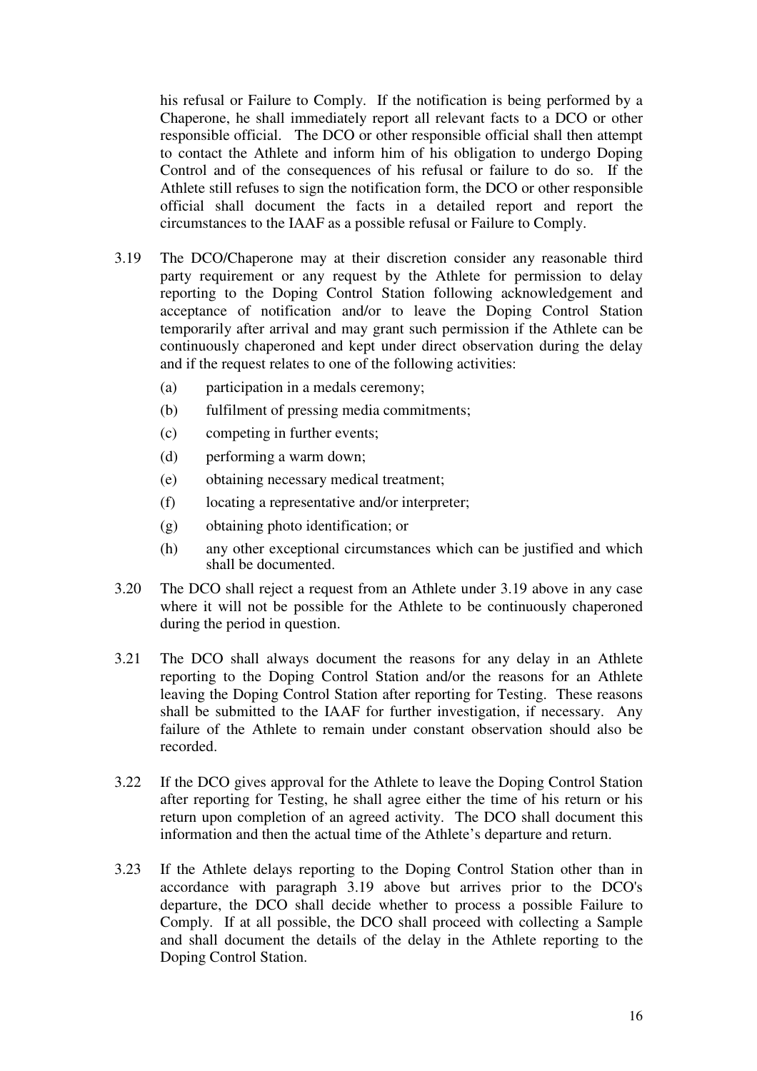his refusal or Failure to Comply. If the notification is being performed by a Chaperone, he shall immediately report all relevant facts to a DCO or other responsible official. The DCO or other responsible official shall then attempt to contact the Athlete and inform him of his obligation to undergo Doping Control and of the consequences of his refusal or failure to do so. If the Athlete still refuses to sign the notification form, the DCO or other responsible official shall document the facts in a detailed report and report the circumstances to the IAAF as a possible refusal or Failure to Comply.

3.19 The DCO/Chaperone may at their discretion consider any reasonable third party requirement or any request by the Athlete for permission to delay reporting to the Doping Control Station following acknowledgement and acceptance of notification and/or to leave the Doping Control Station temporarily after arrival and may grant such permission if the Athlete can be continuously chaperoned and kept under direct observation during the delay and if the request relates to one of the following activities:

(a) participation in a medals ceremony;

(b) fulfilment of pressing media commitments;

(c) competing in further events;

(d) performing a warm down;

(e) obtaining necessary medical treatment;

(f) locating a representative and/or interpreter;

(g) obtaining photo identification; or

(h) any other exceptional circumstances which can be justified and which shall be documented.

3.20 The DCO shall reject a request from an Athlete under 3.19 above in any case where it will not be possible for the Athlete to be continuously chaperoned during the period in question.

3.21 The DCO shall always document the reasons for any delay in an Athlete reporting to the Doping Control Station and/or the reasons for an Athlete leaving the Doping Control Station after reporting for Testing. These reasons shall be submitted to the IAAF for further investigation, if necessary. Any failure of the Athlete to remain under constant observation should also be recorded.

3.22 If the DCO gives approval for the Athlete to leave the Doping Control Station after reporting for Testing, he shall agree either the time of his return or his return upon completion of an agreed activity. The DCO shall document this information and then the actual time of the Athlete's departure and return.

3.23 If the Athlete delays reporting to the Doping Control Station other than in accordance with paragraph 3.19 above but arrives prior to the DCO's departure, the DCO shall decide whether to process a possible Failure to Comply. If at all possible, the DCO shall proceed with collecting a Sample and shall document the details of the delay in the Athlete reporting to the Doping Control Station.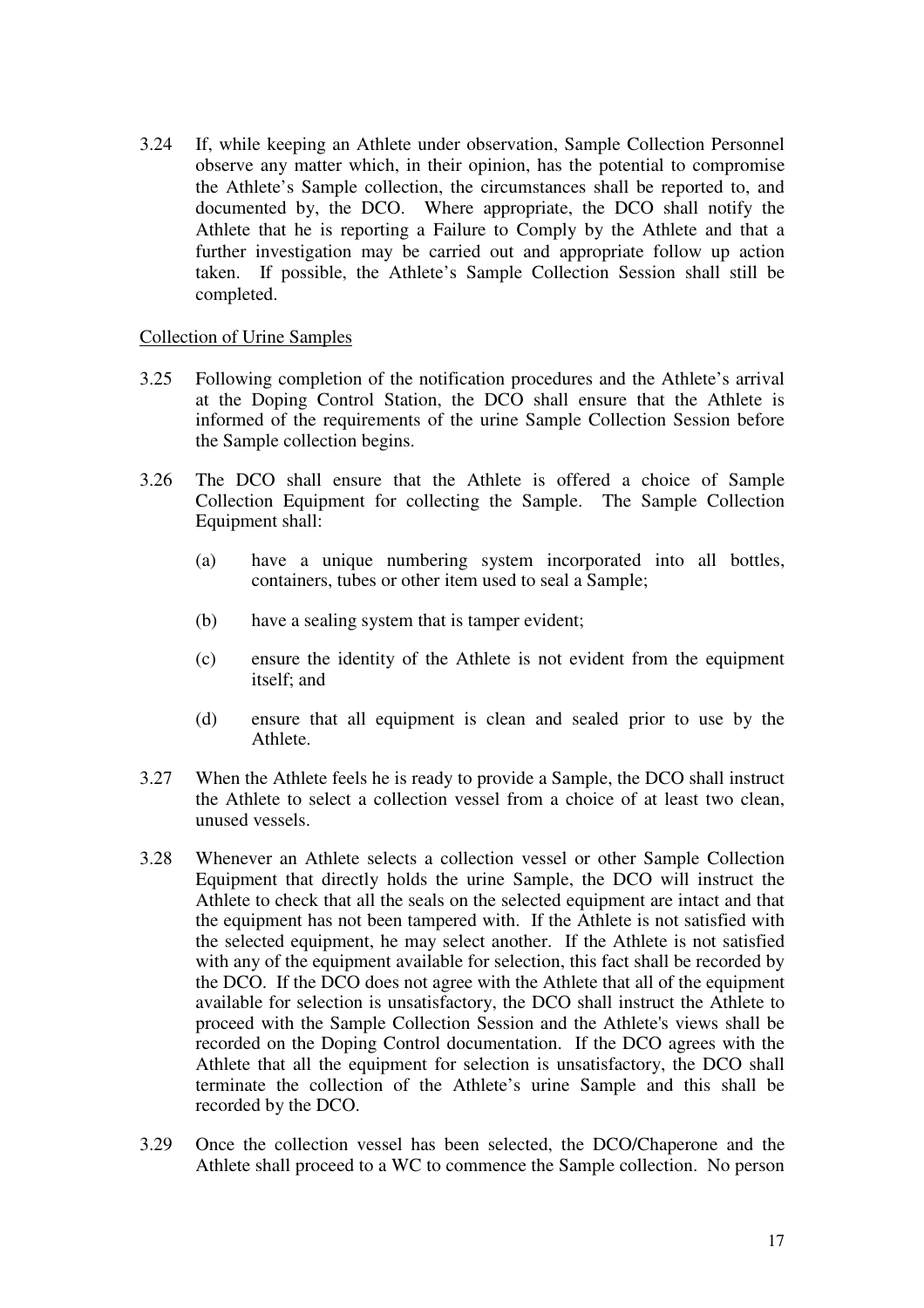3.24 If, while keeping an Athlete under observation, Sample Collection Personnel observe any matter which, in their opinion, has the potential to compromise the Athlete's Sample collection, the circumstances shall be reported to, and documented by, the DCO. Where appropriate, the DCO shall notify the Athlete that he is reporting a Failure to Comply by the Athlete and that a further investigation may be carried out and appropriate follow up action taken. If possible, the Athlete's Sample Collection Session shall still be completed.

<u>Collection of Urine Samples</u>

3.25 Following completion of the notification procedures and the Athlete's arrival at the Doping Control Station, the DCO shall ensure that the Athlete is informed of the requirements of the urine Sample Collection Session before the Sample collection begins.

3.26 The DCO shall ensure that the Athlete is offered a choice of Sample Collection Equipment for collecting the Sample. The Sample Collection Equipment shall:

(a) have a unique numbering system incorporated into all bottles, containers, tubes or other item used to seal a Sample;

(b) have a sealing system that is tamper evident;

(c) ensure the identity of the Athlete is not evident from the equipment itself; and

(d) ensure that all equipment is clean and sealed prior to use by the Athlete.

3.27 When the Athlete feels he is ready to provide a Sample, the DCO shall instruct the Athlete to select a collection vessel from a choice of at least two clean, unused vessels.

3.28 Whenever an Athlete selects a collection vessel or other Sample Collection Equipment that directly holds the urine Sample, the DCO will instruct the Athlete to check that all the seals on the selected equipment are intact and that the equipment has not been tampered with. If the Athlete is not satisfied with the selected equipment, he may select another. If the Athlete is not satisfied with any of the equipment available for selection, this fact shall be recorded by the DCO. If the DCO does not agree with the Athlete that all of the equipment available for selection is unsatisfactory, the DCO shall instruct the Athlete to proceed with the Sample Collection Session and the Athlete's views shall be recorded on the Doping Control documentation. If the DCO agrees with the Athlete that all the equipment for selection is unsatisfactory, the DCO shall terminate the collection of the Athlete's urine Sample and this shall be recorded by the DCO.

3.29 Once the collection vessel has been selected, the DCO/Chaperone and the Athlete shall proceed to a WC to commence the Sample collection. No person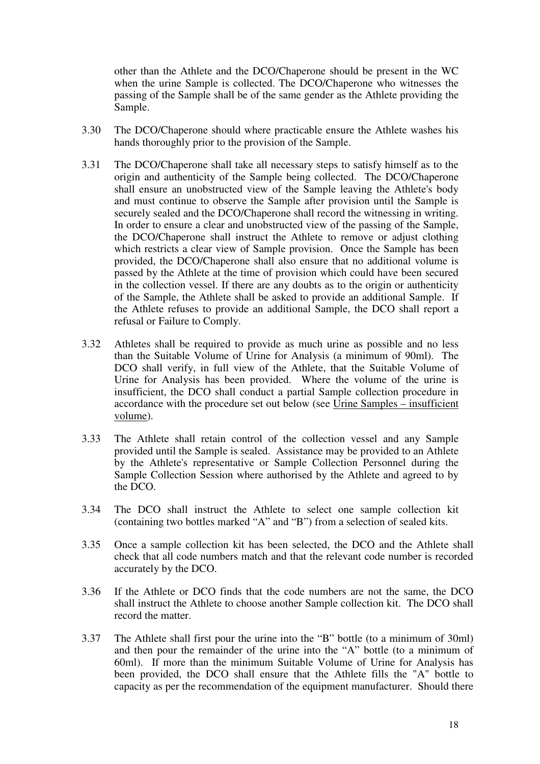other than the Athlete and the DCO/Chaperone should be present in the WC when the urine Sample is collected. The DCO/Chaperone who witnesses the passing of the Sample shall be of the same gender as the Athlete providing the Sample.

3.30 The DCO/Chaperone should where practicable ensure the Athlete washes his hands thoroughly prior to the provision of the Sample.

3.31 The DCO/Chaperone shall take all necessary steps to satisfy himself as to the origin and authenticity of the Sample being collected. The DCO/Chaperone shall ensure an unobstructed view of the Sample leaving the Athlete's body and must continue to observe the Sample after provision until the Sample is securely sealed and the DCO/Chaperone shall record the witnessing in writing. In order to ensure a clear and unobstructed view of the passing of the Sample, the DCO/Chaperone shall instruct the Athlete to remove or adjust clothing which restricts a clear view of Sample provision. Once the Sample has been provided, the DCO/Chaperone shall also ensure that no additional volume is passed by the Athlete at the time of provision which could have been secured in the collection vessel. If there are any doubts as to the origin or authenticity of the Sample, the Athlete shall be asked to provide an additional Sample. If the Athlete refuses to provide an additional Sample, the DCO shall report a refusal or Failure to Comply.

3.32 Athletes shall be required to provide as much urine as possible and no less than the Suitable Volume of Urine for Analysis (a minimum of 90ml). The DCO shall verify, in full view of the Athlete, that the Suitable Volume of Urine for Analysis has been provided. Where the volume of the urine is insufficient, the DCO shall conduct a partial Sample collection procedure in accordance with the procedure set out below (see Urine Samples – insufficient volume).

3.33 The Athlete shall retain control of the collection vessel and any Sample provided until the Sample is sealed. Assistance may be provided to an Athlete by the Athlete's representative or Sample Collection Personnel during the Sample Collection Session where authorised by the Athlete and agreed to by the DCO.

3.34 The DCO shall instruct the Athlete to select one sample collection kit (containing two bottles marked "A" and "B") from a selection of sealed kits.

3.35 Once a sample collection kit has been selected, the DCO and the Athlete shall check that all code numbers match and that the relevant code number is recorded accurately by the DCO.

3.36 If the Athlete or DCO finds that the code numbers are not the same, the DCO shall instruct the Athlete to choose another Sample collection kit. The DCO shall record the matter.

3.37 The Athlete shall first pour the urine into the "B" bottle (to a minimum of 30ml) and then pour the remainder of the urine into the "A" bottle (to a minimum of 60ml). If more than the minimum Suitable Volume of Urine for Analysis has been provided, the DCO shall ensure that the Athlete fills the "A" bottle to capacity as per the recommendation of the equipment manufacturer. Should there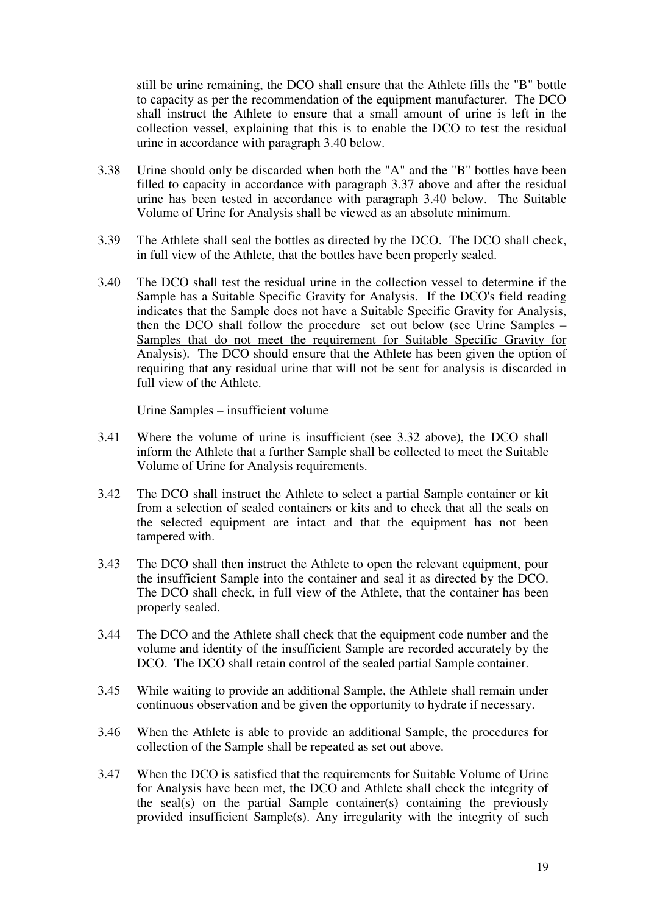still be urine remaining, the DCO shall ensure that the Athlete fills the "B" bottle to capacity as per the recommendation of the equipment manufacturer. The DCO shall instruct the Athlete to ensure that a small amount of urine is left in the collection vessel, explaining that this is to enable the DCO to test the residual urine in accordance with paragraph 3.40 below.

3.38 Urine should only be discarded when both the "A" and the "B" bottles have been filled to capacity in accordance with paragraph 3.37 above and after the residual urine has been tested in accordance with paragraph 3.40 below. The Suitable Volume of Urine for Analysis shall be viewed as an absolute minimum.

3.39 The Athlete shall seal the bottles as directed by the DCO. The DCO shall check, in full view of the Athlete, that the bottles have been properly sealed.

3.40 The DCO shall test the residual urine in the collection vessel to determine if the Sample has a Suitable Specific Gravity for Analysis. If the DCO's field reading indicates that the Sample does not have a Suitable Specific Gravity for Analysis, then the DCO shall follow the procedure set out below (see Urine Samples – Samples that do not meet the requirement for Suitable Specific Gravity for Analysis). The DCO should ensure that the Athlete has been given the option of requiring that any residual urine that will not be sent for analysis is discarded in full view of the Athlete.

Urine Samples – insufficient volume

3.41 Where the volume of urine is insufficient (see 3.32 above), the DCO shall inform the Athlete that a further Sample shall be collected to meet the Suitable Volume of Urine for Analysis requirements.

3.42 The DCO shall instruct the Athlete to select a partial Sample container or kit from a selection of sealed containers or kits and to check that all the seals on the selected equipment are intact and that the equipment has not been tampered with.

3.43 The DCO shall then instruct the Athlete to open the relevant equipment, pour the insufficient Sample into the container and seal it as directed by the DCO. The DCO shall check, in full view of the Athlete, that the container has been properly sealed.

3.44 The DCO and the Athlete shall check that the equipment code number and the volume and identity of the insufficient Sample are recorded accurately by the DCO. The DCO shall retain control of the sealed partial Sample container.

3.45 While waiting to provide an additional Sample, the Athlete shall remain under continuous observation and be given the opportunity to hydrate if necessary.

3.46 When the Athlete is able to provide an additional Sample, the procedures for collection of the Sample shall be repeated as set out above.

3.47 When the DCO is satisfied that the requirements for Suitable Volume of Urine for Analysis have been met, the DCO and Athlete shall check the integrity of the seal(s) on the partial Sample container(s) containing the previously provided insufficient Sample(s). Any irregularity with the integrity of such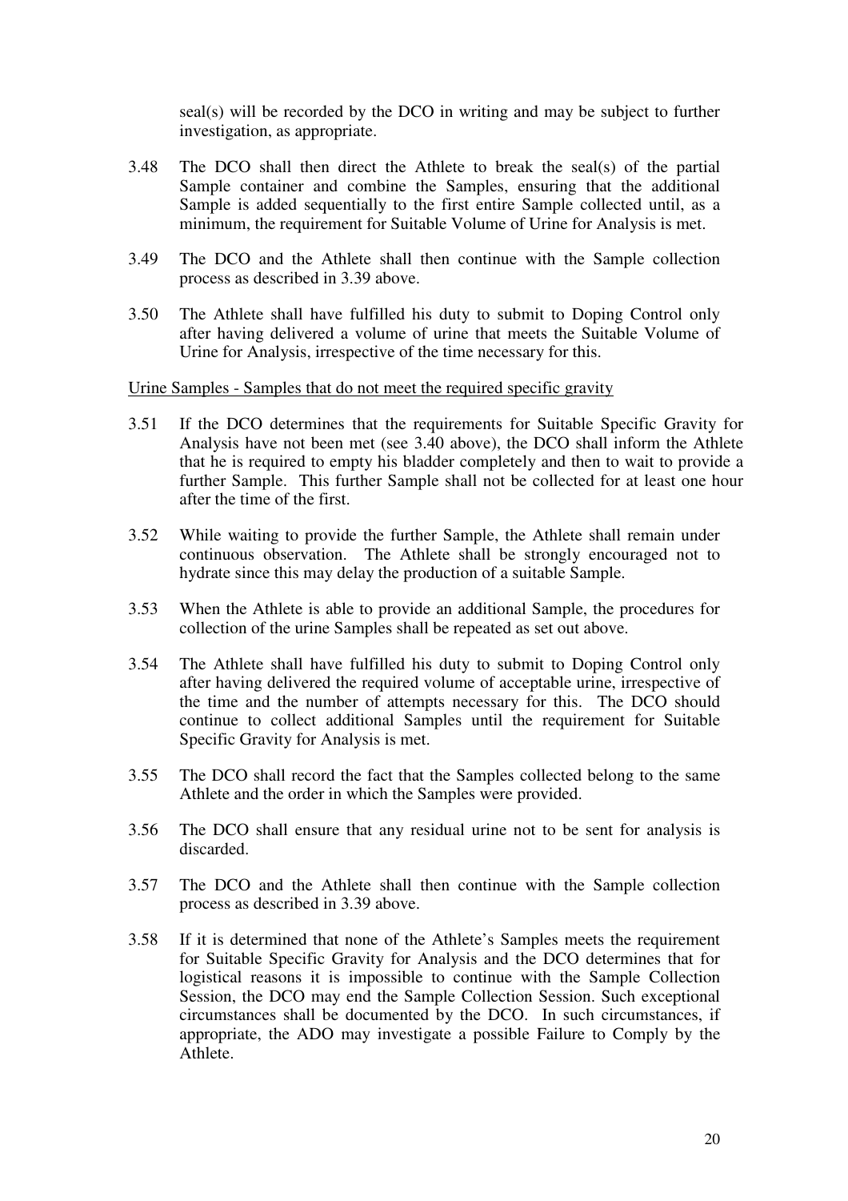seal(s) will be recorded by the DCO in writing and may be subject to further investigation, as appropriate.

3.48 The DCO shall then direct the Athlete to break the seal(s) of the partial Sample container and combine the Samples, ensuring that the additional Sample is added sequentially to the first entire Sample collected until, as a minimum, the requirement for Suitable Volume of Urine for Analysis is met.

3.49 The DCO and the Athlete shall then continue with the Sample collection process as described in 3.39 above.

3.50 The Athlete shall have fulfilled his duty to submit to Doping Control only after having delivered a volume of urine that meets the Suitable Volume of Urine for Analysis, irrespective of the time necessary for this.

<u>Urine Samples - Samples that do not meet the required specific gravity</u>

3.51 If the DCO determines that the requirements for Suitable Specific Gravity for Analysis have not been met (see 3.40 above), the DCO shall inform the Athlete that he is required to empty his bladder completely and then to wait to provide a further Sample. This further Sample shall not be collected for at least one hour after the time of the first.

3.52 While waiting to provide the further Sample, the Athlete shall remain under continuous observation. The Athlete shall be strongly encouraged not to hydrate since this may delay the production of a suitable Sample.

3.53 When the Athlete is able to provide an additional Sample, the procedures for collection of the urine Samples shall be repeated as set out above.

3.54 The Athlete shall have fulfilled his duty to submit to Doping Control only after having delivered the required volume of acceptable urine, irrespective of the time and the number of attempts necessary for this. The DCO should continue to collect additional Samples until the requirement for Suitable Specific Gravity for Analysis is met.

3.55 The DCO shall record the fact that the Samples collected belong to the same Athlete and the order in which the Samples were provided.

3.56 The DCO shall ensure that any residual urine not to be sent for analysis is discarded.

3.57 The DCO and the Athlete shall then continue with the Sample collection process as described in 3.39 above.

3.58 If it is determined that none of the Athlete's Samples meets the requirement for Suitable Specific Gravity for Analysis and the DCO determines that for logistical reasons it is impossible to continue with the Sample Collection Session, the DCO may end the Sample Collection Session. Such exceptional circumstances shall be documented by the DCO. In such circumstances, if appropriate, the ADO may investigate a possible Failure to Comply by the Athlete.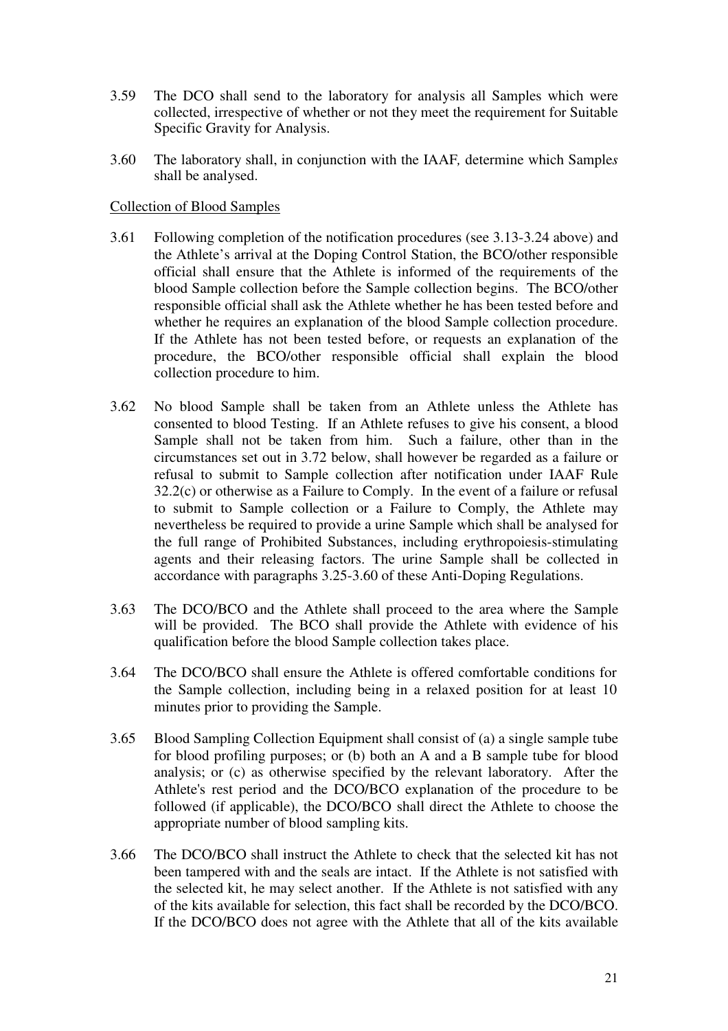3.59 The DCO shall send to the laboratory for analysis all Samples which were collected, irrespective of whether or not they meet the requirement for Suitable Specific Gravity for Analysis.

3.60 The laboratory shall, in conjunction with the IAAF, determine which Sample*s* shall be analysed.

<u>Collection of Blood Samples</u>

3.61 Following completion of the notification procedures (see 3.13-3.24 above) and the Athlete's arrival at the Doping Control Station, the BCO/other responsible official shall ensure that the Athlete is informed of the requirements of the blood Sample collection before the Sample collection begins. The BCO/other responsible official shall ask the Athlete whether he has been tested before and whether he requires an explanation of the blood Sample collection procedure. If the Athlete has not been tested before, or requests an explanation of the procedure, the BCO/other responsible official shall explain the blood collection procedure to him.

3.62 No blood Sample shall be taken from an Athlete unless the Athlete has consented to blood Testing. If an Athlete refuses to give his consent, a blood Sample shall not be taken from him. Such a failure, other than in the circumstances set out in 3.72 below, shall however be regarded as a failure or refusal to submit to Sample collection after notification under IAAF Rule 32.2(c) or otherwise as a Failure to Comply. In the event of a failure or refusal to submit to Sample collection or a Failure to Comply, the Athlete may nevertheless be required to provide a urine Sample which shall be analysed for the full range of Prohibited Substances, including erythropoiesis-stimulating agents and their releasing factors. The urine Sample shall be collected in accordance with paragraphs 3.25-3.60 of these Anti-Doping Regulations.

3.63 The DCO/BCO and the Athlete shall proceed to the area where the Sample will be provided. The BCO shall provide the Athlete with evidence of his qualification before the blood Sample collection takes place.

3.64 The DCO/BCO shall ensure the Athlete is offered comfortable conditions for the Sample collection, including being in a relaxed position for at least 10 minutes prior to providing the Sample.

3.65 Blood Sampling Collection Equipment shall consist of (a) a single sample tube for blood profiling purposes; or (b) both an A and a B sample tube for blood analysis; or (c) as otherwise specified by the relevant laboratory. After the Athlete's rest period and the DCO/BCO explanation of the procedure to be followed (if applicable), the DCO/BCO shall direct the Athlete to choose the appropriate number of blood sampling kits.

3.66 The DCO/BCO shall instruct the Athlete to check that the selected kit has not been tampered with and the seals are intact. If the Athlete is not satisfied with the selected kit, he may select another. If the Athlete is not satisfied with any of the kits available for selection, this fact shall be recorded by the DCO/BCO. If the DCO/BCO does not agree with the Athlete that all of the kits available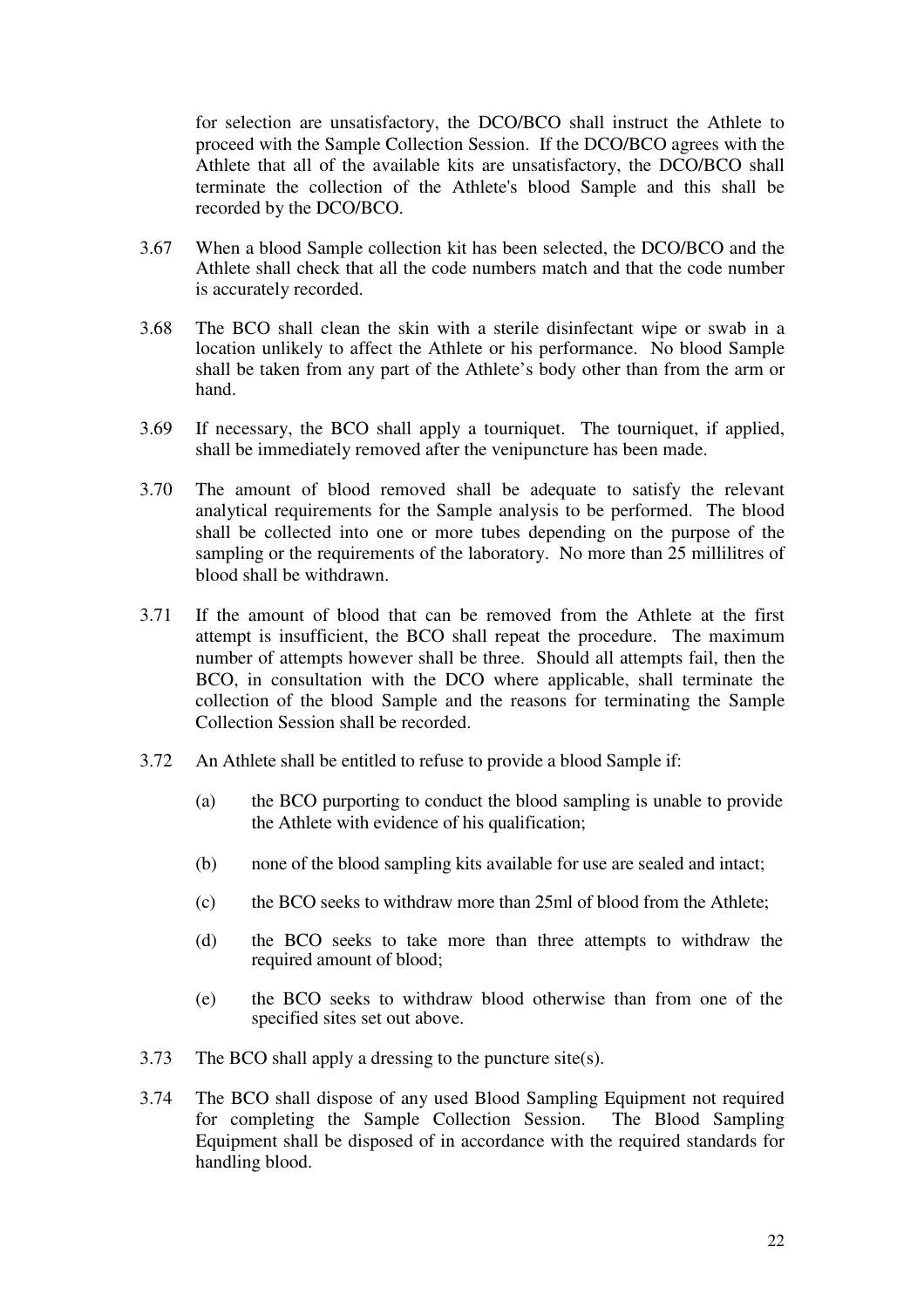for selection are unsatisfactory, the DCO/BCO shall instruct the Athlete to proceed with the Sample Collection Session. If the DCO/BCO agrees with the Athlete that all of the available kits are unsatisfactory, the DCO/BCO shall terminate the collection of the Athlete's blood Sample and this shall be recorded by the DCO/BCO.

3.67 When a blood Sample collection kit has been selected, the DCO/BCO and the Athlete shall check that all the code numbers match and that the code number is accurately recorded.

3.68 The BCO shall clean the skin with a sterile disinfectant wipe or swab in a location unlikely to affect the Athlete or his performance. No blood Sample shall be taken from any part of the Athlete's body other than from the arm or hand.

3.69 If necessary, the BCO shall apply a tourniquet. The tourniquet, if applied, shall be immediately removed after the venipuncture has been made.

3.70 The amount of blood removed shall be adequate to satisfy the relevant analytical requirements for the Sample analysis to be performed. The blood shall be collected into one or more tubes depending on the purpose of the sampling or the requirements of the laboratory. No more than 25 millilitres of blood shall be withdrawn.

3.71 If the amount of blood that can be removed from the Athlete at the first attempt is insufficient, the BCO shall repeat the procedure. The maximum number of attempts however shall be three. Should all attempts fail, then the BCO, in consultation with the DCO where applicable, shall terminate the collection of the blood Sample and the reasons for terminating the Sample Collection Session shall be recorded.

3.72 An Athlete shall be entitled to refuse to provide a blood Sample if:

(a) the BCO purporting to conduct the blood sampling is unable to provide the Athlete with evidence of his qualification;

(b) none of the blood sampling kits available for use are sealed and intact;

(c) the BCO seeks to withdraw more than 25ml of blood from the Athlete;

(d) the BCO seeks to take more than three attempts to withdraw the required amount of blood;

(e) the BCO seeks to withdraw blood otherwise than from one of the specified sites set out above.

3.73 The BCO shall apply a dressing to the puncture site(s).

3.74 The BCO shall dispose of any used Blood Sampling Equipment not required for completing the Sample Collection Session. The Blood Sampling Equipment shall be disposed of in accordance with the required standards for handling blood.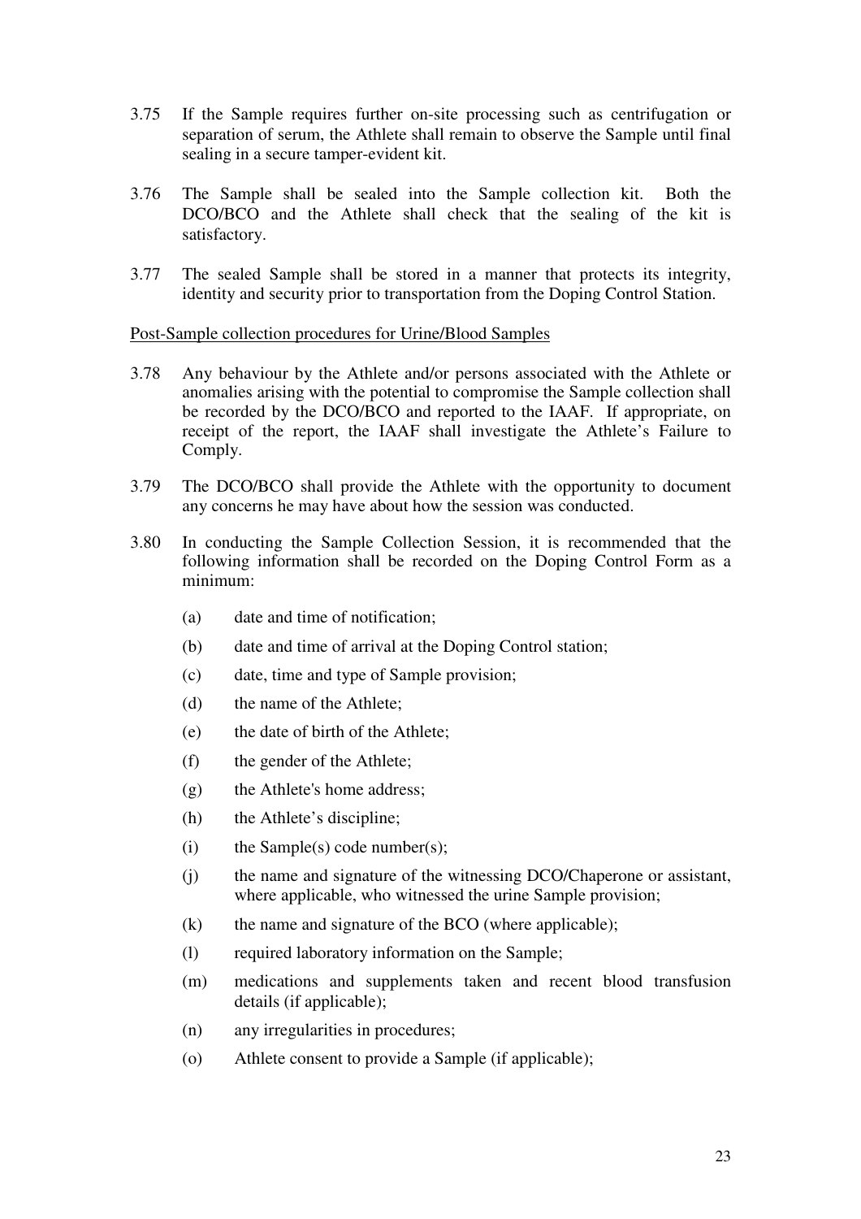3.75 If the Sample requires further on-site processing such as centrifugation or separation of serum, the Athlete shall remain to observe the Sample until final sealing in a secure tamper-evident kit.

3.76 The Sample shall be sealed into the Sample collection kit. Both the DCO/BCO and the Athlete shall check that the sealing of the kit is satisfactory.

3.77 The sealed Sample shall be stored in a manner that protects its integrity, identity and security prior to transportation from the Doping Control Station.

<u>Post-Sample collection procedures for Urine/Blood Samples</u>

3.78 Any behaviour by the Athlete and/or persons associated with the Athlete or anomalies arising with the potential to compromise the Sample collection shall be recorded by the DCO/BCO and reported to the IAAF. If appropriate, on receipt of the report, the IAAF shall investigate the Athlete's Failure to Comply.

3.79 The DCO/BCO shall provide the Athlete with the opportunity to document any concerns he may have about how the session was conducted.

3.80 In conducting the Sample Collection Session, it is recommended that the following information shall be recorded on the Doping Control Form as a minimum:

(a) date and time of notification;

(b) date and time of arrival at the Doping Control station;

(c) date, time and type of Sample provision;

(d) the name of the Athlete;

(e) the date of birth of the Athlete;

(f) the gender of the Athlete;

(g) the Athlete's home address;

(h) the Athlete's discipline;

(i) the Sample(s) code number(s);

(j) the name and signature of the witnessing DCO/Chaperone or assistant, where applicable, who witnessed the urine Sample provision;

(k) the name and signature of the BCO (where applicable);

(l) required laboratory information on the Sample;

(m) medications and supplements taken and recent blood transfusion details (if applicable);

(n) any irregularities in procedures;

(o) Athlete consent to provide a Sample (if applicable);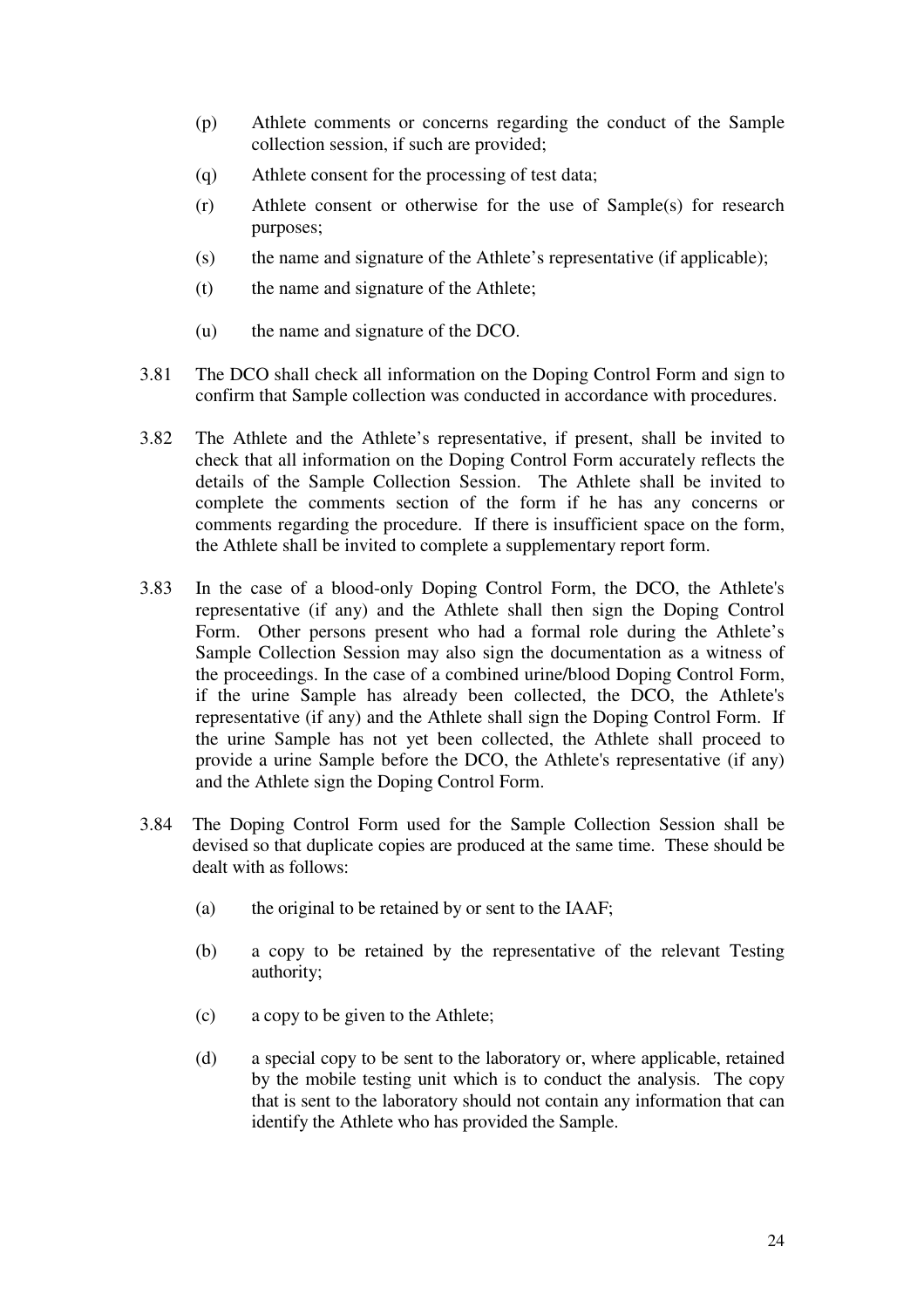(p) Athlete comments or concerns regarding the conduct of the Sample collection session, if such are provided;

(q) Athlete consent for the processing of test data;

(r) Athlete consent or otherwise for the use of Sample(s) for research purposes;

(s) the name and signature of the Athlete's representative (if applicable);

(t) the name and signature of the Athlete;

(u) the name and signature of the DCO.

3.81 The DCO shall check all information on the Doping Control Form and sign to confirm that Sample collection was conducted in accordance with procedures.

3.82 The Athlete and the Athlete's representative, if present, shall be invited to check that all information on the Doping Control Form accurately reflects the details of the Sample Collection Session. The Athlete shall be invited to complete the comments section of the form if he has any concerns or comments regarding the procedure. If there is insufficient space on the form, the Athlete shall be invited to complete a supplementary report form.

3.83 In the case of a blood-only Doping Control Form, the DCO, the Athlete's representative (if any) and the Athlete shall then sign the Doping Control Form. Other persons present who had a formal role during the Athlete's Sample Collection Session may also sign the documentation as a witness of the proceedings. In the case of a combined urine/blood Doping Control Form, if the urine Sample has already been collected, the DCO, the Athlete's representative (if any) and the Athlete shall sign the Doping Control Form. If the urine Sample has not yet been collected, the Athlete shall proceed to provide a urine Sample before the DCO, the Athlete's representative (if any) and the Athlete sign the Doping Control Form.

3.84 The Doping Control Form used for the Sample Collection Session shall be devised so that duplicate copies are produced at the same time. These should be dealt with as follows:

(a) the original to be retained by or sent to the IAAF;

(b) a copy to be retained by the representative of the relevant Testing authority;

(c) a copy to be given to the Athlete;

(d) a special copy to be sent to the laboratory or, where applicable, retained by the mobile testing unit which is to conduct the analysis. The copy that is sent to the laboratory should not contain any information that can identify the Athlete who has provided the Sample.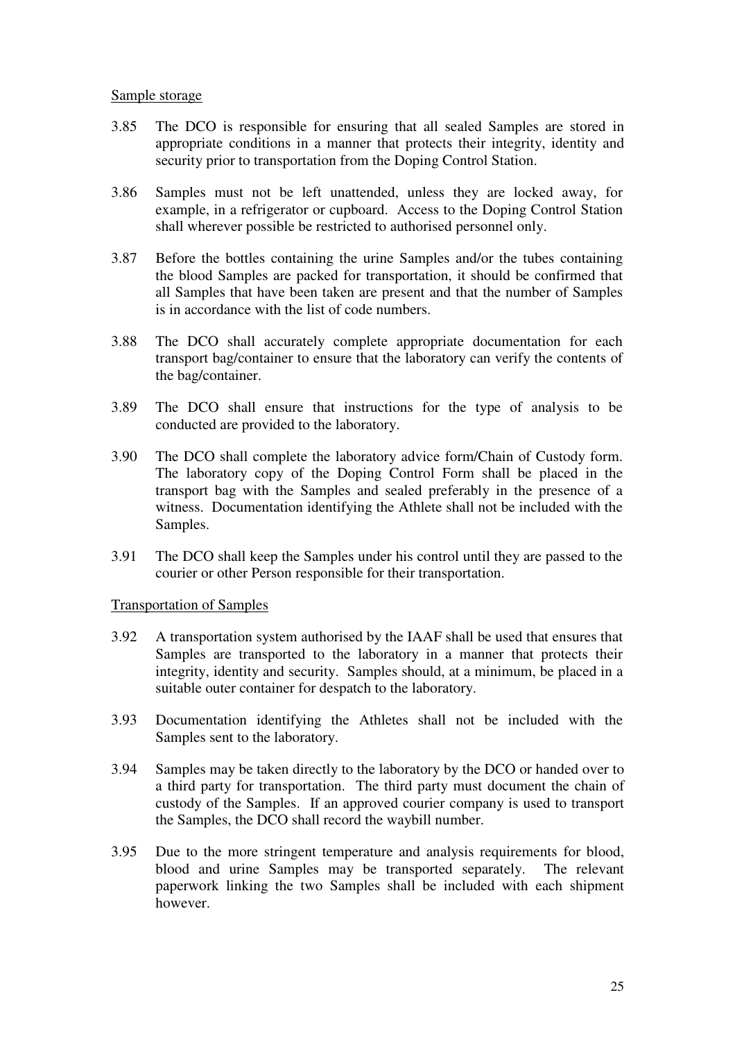Sample storage

3.85 The DCO is responsible for ensuring that all sealed Samples are stored in appropriate conditions in a manner that protects their integrity, identity and security prior to transportation from the Doping Control Station.

3.86 Samples must not be left unattended, unless they are locked away, for example, in a refrigerator or cupboard. Access to the Doping Control Station shall wherever possible be restricted to authorised personnel only.

3.87 Before the bottles containing the urine Samples and/or the tubes containing the blood Samples are packed for transportation, it should be confirmed that all Samples that have been taken are present and that the number of Samples is in accordance with the list of code numbers.

3.88 The DCO shall accurately complete appropriate documentation for each transport bag/container to ensure that the laboratory can verify the contents of the bag/container.

3.89 The DCO shall ensure that instructions for the type of analysis to be conducted are provided to the laboratory.

3.90 The DCO shall complete the laboratory advice form/Chain of Custody form. The laboratory copy of the Doping Control Form shall be placed in the transport bag with the Samples and sealed preferably in the presence of a witness. Documentation identifying the Athlete shall not be included with the Samples.

3.91 The DCO shall keep the Samples under his control until they are passed to the courier or other Person responsible for their transportation.

Transportation of Samples

3.92 A transportation system authorised by the IAAF shall be used that ensures that Samples are transported to the laboratory in a manner that protects their integrity, identity and security. Samples should, at a minimum, be placed in a suitable outer container for despatch to the laboratory.

3.93 Documentation identifying the Athletes shall not be included with the Samples sent to the laboratory.

3.94 Samples may be taken directly to the laboratory by the DCO or handed over to a third party for transportation. The third party must document the chain of custody of the Samples. If an approved courier company is used to transport the Samples, the DCO shall record the waybill number.

3.95 Due to the more stringent temperature and analysis requirements for blood, blood and urine Samples may be transported separately. The relevant paperwork linking the two Samples shall be included with each shipment however.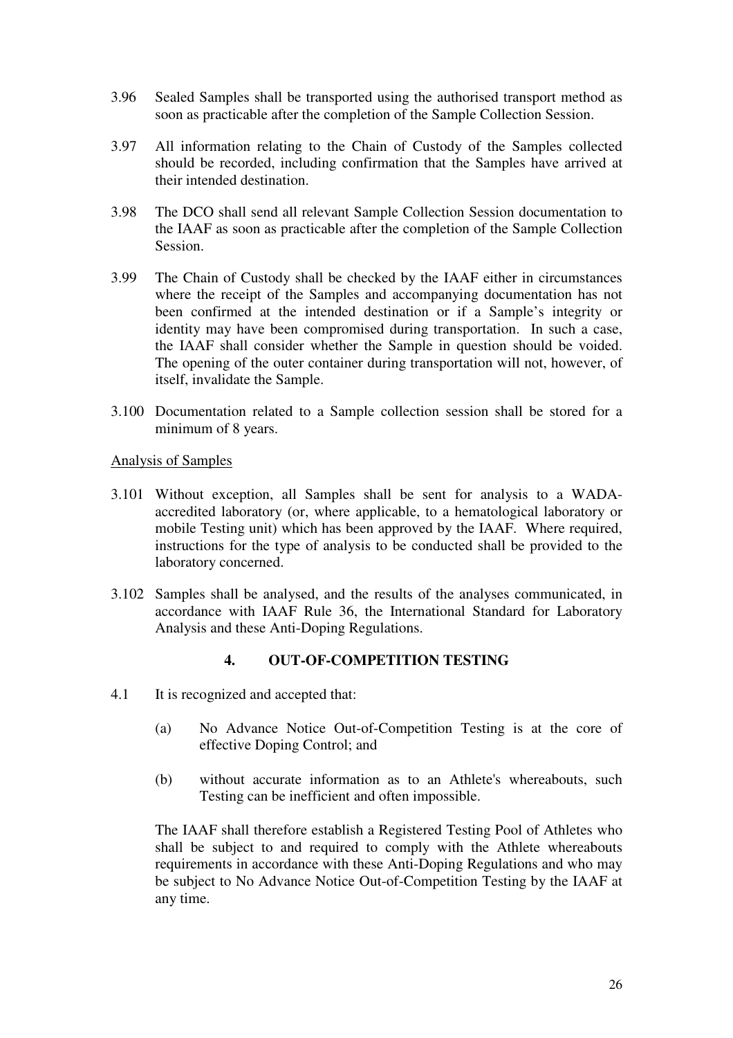3.96 Sealed Samples shall be transported using the authorised transport method as soon as practicable after the completion of the Sample Collection Session.

3.97 All information relating to the Chain of Custody of the Samples collected should be recorded, including confirmation that the Samples have arrived at their intended destination.

3.98 The DCO shall send all relevant Sample Collection Session documentation to the IAAF as soon as practicable after the completion of the Sample Collection Session.

3.99 The Chain of Custody shall be checked by the IAAF either in circumstances where the receipt of the Samples and accompanying documentation has not been confirmed at the intended destination or if a Sample's integrity or identity may have been compromised during transportation. In such a case, the IAAF shall consider whether the Sample in question should be voided. The opening of the outer container during transportation will not, however, of itself, invalidate the Sample.

3.100 Documentation related to a Sample collection session shall be stored for a minimum of 8 years.

<u>Analysis of Samples</u>

3.101 Without exception, all Samples shall be sent for analysis to a WADA-accredited laboratory (or, where applicable, to a hematological laboratory or mobile Testing unit) which has been approved by the IAAF. Where required, instructions for the type of analysis to be conducted shall be provided to the laboratory concerned.

3.102 Samples shall be analysed, and the results of the analyses communicated, in accordance with IAAF Rule 36, the International Standard for Laboratory Analysis and these Anti-Doping Regulations.

## 4. OUT-OF-COMPETITION TESTING

4.1 It is recognized and accepted that:

(a) No Advance Notice Out-of-Competition Testing is at the core of effective Doping Control; and

(b) without accurate information as to an Athlete's whereabouts, such Testing can be inefficient and often impossible.

The IAAF shall therefore establish a Registered Testing Pool of Athletes who shall be subject to and required to comply with the Athlete whereabouts requirements in accordance with these Anti-Doping Regulations and who may be subject to No Advance Notice Out-of-Competition Testing by the IAAF at any time.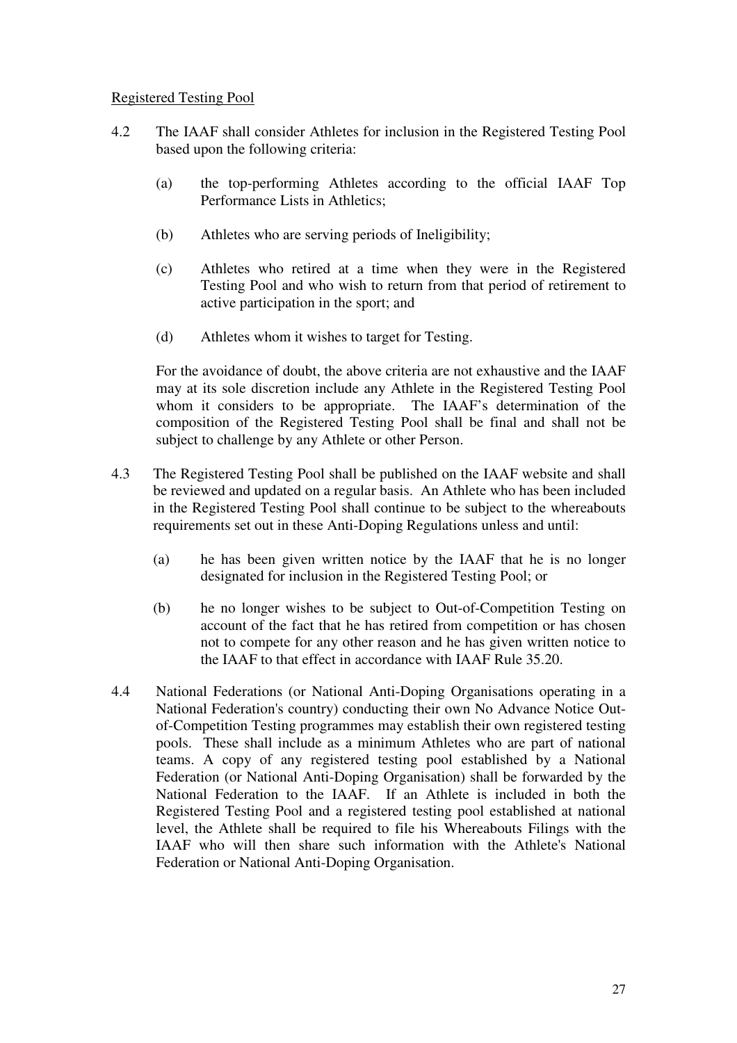Registered Testing Pool

4.2 The IAAF shall consider Athletes for inclusion in the Registered Testing Pool based upon the following criteria:

   (a) the top-performing Athletes according to the official IAAF Top Performance Lists in Athletics;

   (b) Athletes who are serving periods of Ineligibility;

   (c) Athletes who retired at a time when they were in the Registered Testing Pool and who wish to return from that period of retirement to active participation in the sport; and

   (d) Athletes whom it wishes to target for Testing.

   For the avoidance of doubt, the above criteria are not exhaustive and the IAAF may at its sole discretion include any Athlete in the Registered Testing Pool whom it considers to be appropriate. The IAAF's determination of the composition of the Registered Testing Pool shall be final and shall not be subject to challenge by any Athlete or other Person.

4.3 The Registered Testing Pool shall be published on the IAAF website and shall be reviewed and updated on a regular basis. An Athlete who has been included in the Registered Testing Pool shall continue to be subject to the whereabouts requirements set out in these Anti-Doping Regulations unless and until:

   (a) he has been given written notice by the IAAF that he is no longer designated for inclusion in the Registered Testing Pool; or

   (b) he no longer wishes to be subject to Out-of-Competition Testing on account of the fact that he has retired from competition or has chosen not to compete for any other reason and he has given written notice to the IAAF to that effect in accordance with IAAF Rule 35.20.

4.4 National Federations (or National Anti-Doping Organisations operating in a National Federation's country) conducting their own No Advance Notice Out-of-Competition Testing programmes may establish their own registered testing pools. These shall include as a minimum Athletes who are part of national teams. A copy of any registered testing pool established by a National Federation (or National Anti-Doping Organisation) shall be forwarded by the National Federation to the IAAF. If an Athlete is included in both the Registered Testing Pool and a registered testing pool established at national level, the Athlete shall be required to file his Whereabouts Filings with the IAAF who will then share such information with the Athlete's National Federation or National Anti-Doping Organisation.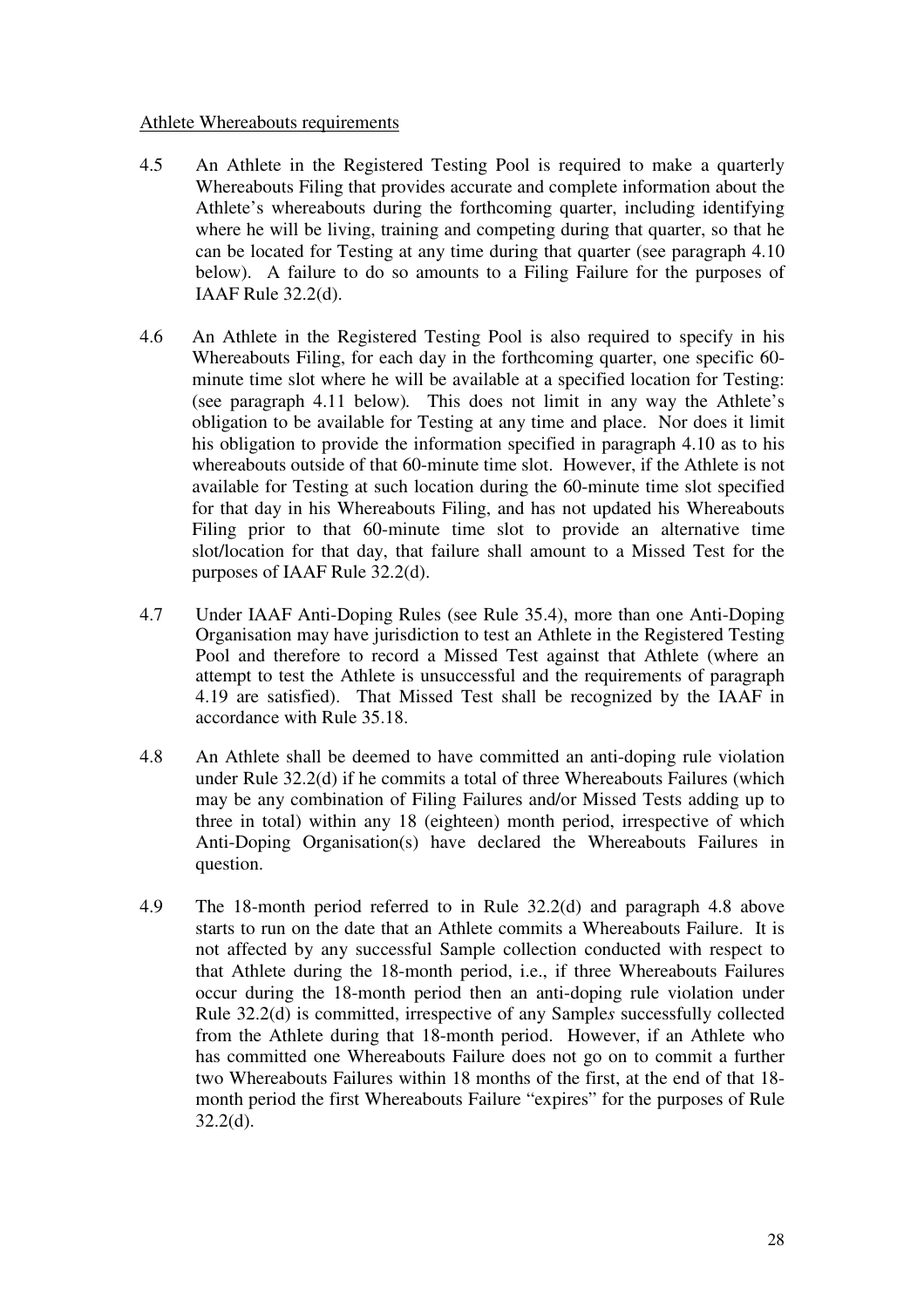Athlete Whereabouts requirements

4.5 An Athlete in the Registered Testing Pool is required to make a quarterly Whereabouts Filing that provides accurate and complete information about the Athlete's whereabouts during the forthcoming quarter, including identifying where he will be living, training and competing during that quarter, so that he can be located for Testing at any time during that quarter (see paragraph 4.10 below). A failure to do so amounts to a Filing Failure for the purposes of IAAF Rule 32.2(d).

4.6 An Athlete in the Registered Testing Pool is also required to specify in his Whereabouts Filing, for each day in the forthcoming quarter, one specific 60-minute time slot where he will be available at a specified location for Testing: (see paragraph 4.11 below). This does not limit in any way the Athlete's obligation to be available for Testing at any time and place. Nor does it limit his obligation to provide the information specified in paragraph 4.10 as to his whereabouts outside of that 60-minute time slot. However, if the Athlete is not available for Testing at such location during the 60-minute time slot specified for that day in his Whereabouts Filing, and has not updated his Whereabouts Filing prior to that 60-minute time slot to provide an alternative time slot/location for that day, that failure shall amount to a Missed Test for the purposes of IAAF Rule 32.2(d).

4.7 Under IAAF Anti-Doping Rules (see Rule 35.4), more than one Anti-Doping Organisation may have jurisdiction to test an Athlete in the Registered Testing Pool and therefore to record a Missed Test against that Athlete (where an attempt to test the Athlete is unsuccessful and the requirements of paragraph 4.19 are satisfied). That Missed Test shall be recognized by the IAAF in accordance with Rule 35.18.

4.8 An Athlete shall be deemed to have committed an anti-doping rule violation under Rule 32.2(d) if he commits a total of three Whereabouts Failures (which may be any combination of Filing Failures and/or Missed Tests adding up to three in total) within any 18 (eighteen) month period, irrespective of which Anti-Doping Organisation(s) have declared the Whereabouts Failures in question.

4.9 The 18-month period referred to in Rule 32.2(d) and paragraph 4.8 above starts to run on the date that an Athlete commits a Whereabouts Failure. It is not affected by any successful Sample collection conducted with respect to that Athlete during the 18-month period, i.e., if three Whereabouts Failures occur during the 18-month period then an anti-doping rule violation under Rule 32.2(d) is committed, irrespective of any Sample*s* successfully collected from the Athlete during that 18-month period. However, if an Athlete who has committed one Whereabouts Failure does not go on to commit a further two Whereabouts Failures within 18 months of the first, at the end of that 18-month period the first Whereabouts Failure "expires" for the purposes of Rule 32.2(d).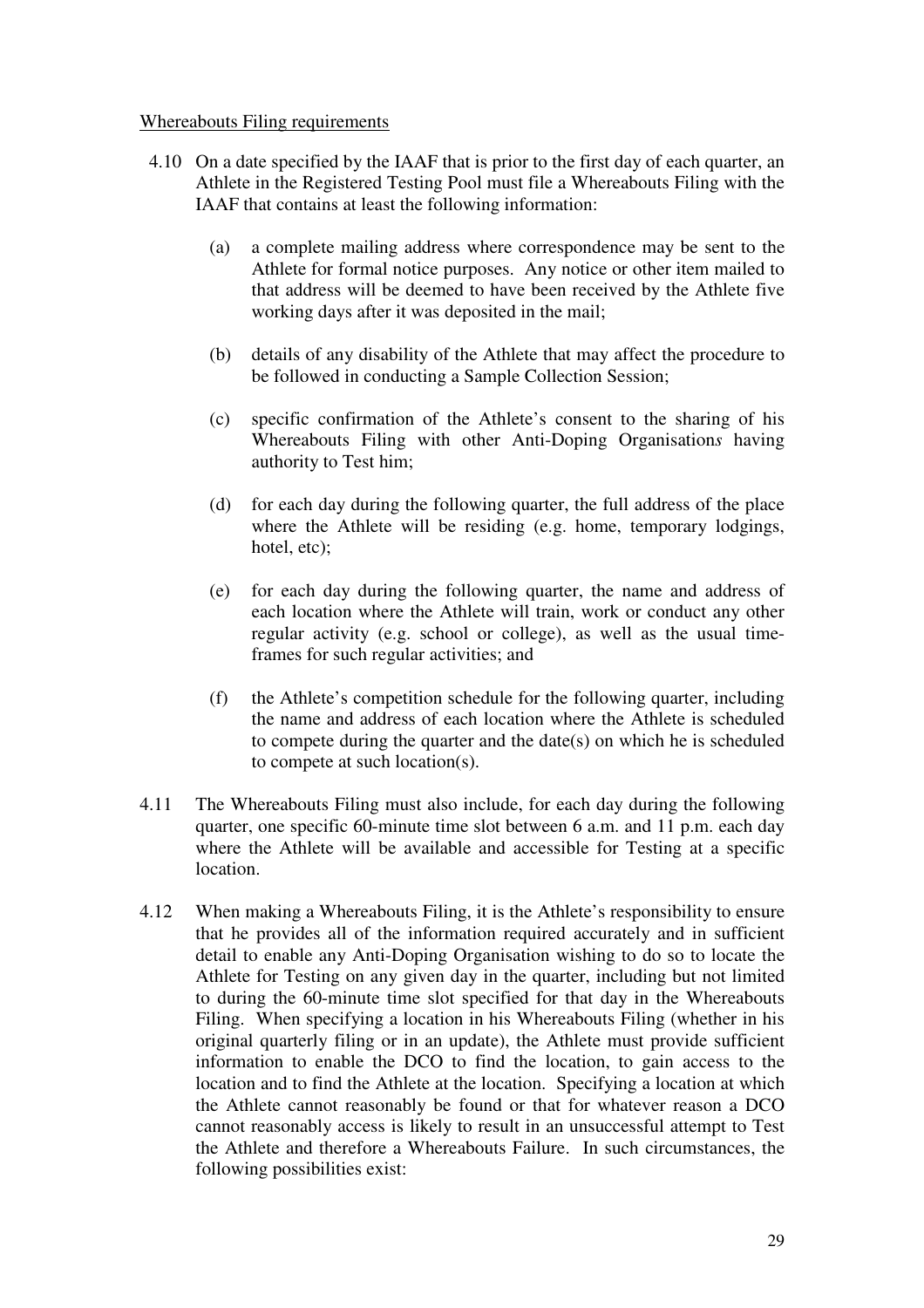Whereabouts Filing requirements

4.10 On a date specified by the IAAF that is prior to the first day of each quarter, an Athlete in the Registered Testing Pool must file a Whereabouts Filing with the IAAF that contains at least the following information:

(a) a complete mailing address where correspondence may be sent to the Athlete for formal notice purposes. Any notice or other item mailed to that address will be deemed to have been received by the Athlete five working days after it was deposited in the mail;

(b) details of any disability of the Athlete that may affect the procedure to be followed in conducting a Sample Collection Session;

(c) specific confirmation of the Athlete's consent to the sharing of his Whereabouts Filing with other Anti-Doping Organisation*s* having authority to Test him;

(d) for each day during the following quarter, the full address of the place where the Athlete will be residing (e.g. home, temporary lodgings, hotel, etc);

(e) for each day during the following quarter, the name and address of each location where the Athlete will train, work or conduct any other regular activity (e.g. school or college), as well as the usual time-frames for such regular activities; and

(f) the Athlete's competition schedule for the following quarter, including the name and address of each location where the Athlete is scheduled to compete during the quarter and the date(s) on which he is scheduled to compete at such location(s).

4.11 The Whereabouts Filing must also include, for each day during the following quarter, one specific 60-minute time slot between 6 a.m. and 11 p.m. each day where the Athlete will be available and accessible for Testing at a specific location.

4.12 When making a Whereabouts Filing, it is the Athlete's responsibility to ensure that he provides all of the information required accurately and in sufficient detail to enable any Anti-Doping Organisation wishing to do so to locate the Athlete for Testing on any given day in the quarter, including but not limited to during the 60-minute time slot specified for that day in the Whereabouts Filing. When specifying a location in his Whereabouts Filing (whether in his original quarterly filing or in an update), the Athlete must provide sufficient information to enable the DCO to find the location, to gain access to the location and to find the Athlete at the location. Specifying a location at which the Athlete cannot reasonably be found or that for whatever reason a DCO cannot reasonably access is likely to result in an unsuccessful attempt to Test the Athlete and therefore a Whereabouts Failure. In such circumstances, the following possibilities exist: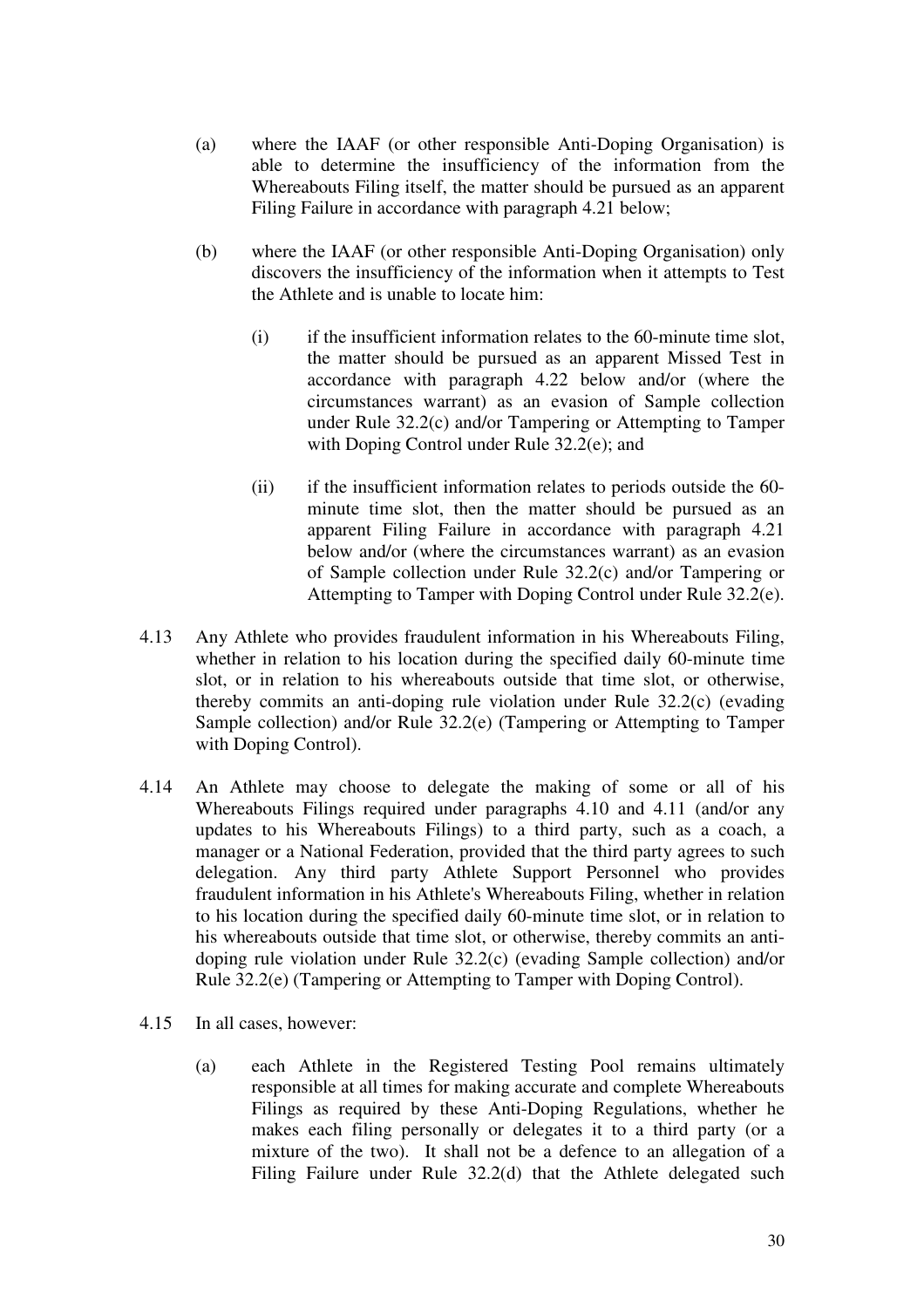(a) where the IAAF (or other responsible Anti-Doping Organisation) is able to determine the insufficiency of the information from the Whereabouts Filing itself, the matter should be pursued as an apparent Filing Failure in accordance with paragraph 4.21 below;

(b) where the IAAF (or other responsible Anti-Doping Organisation) only discovers the insufficiency of the information when it attempts to Test the Athlete and is unable to locate him:

  (i) if the insufficient information relates to the 60-minute time slot, the matter should be pursued as an apparent Missed Test in accordance with paragraph 4.22 below and/or (where the circumstances warrant) as an evasion of Sample collection under Rule 32.2(c) and/or Tampering or Attempting to Tamper with Doping Control under Rule 32.2(e); and

  (ii) if the insufficient information relates to periods outside the 60-minute time slot, then the matter should be pursued as an apparent Filing Failure in accordance with paragraph 4.21 below and/or (where the circumstances warrant) as an evasion of Sample collection under Rule 32.2(c) and/or Tampering or Attempting to Tamper with Doping Control under Rule 32.2(e).

4.13 Any Athlete who provides fraudulent information in his Whereabouts Filing, whether in relation to his location during the specified daily 60-minute time slot, or in relation to his whereabouts outside that time slot, or otherwise, thereby commits an anti-doping rule violation under Rule 32.2(c) (evading Sample collection) and/or Rule 32.2(e) (Tampering or Attempting to Tamper with Doping Control).

4.14 An Athlete may choose to delegate the making of some or all of his Whereabouts Filings required under paragraphs 4.10 and 4.11 (and/or any updates to his Whereabouts Filings) to a third party, such as a coach, a manager or a National Federation, provided that the third party agrees to such delegation. Any third party Athlete Support Personnel who provides fraudulent information in his Athlete's Whereabouts Filing, whether in relation to his location during the specified daily 60-minute time slot, or in relation to his whereabouts outside that time slot, or otherwise, thereby commits an anti-doping rule violation under Rule 32.2(c) (evading Sample collection) and/or Rule 32.2(e) (Tampering or Attempting to Tamper with Doping Control).

4.15 In all cases, however:

(a) each Athlete in the Registered Testing Pool remains ultimately responsible at all times for making accurate and complete Whereabouts Filings as required by these Anti-Doping Regulations, whether he makes each filing personally or delegates it to a third party (or a mixture of the two). It shall not be a defence to an allegation of a Filing Failure under Rule 32.2(d) that the Athlete delegated such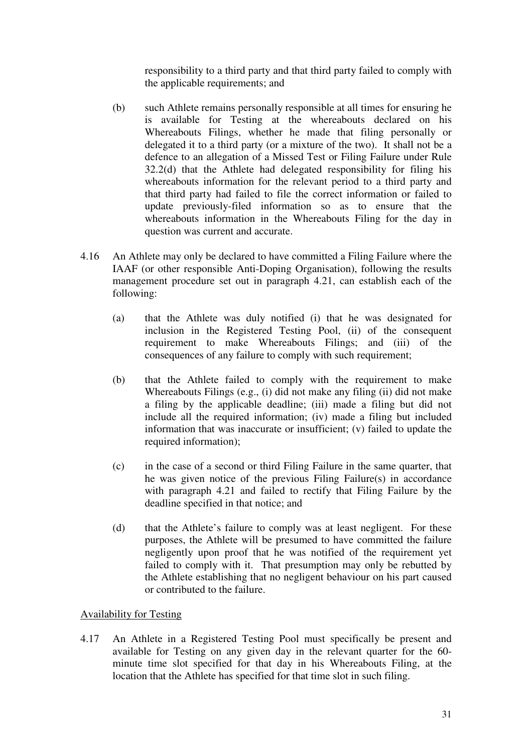responsibility to a third party and that third party failed to comply with the applicable requirements; and

(b) such Athlete remains personally responsible at all times for ensuring he is available for Testing at the whereabouts declared on his Whereabouts Filings, whether he made that filing personally or delegated it to a third party (or a mixture of the two). It shall not be a defence to an allegation of a Missed Test or Filing Failure under Rule 32.2(d) that the Athlete had delegated responsibility for filing his whereabouts information for the relevant period to a third party and that third party had failed to file the correct information or failed to update previously-filed information so as to ensure that the whereabouts information in the Whereabouts Filing for the day in question was current and accurate.

4.16 An Athlete may only be declared to have committed a Filing Failure where the IAAF (or other responsible Anti-Doping Organisation), following the results management procedure set out in paragraph 4.21, can establish each of the following:

(a) that the Athlete was duly notified (i) that he was designated for inclusion in the Registered Testing Pool, (ii) of the consequent requirement to make Whereabouts Filings; and (iii) of the consequences of any failure to comply with such requirement;

(b) that the Athlete failed to comply with the requirement to make Whereabouts Filings (e.g., (i) did not make any filing (ii) did not make a filing by the applicable deadline; (iii) made a filing but did not include all the required information; (iv) made a filing but included information that was inaccurate or insufficient; (v) failed to update the required information);

(c) in the case of a second or third Filing Failure in the same quarter, that he was given notice of the previous Filing Failure(s) in accordance with paragraph 4.21 and failed to rectify that Filing Failure by the deadline specified in that notice; and

(d) that the Athlete's failure to comply was at least negligent. For these purposes, the Athlete will be presumed to have committed the failure negligently upon proof that he was notified of the requirement yet failed to comply with it. That presumption may only be rebutted by the Athlete establishing that no negligent behaviour on his part caused or contributed to the failure.

Availability for Testing

4.17 An Athlete in a Registered Testing Pool must specifically be present and available for Testing on any given day in the relevant quarter for the 60-minute time slot specified for that day in his Whereabouts Filing, at the location that the Athlete has specified for that time slot in such filing.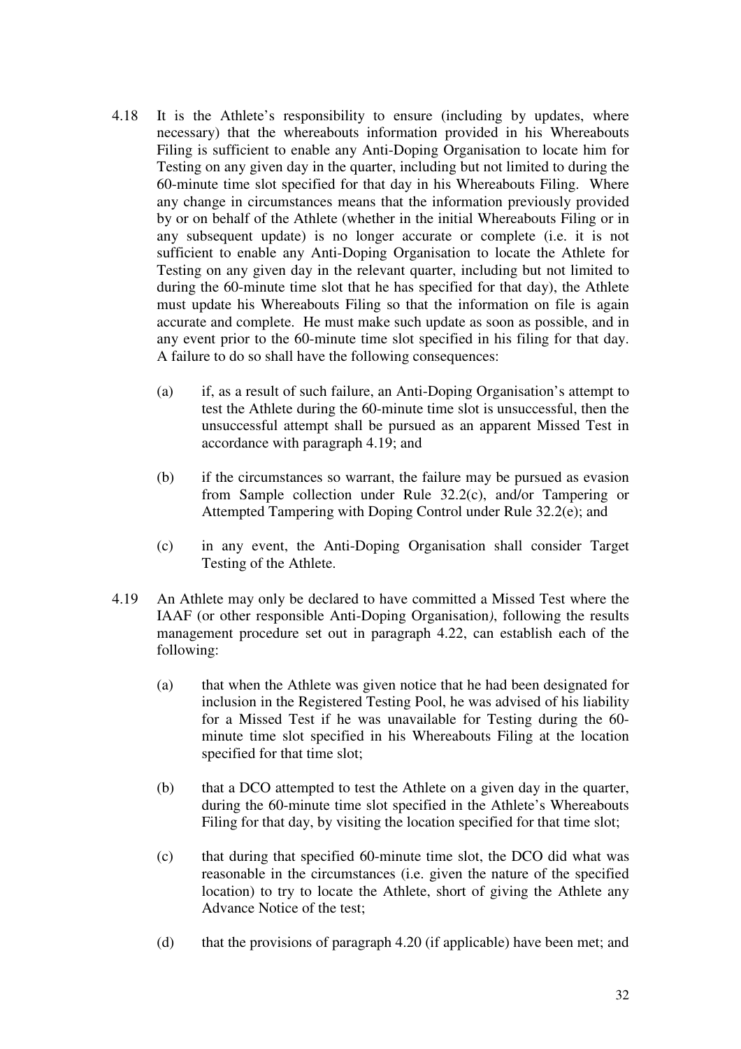4.18 It is the Athlete's responsibility to ensure (including by updates, where necessary) that the whereabouts information provided in his Whereabouts Filing is sufficient to enable any Anti-Doping Organisation to locate him for Testing on any given day in the quarter, including but not limited to during the 60-minute time slot specified for that day in his Whereabouts Filing. Where any change in circumstances means that the information previously provided by or on behalf of the Athlete (whether in the initial Whereabouts Filing or in any subsequent update) is no longer accurate or complete (i.e. it is not sufficient to enable any Anti-Doping Organisation to locate the Athlete for Testing on any given day in the relevant quarter, including but not limited to during the 60-minute time slot that he has specified for that day), the Athlete must update his Whereabouts Filing so that the information on file is again accurate and complete. He must make such update as soon as possible, and in any event prior to the 60-minute time slot specified in his filing for that day. A failure to do so shall have the following consequences:

  (a) if, as a result of such failure, an Anti-Doping Organisation's attempt to test the Athlete during the 60-minute time slot is unsuccessful, then the unsuccessful attempt shall be pursued as an apparent Missed Test in accordance with paragraph 4.19; and

  (b) if the circumstances so warrant, the failure may be pursued as evasion from Sample collection under Rule 32.2(c), and/or Tampering or Attempted Tampering with Doping Control under Rule 32.2(e); and

  (c) in any event, the Anti-Doping Organisation shall consider Target Testing of the Athlete.

4.19 An Athlete may only be declared to have committed a Missed Test where the IAAF (or other responsible Anti-Doping Organisation*)*, following the results management procedure set out in paragraph 4.22, can establish each of the following:

  (a) that when the Athlete was given notice that he had been designated for inclusion in the Registered Testing Pool, he was advised of his liability for a Missed Test if he was unavailable for Testing during the 60-minute time slot specified in his Whereabouts Filing at the location specified for that time slot;

  (b) that a DCO attempted to test the Athlete on a given day in the quarter, during the 60-minute time slot specified in the Athlete's Whereabouts Filing for that day, by visiting the location specified for that time slot;

  (c) that during that specified 60-minute time slot, the DCO did what was reasonable in the circumstances (i.e. given the nature of the specified location) to try to locate the Athlete, short of giving the Athlete any Advance Notice of the test;

  (d) that the provisions of paragraph 4.20 (if applicable) have been met; and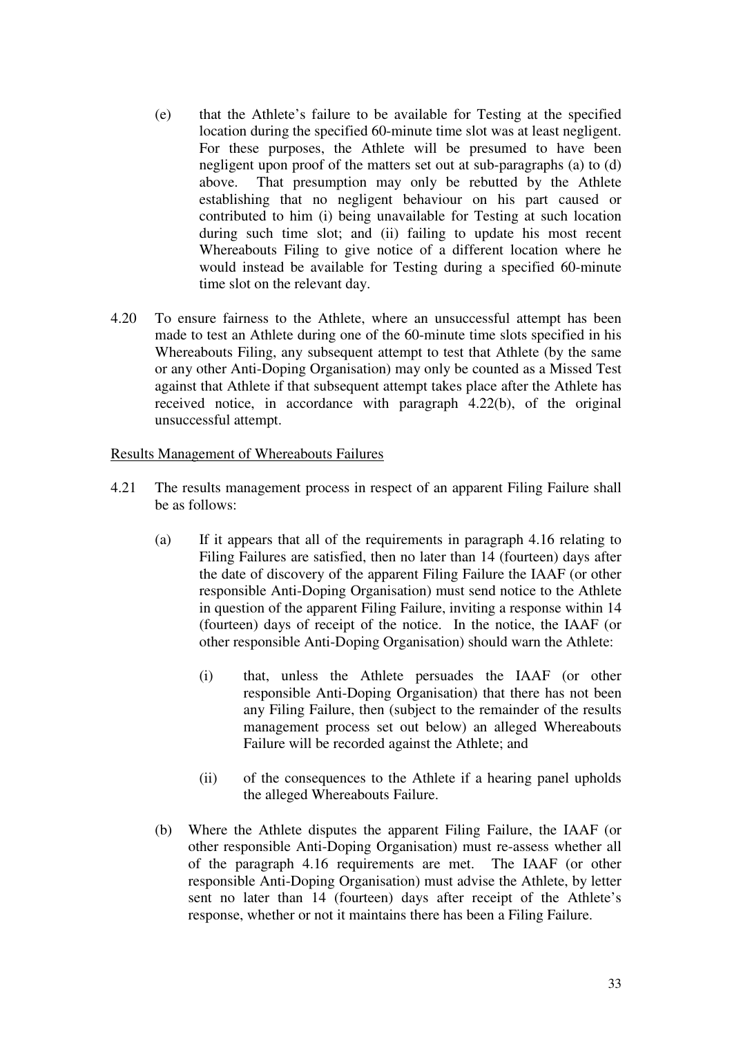(e) that the Athlete's failure to be available for Testing at the specified location during the specified 60-minute time slot was at least negligent. For these purposes, the Athlete will be presumed to have been negligent upon proof of the matters set out at sub-paragraphs (a) to (d) above. That presumption may only be rebutted by the Athlete establishing that no negligent behaviour on his part caused or contributed to him (i) being unavailable for Testing at such location during such time slot; and (ii) failing to update his most recent Whereabouts Filing to give notice of a different location where he would instead be available for Testing during a specified 60-minute time slot on the relevant day.

4.20 To ensure fairness to the Athlete, where an unsuccessful attempt has been made to test an Athlete during one of the 60-minute time slots specified in his Whereabouts Filing, any subsequent attempt to test that Athlete (by the same or any other Anti-Doping Organisation) may only be counted as a Missed Test against that Athlete if that subsequent attempt takes place after the Athlete has received notice, in accordance with paragraph 4.22(b), of the original unsuccessful attempt.

<u>Results Management of Whereabouts Failures</u>

4.21 The results management process in respect of an apparent Filing Failure shall be as follows:

(a) If it appears that all of the requirements in paragraph 4.16 relating to Filing Failures are satisfied, then no later than 14 (fourteen) days after the date of discovery of the apparent Filing Failure the IAAF (or other responsible Anti-Doping Organisation) must send notice to the Athlete in question of the apparent Filing Failure, inviting a response within 14 (fourteen) days of receipt of the notice. In the notice, the IAAF (or other responsible Anti-Doping Organisation) should warn the Athlete:

(i) that, unless the Athlete persuades the IAAF (or other responsible Anti-Doping Organisation) that there has not been any Filing Failure, then (subject to the remainder of the results management process set out below) an alleged Whereabouts Failure will be recorded against the Athlete; and

(ii) of the consequences to the Athlete if a hearing panel upholds the alleged Whereabouts Failure.

(b) Where the Athlete disputes the apparent Filing Failure, the IAAF (or other responsible Anti-Doping Organisation) must re-assess whether all of the paragraph 4.16 requirements are met. The IAAF (or other responsible Anti-Doping Organisation) must advise the Athlete, by letter sent no later than 14 (fourteen) days after receipt of the Athlete's response, whether or not it maintains there has been a Filing Failure.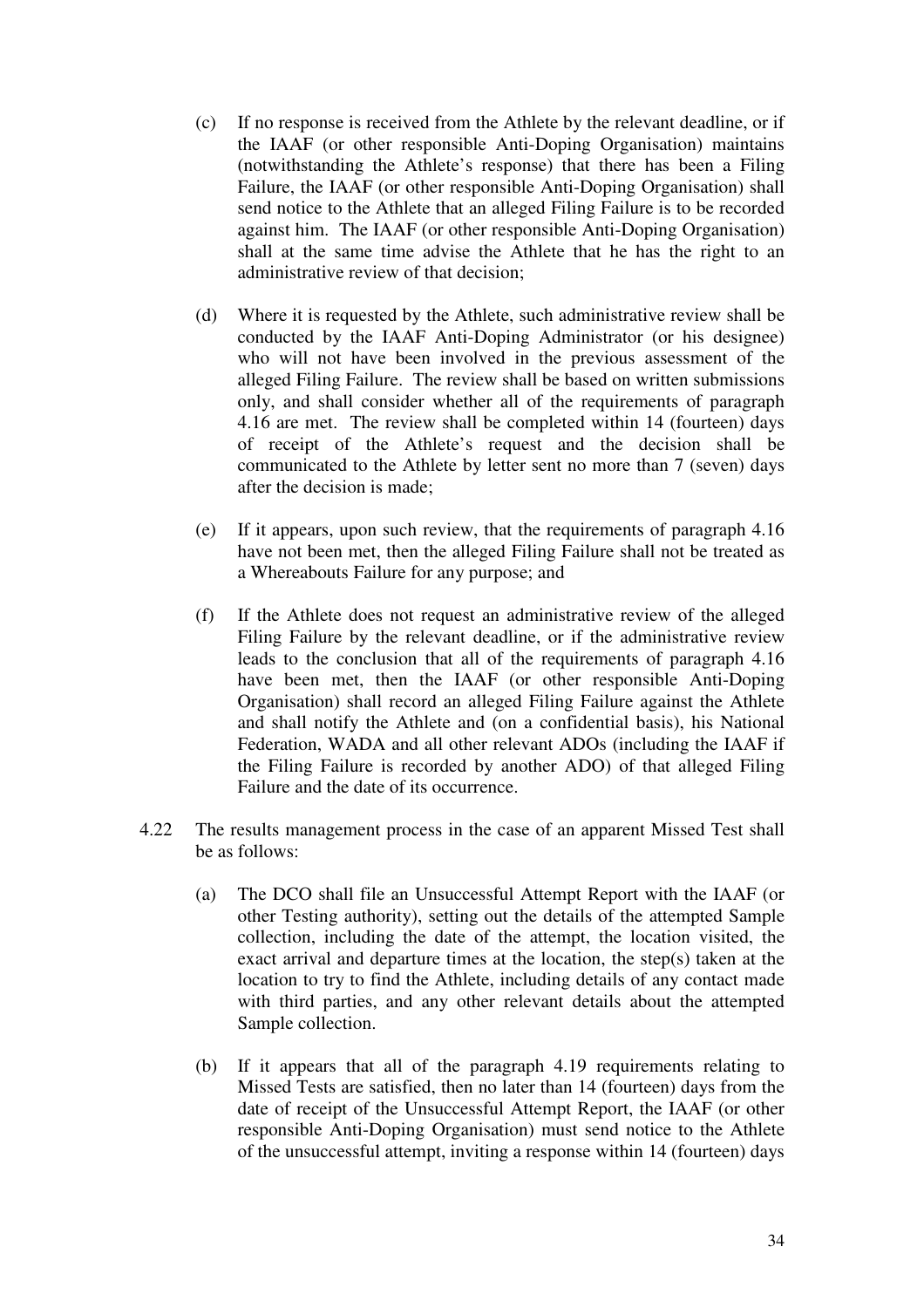(c) If no response is received from the Athlete by the relevant deadline, or if the IAAF (or other responsible Anti-Doping Organisation) maintains (notwithstanding the Athlete's response) that there has been a Filing Failure, the IAAF (or other responsible Anti-Doping Organisation) shall send notice to the Athlete that an alleged Filing Failure is to be recorded against him. The IAAF (or other responsible Anti-Doping Organisation) shall at the same time advise the Athlete that he has the right to an administrative review of that decision;

(d) Where it is requested by the Athlete, such administrative review shall be conducted by the IAAF Anti-Doping Administrator (or his designee) who will not have been involved in the previous assessment of the alleged Filing Failure. The review shall be based on written submissions only, and shall consider whether all of the requirements of paragraph 4.16 are met. The review shall be completed within 14 (fourteen) days of receipt of the Athlete's request and the decision shall be communicated to the Athlete by letter sent no more than 7 (seven) days after the decision is made;

(e) If it appears, upon such review, that the requirements of paragraph 4.16 have not been met, then the alleged Filing Failure shall not be treated as a Whereabouts Failure for any purpose; and

(f) If the Athlete does not request an administrative review of the alleged Filing Failure by the relevant deadline, or if the administrative review leads to the conclusion that all of the requirements of paragraph 4.16 have been met, then the IAAF (or other responsible Anti-Doping Organisation) shall record an alleged Filing Failure against the Athlete and shall notify the Athlete and (on a confidential basis), his National Federation, WADA and all other relevant ADOs (including the IAAF if the Filing Failure is recorded by another ADO) of that alleged Filing Failure and the date of its occurrence.

4.22 The results management process in the case of an apparent Missed Test shall be as follows:

(a) The DCO shall file an Unsuccessful Attempt Report with the IAAF (or other Testing authority), setting out the details of the attempted Sample collection, including the date of the attempt, the location visited, the exact arrival and departure times at the location, the step(s) taken at the location to try to find the Athlete, including details of any contact made with third parties, and any other relevant details about the attempted Sample collection.

(b) If it appears that all of the paragraph 4.19 requirements relating to Missed Tests are satisfied, then no later than 14 (fourteen) days from the date of receipt of the Unsuccessful Attempt Report, the IAAF (or other responsible Anti-Doping Organisation) must send notice to the Athlete of the unsuccessful attempt, inviting a response within 14 (fourteen) days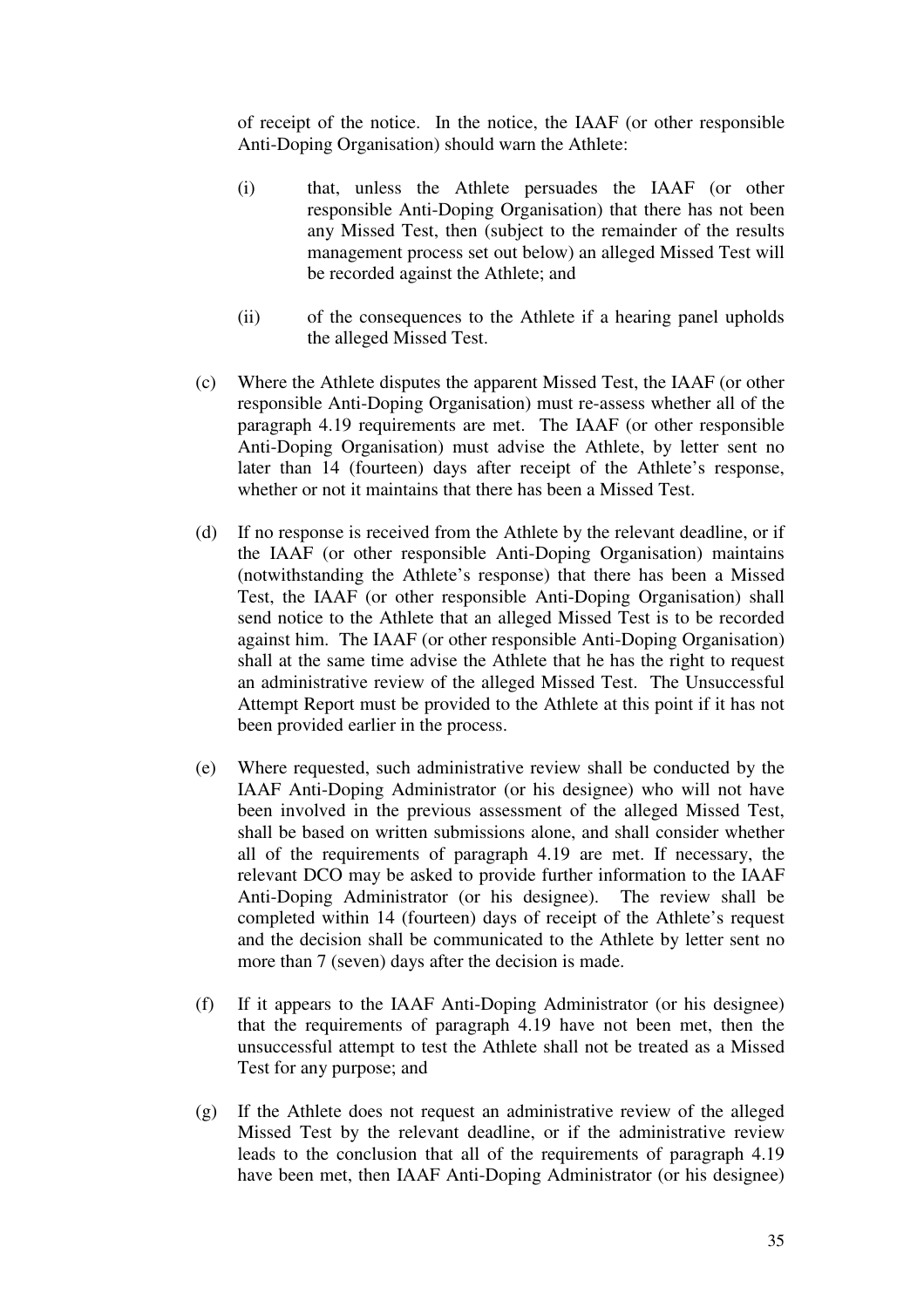of receipt of the notice. In the notice, the IAAF (or other responsible Anti-Doping Organisation) should warn the Athlete:

(i) that, unless the Athlete persuades the IAAF (or other responsible Anti-Doping Organisation) that there has not been any Missed Test, then (subject to the remainder of the results management process set out below) an alleged Missed Test will be recorded against the Athlete; and

(ii) of the consequences to the Athlete if a hearing panel upholds the alleged Missed Test.

(c) Where the Athlete disputes the apparent Missed Test, the IAAF (or other responsible Anti-Doping Organisation) must re-assess whether all of the paragraph 4.19 requirements are met. The IAAF (or other responsible Anti-Doping Organisation) must advise the Athlete, by letter sent no later than 14 (fourteen) days after receipt of the Athlete's response, whether or not it maintains that there has been a Missed Test.

(d) If no response is received from the Athlete by the relevant deadline, or if the IAAF (or other responsible Anti-Doping Organisation) maintains (notwithstanding the Athlete's response) that there has been a Missed Test, the IAAF (or other responsible Anti-Doping Organisation) shall send notice to the Athlete that an alleged Missed Test is to be recorded against him. The IAAF (or other responsible Anti-Doping Organisation) shall at the same time advise the Athlete that he has the right to request an administrative review of the alleged Missed Test. The Unsuccessful Attempt Report must be provided to the Athlete at this point if it has not been provided earlier in the process.

(e) Where requested, such administrative review shall be conducted by the IAAF Anti-Doping Administrator (or his designee) who will not have been involved in the previous assessment of the alleged Missed Test, shall be based on written submissions alone, and shall consider whether all of the requirements of paragraph 4.19 are met. If necessary, the relevant DCO may be asked to provide further information to the IAAF Anti-Doping Administrator (or his designee). The review shall be completed within 14 (fourteen) days of receipt of the Athlete's request and the decision shall be communicated to the Athlete by letter sent no more than 7 (seven) days after the decision is made.

(f) If it appears to the IAAF Anti-Doping Administrator (or his designee) that the requirements of paragraph 4.19 have not been met, then the unsuccessful attempt to test the Athlete shall not be treated as a Missed Test for any purpose; and

(g) If the Athlete does not request an administrative review of the alleged Missed Test by the relevant deadline, or if the administrative review leads to the conclusion that all of the requirements of paragraph 4.19 have been met, then IAAF Anti-Doping Administrator (or his designee)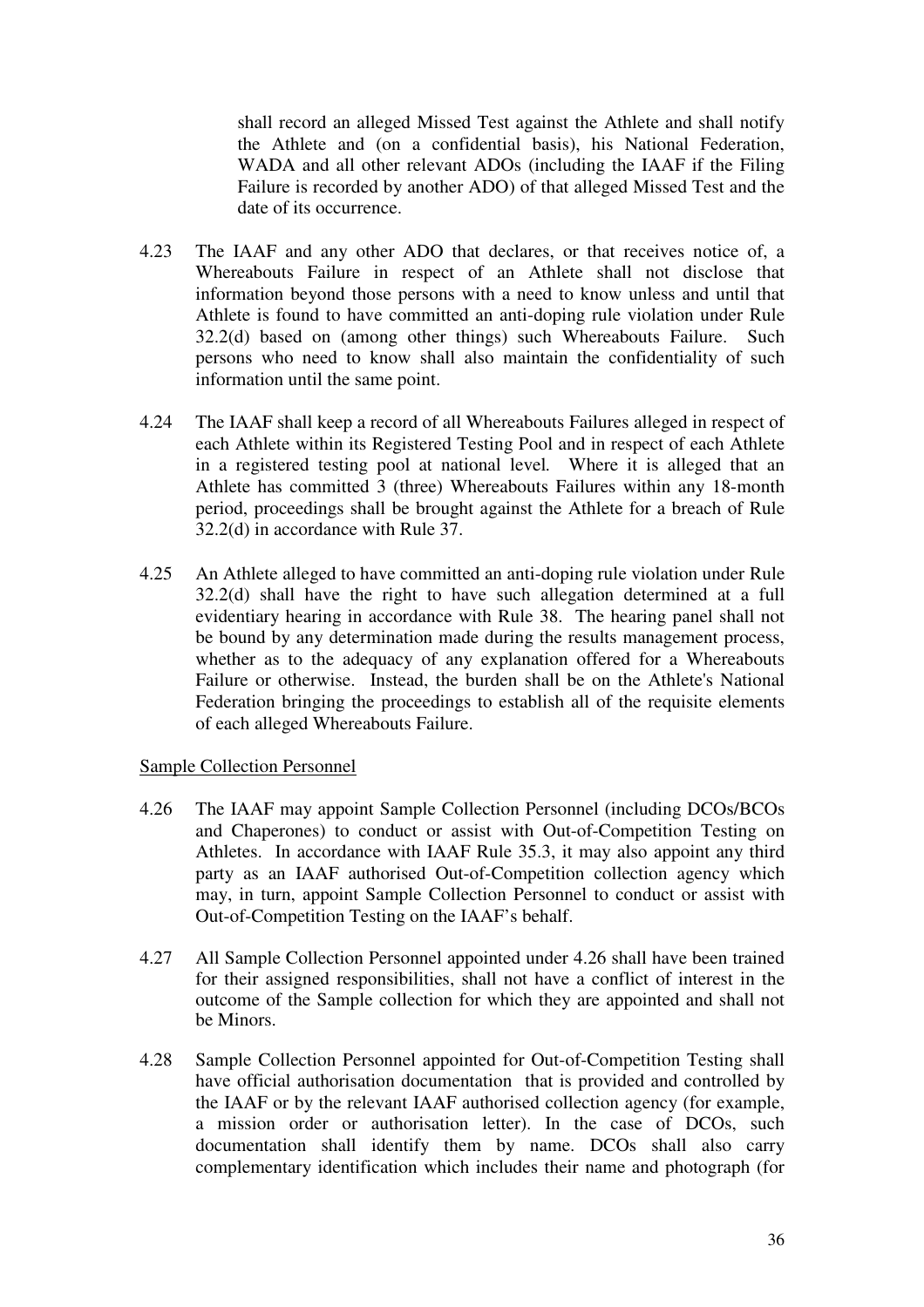shall record an alleged Missed Test against the Athlete and shall notify the Athlete and (on a confidential basis), his National Federation, WADA and all other relevant ADOs (including the IAAF if the Filing Failure is recorded by another ADO) of that alleged Missed Test and the date of its occurrence.

4.23 The IAAF and any other ADO that declares, or that receives notice of, a Whereabouts Failure in respect of an Athlete shall not disclose that information beyond those persons with a need to know unless and until that Athlete is found to have committed an anti-doping rule violation under Rule 32.2(d) based on (among other things) such Whereabouts Failure. Such persons who need to know shall also maintain the confidentiality of such information until the same point.

4.24 The IAAF shall keep a record of all Whereabouts Failures alleged in respect of each Athlete within its Registered Testing Pool and in respect of each Athlete in a registered testing pool at national level. Where it is alleged that an Athlete has committed 3 (three) Whereabouts Failures within any 18-month period, proceedings shall be brought against the Athlete for a breach of Rule 32.2(d) in accordance with Rule 37.

4.25 An Athlete alleged to have committed an anti-doping rule violation under Rule 32.2(d) shall have the right to have such allegation determined at a full evidentiary hearing in accordance with Rule 38. The hearing panel shall not be bound by any determination made during the results management process, whether as to the adequacy of any explanation offered for a Whereabouts Failure or otherwise. Instead, the burden shall be on the Athlete's National Federation bringing the proceedings to establish all of the requisite elements of each alleged Whereabouts Failure.

<u>Sample Collection Personnel</u>

4.26 The IAAF may appoint Sample Collection Personnel (including DCOs/BCOs and Chaperones) to conduct or assist with Out-of-Competition Testing on Athletes. In accordance with IAAF Rule 35.3, it may also appoint any third party as an IAAF authorised Out-of-Competition collection agency which may, in turn, appoint Sample Collection Personnel to conduct or assist with Out-of-Competition Testing on the IAAF's behalf.

4.27 All Sample Collection Personnel appointed under 4.26 shall have been trained for their assigned responsibilities, shall not have a conflict of interest in the outcome of the Sample collection for which they are appointed and shall not be Minors.

4.28 Sample Collection Personnel appointed for Out-of-Competition Testing shall have official authorisation documentation that is provided and controlled by the IAAF or by the relevant IAAF authorised collection agency (for example, a mission order or authorisation letter). In the case of DCOs, such documentation shall identify them by name. DCOs shall also carry complementary identification which includes their name and photograph (for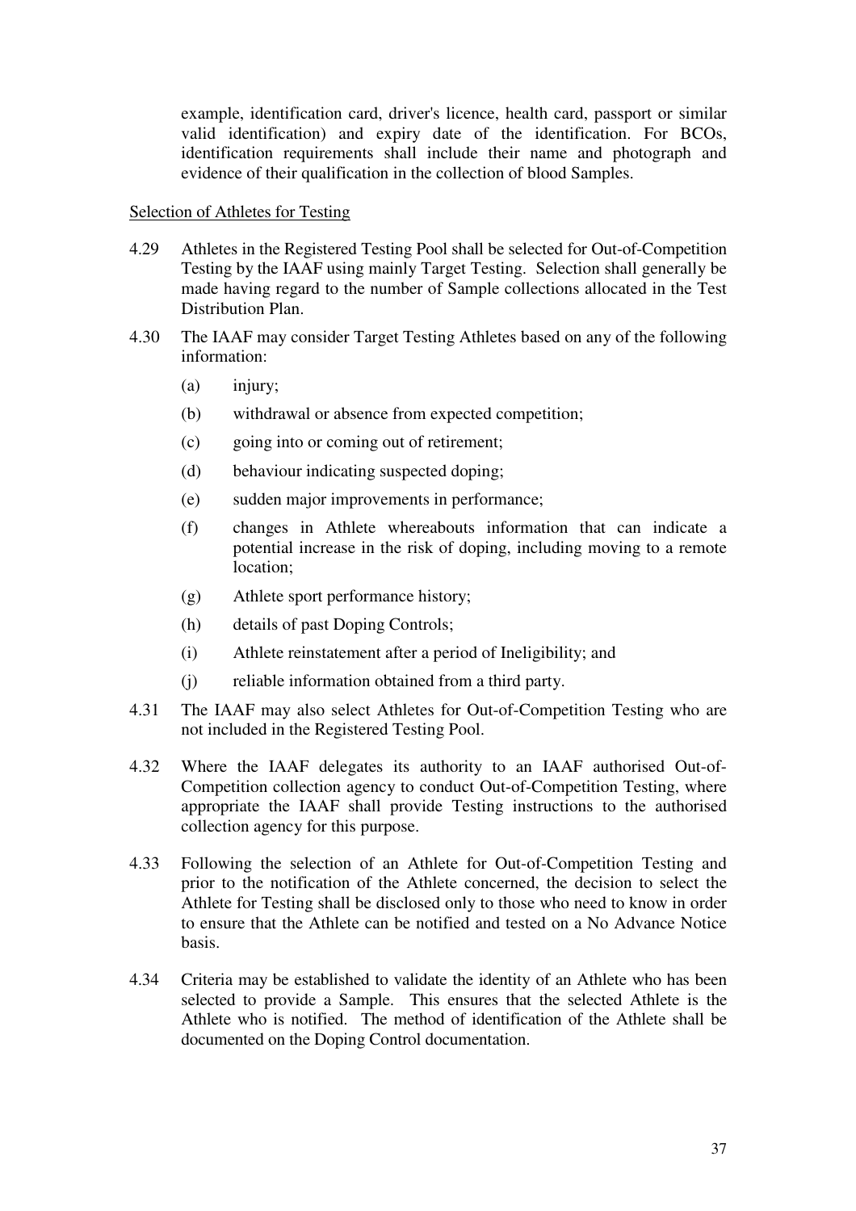example, identification card, driver's licence, health card, passport or similar valid identification) and expiry date of the identification. For BCOs, identification requirements shall include their name and photograph and evidence of their qualification in the collection of blood Samples.

Selection of Athletes for Testing

4.29 Athletes in the Registered Testing Pool shall be selected for Out-of-Competition Testing by the IAAF using mainly Target Testing. Selection shall generally be made having regard to the number of Sample collections allocated in the Test Distribution Plan.

4.30 The IAAF may consider Target Testing Athletes based on any of the following information:

(a) injury;

(b) withdrawal or absence from expected competition;

(c) going into or coming out of retirement;

(d) behaviour indicating suspected doping;

(e) sudden major improvements in performance;

(f) changes in Athlete whereabouts information that can indicate a potential increase in the risk of doping, including moving to a remote location;

(g) Athlete sport performance history;

(h) details of past Doping Controls;

(i) Athlete reinstatement after a period of Ineligibility; and

(j) reliable information obtained from a third party.

4.31 The IAAF may also select Athletes for Out-of-Competition Testing who are not included in the Registered Testing Pool.

4.32 Where the IAAF delegates its authority to an IAAF authorised Out-of-Competition collection agency to conduct Out-of-Competition Testing, where appropriate the IAAF shall provide Testing instructions to the authorised collection agency for this purpose.

4.33 Following the selection of an Athlete for Out-of-Competition Testing and prior to the notification of the Athlete concerned, the decision to select the Athlete for Testing shall be disclosed only to those who need to know in order to ensure that the Athlete can be notified and tested on a No Advance Notice basis.

4.34 Criteria may be established to validate the identity of an Athlete who has been selected to provide a Sample. This ensures that the selected Athlete is the Athlete who is notified. The method of identification of the Athlete shall be documented on the Doping Control documentation.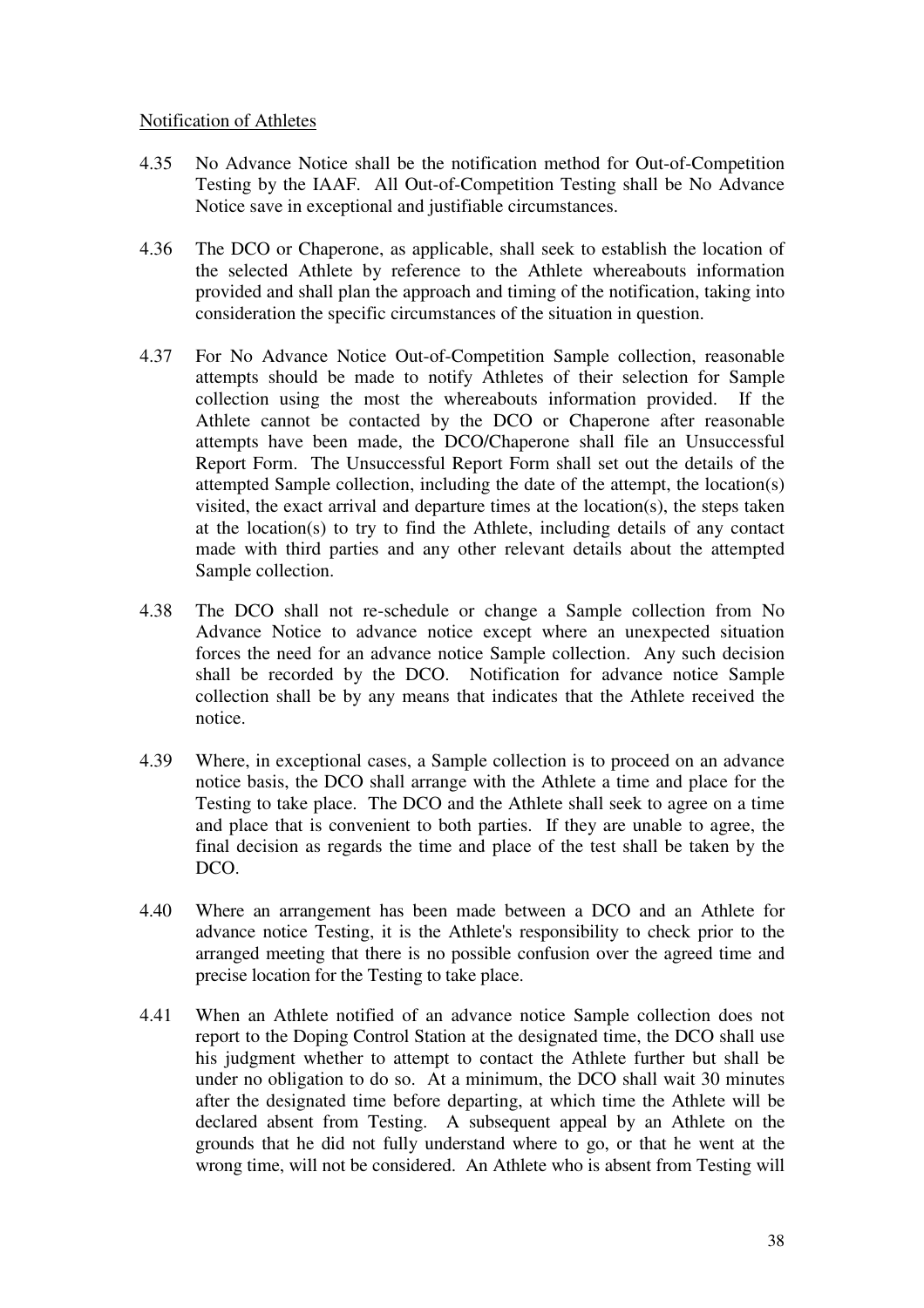Notification of Athletes

4.35 No Advance Notice shall be the notification method for Out-of-Competition Testing by the IAAF. All Out-of-Competition Testing shall be No Advance Notice save in exceptional and justifiable circumstances.

4.36 The DCO or Chaperone, as applicable, shall seek to establish the location of the selected Athlete by reference to the Athlete whereabouts information provided and shall plan the approach and timing of the notification, taking into consideration the specific circumstances of the situation in question.

4.37 For No Advance Notice Out-of-Competition Sample collection, reasonable attempts should be made to notify Athletes of their selection for Sample collection using the most the whereabouts information provided. If the Athlete cannot be contacted by the DCO or Chaperone after reasonable attempts have been made, the DCO/Chaperone shall file an Unsuccessful Report Form. The Unsuccessful Report Form shall set out the details of the attempted Sample collection, including the date of the attempt, the location(s) visited, the exact arrival and departure times at the location(s), the steps taken at the location(s) to try to find the Athlete, including details of any contact made with third parties and any other relevant details about the attempted Sample collection.

4.38 The DCO shall not re-schedule or change a Sample collection from No Advance Notice to advance notice except where an unexpected situation forces the need for an advance notice Sample collection. Any such decision shall be recorded by the DCO. Notification for advance notice Sample collection shall be by any means that indicates that the Athlete received the notice.

4.39 Where, in exceptional cases, a Sample collection is to proceed on an advance notice basis, the DCO shall arrange with the Athlete a time and place for the Testing to take place. The DCO and the Athlete shall seek to agree on a time and place that is convenient to both parties. If they are unable to agree, the final decision as regards the time and place of the test shall be taken by the DCO.

4.40 Where an arrangement has been made between a DCO and an Athlete for advance notice Testing, it is the Athlete's responsibility to check prior to the arranged meeting that there is no possible confusion over the agreed time and precise location for the Testing to take place.

4.41 When an Athlete notified of an advance notice Sample collection does not report to the Doping Control Station at the designated time, the DCO shall use his judgment whether to attempt to contact the Athlete further but shall be under no obligation to do so. At a minimum, the DCO shall wait 30 minutes after the designated time before departing, at which time the Athlete will be declared absent from Testing. A subsequent appeal by an Athlete on the grounds that he did not fully understand where to go, or that he went at the wrong time, will not be considered. An Athlete who is absent from Testing will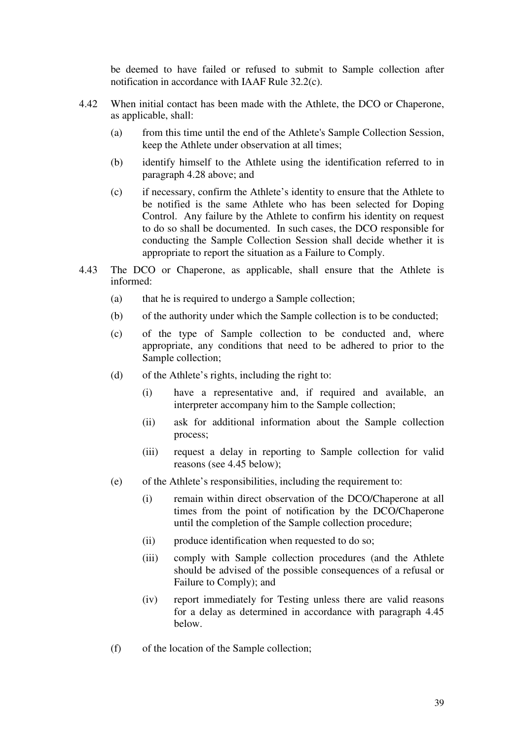be deemed to have failed or refused to submit to Sample collection after notification in accordance with IAAF Rule 32.2(c).

4.42 When initial contact has been made with the Athlete, the DCO or Chaperone, as applicable, shall:

(a) from this time until the end of the Athlete's Sample Collection Session, keep the Athlete under observation at all times;

(b) identify himself to the Athlete using the identification referred to in paragraph 4.28 above; and

(c) if necessary, confirm the Athlete's identity to ensure that the Athlete to be notified is the same Athlete who has been selected for Doping Control. Any failure by the Athlete to confirm his identity on request to do so shall be documented. In such cases, the DCO responsible for conducting the Sample Collection Session shall decide whether it is appropriate to report the situation as a Failure to Comply.

4.43 The DCO or Chaperone, as applicable, shall ensure that the Athlete is informed:

(a) that he is required to undergo a Sample collection;

(b) of the authority under which the Sample collection is to be conducted;

(c) of the type of Sample collection to be conducted and, where appropriate, any conditions that need to be adhered to prior to the Sample collection;

(d) of the Athlete's rights, including the right to:

(i) have a representative and, if required and available, an interpreter accompany him to the Sample collection;

(ii) ask for additional information about the Sample collection process;

(iii) request a delay in reporting to Sample collection for valid reasons (see 4.45 below);

(e) of the Athlete's responsibilities, including the requirement to:

(i) remain within direct observation of the DCO/Chaperone at all times from the point of notification by the DCO/Chaperone until the completion of the Sample collection procedure;

(ii) produce identification when requested to do so;

(iii) comply with Sample collection procedures (and the Athlete should be advised of the possible consequences of a refusal or Failure to Comply); and

(iv) report immediately for Testing unless there are valid reasons for a delay as determined in accordance with paragraph 4.45 below.

(f) of the location of the Sample collection;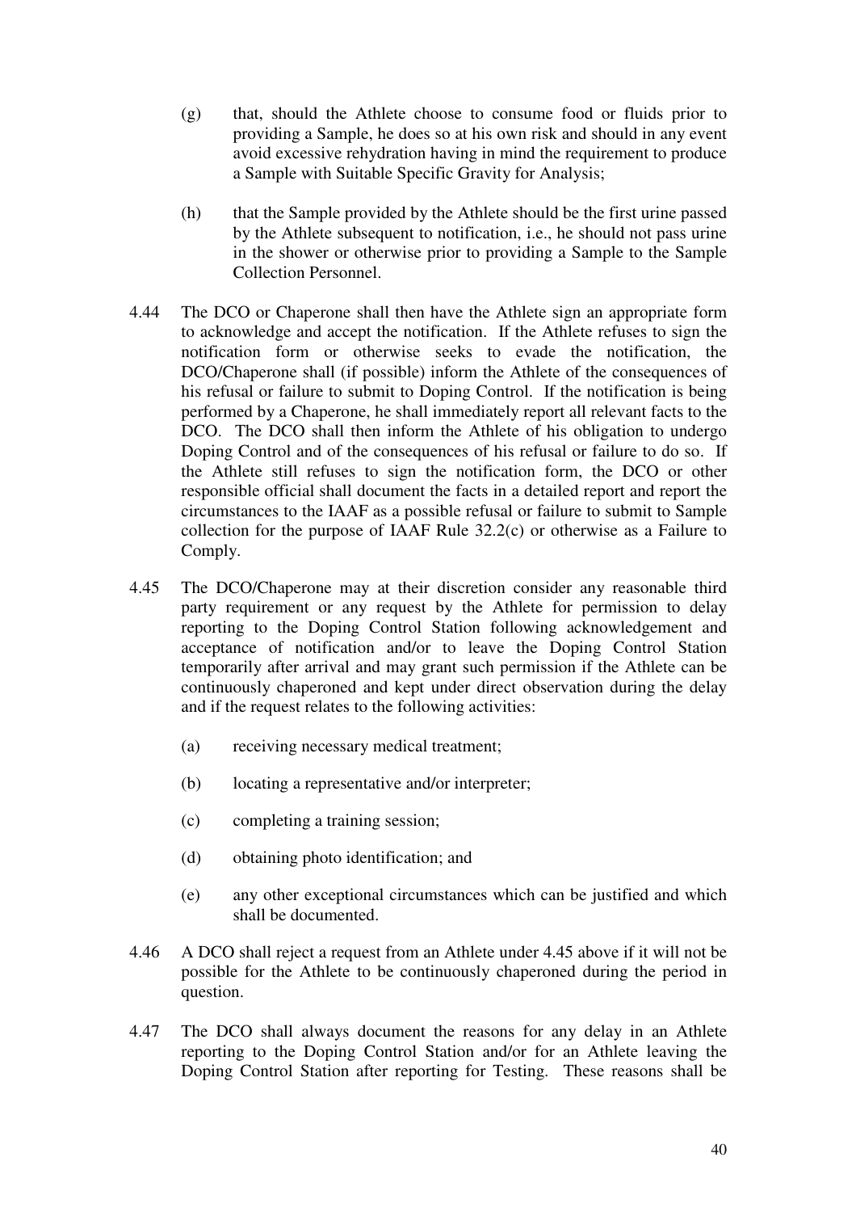(g) that, should the Athlete choose to consume food or fluids prior to providing a Sample, he does so at his own risk and should in any event avoid excessive rehydration having in mind the requirement to produce a Sample with Suitable Specific Gravity for Analysis;

(h) that the Sample provided by the Athlete should be the first urine passed by the Athlete subsequent to notification, i.e., he should not pass urine in the shower or otherwise prior to providing a Sample to the Sample Collection Personnel.

4.44 The DCO or Chaperone shall then have the Athlete sign an appropriate form to acknowledge and accept the notification. If the Athlete refuses to sign the notification form or otherwise seeks to evade the notification, the DCO/Chaperone shall (if possible) inform the Athlete of the consequences of his refusal or failure to submit to Doping Control. If the notification is being performed by a Chaperone, he shall immediately report all relevant facts to the DCO. The DCO shall then inform the Athlete of his obligation to undergo Doping Control and of the consequences of his refusal or failure to do so. If the Athlete still refuses to sign the notification form, the DCO or other responsible official shall document the facts in a detailed report and report the circumstances to the IAAF as a possible refusal or failure to submit to Sample collection for the purpose of IAAF Rule 32.2(c) or otherwise as a Failure to Comply.

4.45 The DCO/Chaperone may at their discretion consider any reasonable third party requirement or any request by the Athlete for permission to delay reporting to the Doping Control Station following acknowledgement and acceptance of notification and/or to leave the Doping Control Station temporarily after arrival and may grant such permission if the Athlete can be continuously chaperoned and kept under direct observation during the delay and if the request relates to the following activities:

(a) receiving necessary medical treatment;

(b) locating a representative and/or interpreter;

(c) completing a training session;

(d) obtaining photo identification; and

(e) any other exceptional circumstances which can be justified and which shall be documented.

4.46 A DCO shall reject a request from an Athlete under 4.45 above if it will not be possible for the Athlete to be continuously chaperoned during the period in question.

4.47 The DCO shall always document the reasons for any delay in an Athlete reporting to the Doping Control Station and/or for an Athlete leaving the Doping Control Station after reporting for Testing. These reasons shall be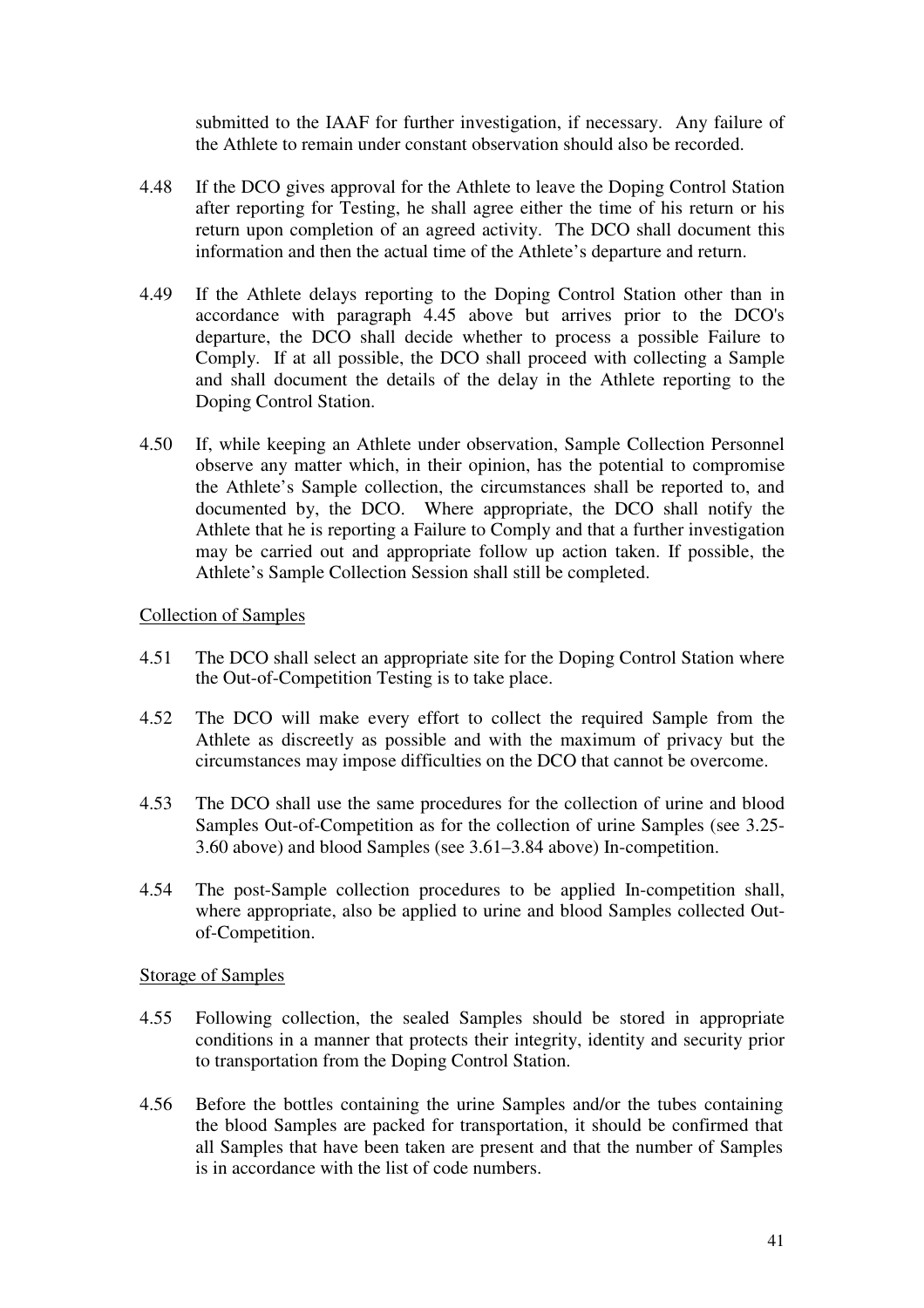submitted to the IAAF for further investigation, if necessary. Any failure of the Athlete to remain under constant observation should also be recorded.

4.48 If the DCO gives approval for the Athlete to leave the Doping Control Station after reporting for Testing, he shall agree either the time of his return or his return upon completion of an agreed activity. The DCO shall document this information and then the actual time of the Athlete's departure and return.

4.49 If the Athlete delays reporting to the Doping Control Station other than in accordance with paragraph 4.45 above but arrives prior to the DCO's departure, the DCO shall decide whether to process a possible Failure to Comply. If at all possible, the DCO shall proceed with collecting a Sample and shall document the details of the delay in the Athlete reporting to the Doping Control Station.

4.50 If, while keeping an Athlete under observation, Sample Collection Personnel observe any matter which, in their opinion, has the potential to compromise the Athlete's Sample collection, the circumstances shall be reported to, and documented by, the DCO. Where appropriate, the DCO shall notify the Athlete that he is reporting a Failure to Comply and that a further investigation may be carried out and appropriate follow up action taken. If possible, the Athlete's Sample Collection Session shall still be completed.

<u>Collection of Samples</u>

4.51 The DCO shall select an appropriate site for the Doping Control Station where the Out-of-Competition Testing is to take place.

4.52 The DCO will make every effort to collect the required Sample from the Athlete as discreetly as possible and with the maximum of privacy but the circumstances may impose difficulties on the DCO that cannot be overcome.

4.53 The DCO shall use the same procedures for the collection of urine and blood Samples Out-of-Competition as for the collection of urine Samples (see 3.25-3.60 above) and blood Samples (see 3.61–3.84 above) In-competition.

4.54 The post-Sample collection procedures to be applied In-competition shall, where appropriate, also be applied to urine and blood Samples collected Out-of-Competition.

<u>Storage of Samples</u>

4.55 Following collection, the sealed Samples should be stored in appropriate conditions in a manner that protects their integrity, identity and security prior to transportation from the Doping Control Station.

4.56 Before the bottles containing the urine Samples and/or the tubes containing the blood Samples are packed for transportation, it should be confirmed that all Samples that have been taken are present and that the number of Samples is in accordance with the list of code numbers.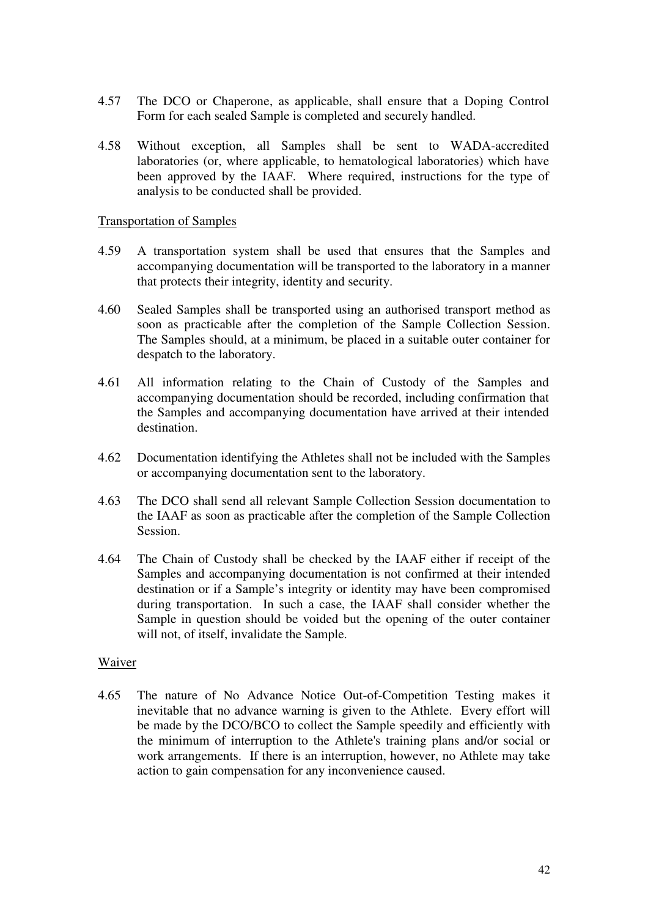4.57 The DCO or Chaperone, as applicable, shall ensure that a Doping Control Form for each sealed Sample is completed and securely handled.

4.58 Without exception, all Samples shall be sent to WADA-accredited laboratories (or, where applicable, to hematological laboratories) which have been approved by the IAAF. Where required, instructions for the type of analysis to be conducted shall be provided.

<u>Transportation of Samples</u>

4.59 A transportation system shall be used that ensures that the Samples and accompanying documentation will be transported to the laboratory in a manner that protects their integrity, identity and security.

4.60 Sealed Samples shall be transported using an authorised transport method as soon as practicable after the completion of the Sample Collection Session. The Samples should, at a minimum, be placed in a suitable outer container for despatch to the laboratory.

4.61 All information relating to the Chain of Custody of the Samples and accompanying documentation should be recorded, including confirmation that the Samples and accompanying documentation have arrived at their intended destination.

4.62 Documentation identifying the Athletes shall not be included with the Samples or accompanying documentation sent to the laboratory.

4.63 The DCO shall send all relevant Sample Collection Session documentation to the IAAF as soon as practicable after the completion of the Sample Collection Session.

4.64 The Chain of Custody shall be checked by the IAAF either if receipt of the Samples and accompanying documentation is not confirmed at their intended destination or if a Sample's integrity or identity may have been compromised during transportation. In such a case, the IAAF shall consider whether the Sample in question should be voided but the opening of the outer container will not, of itself, invalidate the Sample.

<u>Waiver</u>

4.65 The nature of No Advance Notice Out-of-Competition Testing makes it inevitable that no advance warning is given to the Athlete. Every effort will be made by the DCO/BCO to collect the Sample speedily and efficiently with the minimum of interruption to the Athlete's training plans and/or social or work arrangements. If there is an interruption, however, no Athlete may take action to gain compensation for any inconvenience caused.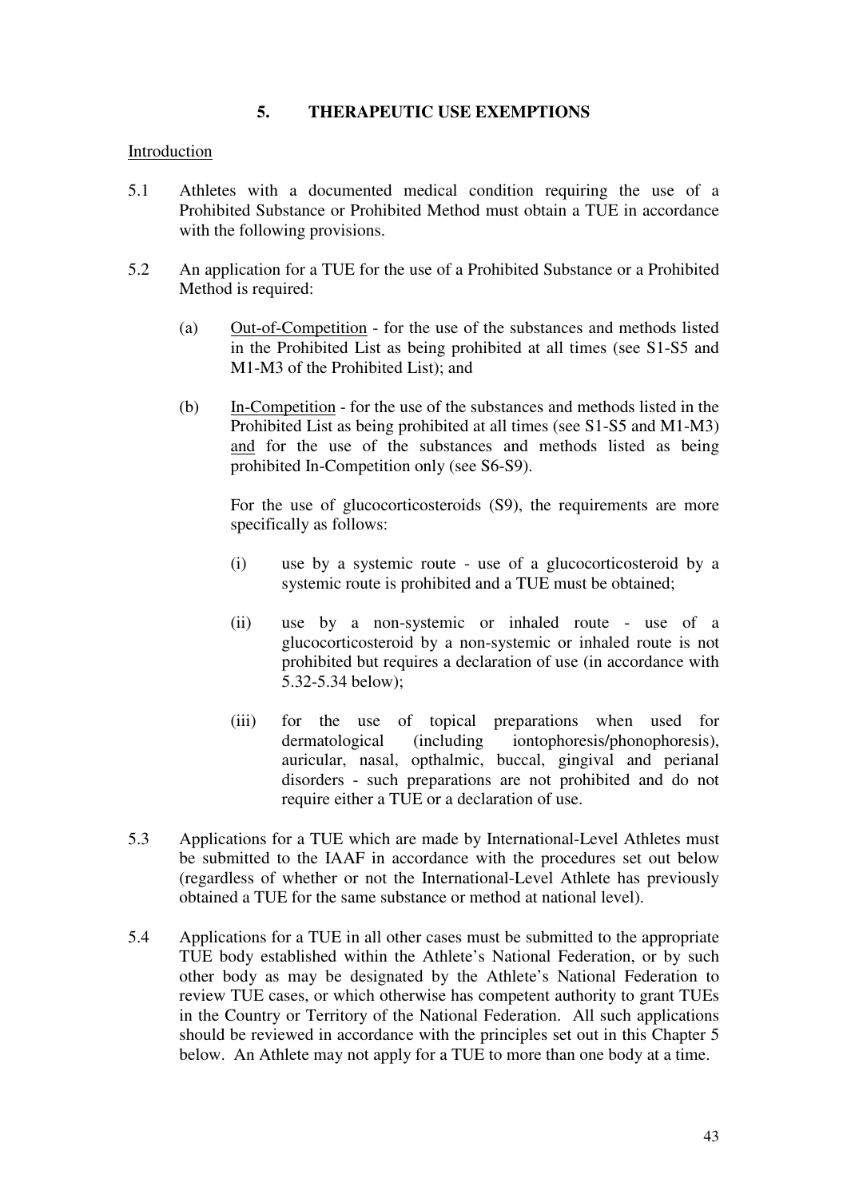## 5. THERAPEUTIC USE EXEMPTIONS

Introduction

5.1 Athletes with a documented medical condition requiring the use of a Prohibited Substance or Prohibited Method must obtain a TUE in accordance with the following provisions.

5.2 An application for a TUE for the use of a Prohibited Substance or a Prohibited Method is required:

(a) Out-of-Competition - for the use of the substances and methods listed in the Prohibited List as being prohibited at all times (see S1-S5 and M1-M3 of the Prohibited List); and

(b) In-Competition - for the use of the substances and methods listed in the Prohibited List as being prohibited at all times (see S1-S5 and M1-M3) and for the use of the substances and methods listed as being prohibited In-Competition only (see S6-S9).

For the use of glucocorticosteroids (S9), the requirements are more specifically as follows:

(i) use by a systemic route - use of a glucocorticosteroid by a systemic route is prohibited and a TUE must be obtained;

(ii) use by a non-systemic or inhaled route - use of a glucocorticosteroid by a non-systemic or inhaled route is not prohibited but requires a declaration of use (in accordance with 5.32-5.34 below);

(iii) for the use of topical preparations when used for dermatological (including iontophoresis/phonophoresis), auricular, nasal, opthalmic, buccal, gingival and perianal disorders - such preparations are not prohibited and do not require either a TUE or a declaration of use.

5.3 Applications for a TUE which are made by International-Level Athletes must be submitted to the IAAF in accordance with the procedures set out below (regardless of whether or not the International-Level Athlete has previously obtained a TUE for the same substance or method at national level).

5.4 Applications for a TUE in all other cases must be submitted to the appropriate TUE body established within the Athlete's National Federation, or by such other body as may be designated by the Athlete's National Federation to review TUE cases, or which otherwise has competent authority to grant TUEs in the Country or Territory of the National Federation. All such applications should be reviewed in accordance with the principles set out in this Chapter 5 below. An Athlete may not apply for a TUE to more than one body at a time.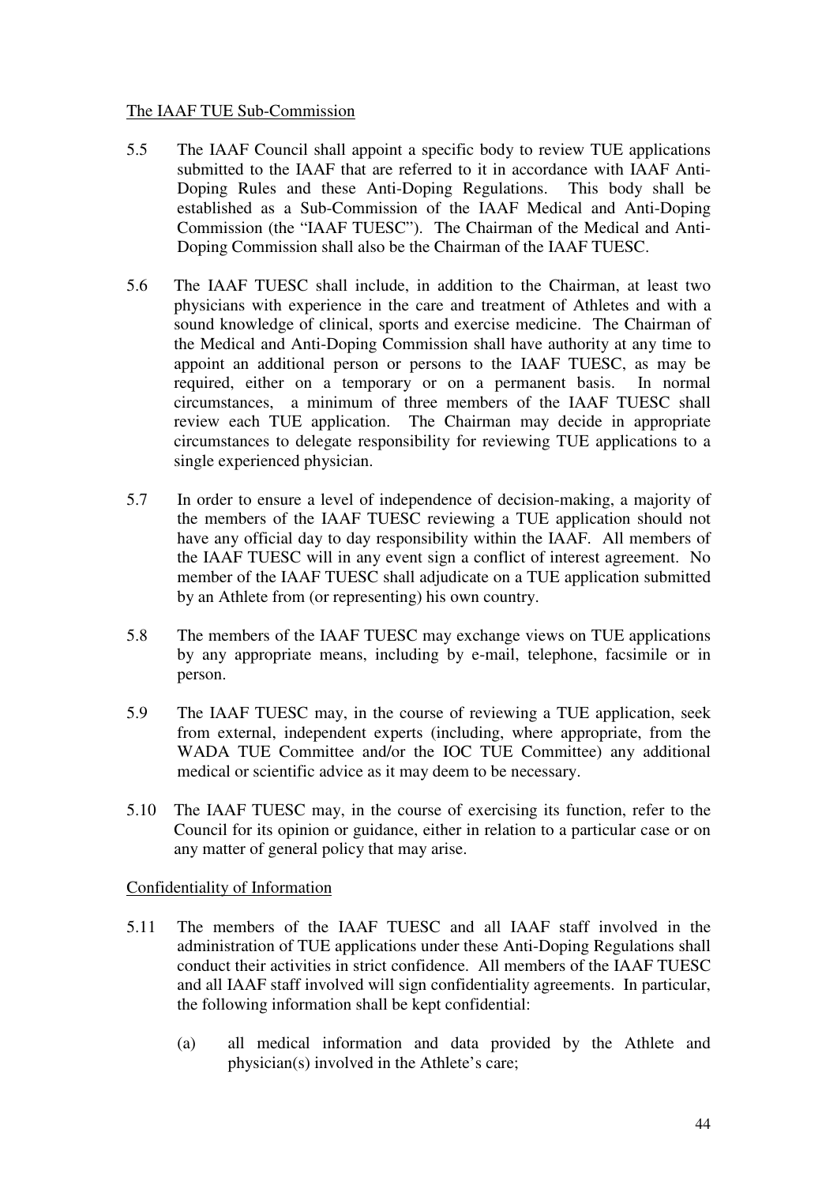The IAAF TUE Sub-Commission

5.5 The IAAF Council shall appoint a specific body to review TUE applications submitted to the IAAF that are referred to it in accordance with IAAF Anti-Doping Rules and these Anti-Doping Regulations. This body shall be established as a Sub-Commission of the IAAF Medical and Anti-Doping Commission (the "IAAF TUESC"). The Chairman of the Medical and Anti-Doping Commission shall also be the Chairman of the IAAF TUESC.

5.6 The IAAF TUESC shall include, in addition to the Chairman, at least two physicians with experience in the care and treatment of Athletes and with a sound knowledge of clinical, sports and exercise medicine. The Chairman of the Medical and Anti-Doping Commission shall have authority at any time to appoint an additional person or persons to the IAAF TUESC, as may be required, either on a temporary or on a permanent basis. In normal circumstances, a minimum of three members of the IAAF TUESC shall review each TUE application. The Chairman may decide in appropriate circumstances to delegate responsibility for reviewing TUE applications to a single experienced physician.

5.7 In order to ensure a level of independence of decision-making, a majority of the members of the IAAF TUESC reviewing a TUE application should not have any official day to day responsibility within the IAAF. All members of the IAAF TUESC will in any event sign a conflict of interest agreement. No member of the IAAF TUESC shall adjudicate on a TUE application submitted by an Athlete from (or representing) his own country.

5.8 The members of the IAAF TUESC may exchange views on TUE applications by any appropriate means, including by e-mail, telephone, facsimile or in person.

5.9 The IAAF TUESC may, in the course of reviewing a TUE application, seek from external, independent experts (including, where appropriate, from the WADA TUE Committee and/or the IOC TUE Committee) any additional medical or scientific advice as it may deem to be necessary.

5.10 The IAAF TUESC may, in the course of exercising its function, refer to the Council for its opinion or guidance, either in relation to a particular case or on any matter of general policy that may arise.

Confidentiality of Information

5.11 The members of the IAAF TUESC and all IAAF staff involved in the administration of TUE applications under these Anti-Doping Regulations shall conduct their activities in strict confidence. All members of the IAAF TUESC and all IAAF staff involved will sign confidentiality agreements. In particular, the following information shall be kept confidential:

(a) all medical information and data provided by the Athlete and physician(s) involved in the Athlete's care;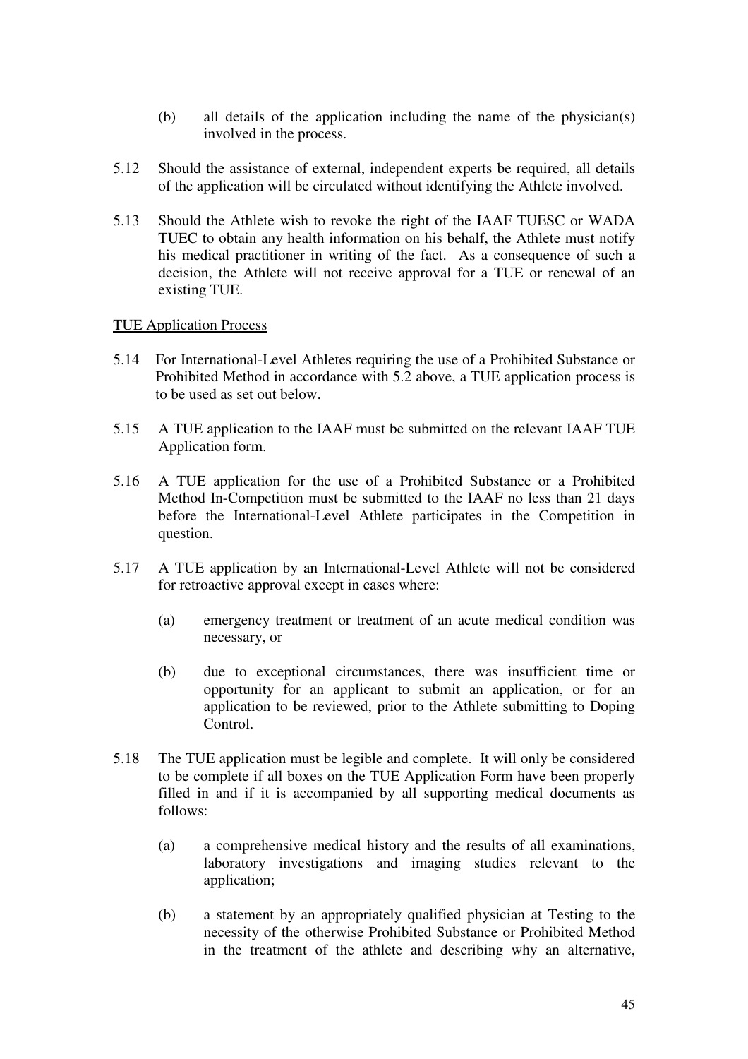(b) all details of the application including the name of the physician(s) involved in the process.

5.12 Should the assistance of external, independent experts be required, all details of the application will be circulated without identifying the Athlete involved.

5.13 Should the Athlete wish to revoke the right of the IAAF TUESC or WADA TUEC to obtain any health information on his behalf, the Athlete must notify his medical practitioner in writing of the fact. As a consequence of such a decision, the Athlete will not receive approval for a TUE or renewal of an existing TUE.

<u>TUE Application Process</u>

5.14 For International-Level Athletes requiring the use of a Prohibited Substance or Prohibited Method in accordance with 5.2 above, a TUE application process is to be used as set out below.

5.15 A TUE application to the IAAF must be submitted on the relevant IAAF TUE Application form.

5.16 A TUE application for the use of a Prohibited Substance or a Prohibited Method In-Competition must be submitted to the IAAF no less than 21 days before the International-Level Athlete participates in the Competition in question.

5.17 A TUE application by an International-Level Athlete will not be considered for retroactive approval except in cases where:

(a) emergency treatment or treatment of an acute medical condition was necessary, or

(b) due to exceptional circumstances, there was insufficient time or opportunity for an applicant to submit an application, or for an application to be reviewed, prior to the Athlete submitting to Doping Control.

5.18 The TUE application must be legible and complete. It will only be considered to be complete if all boxes on the TUE Application Form have been properly filled in and if it is accompanied by all supporting medical documents as follows:

(a) a comprehensive medical history and the results of all examinations, laboratory investigations and imaging studies relevant to the application;

(b) a statement by an appropriately qualified physician at Testing to the necessity of the otherwise Prohibited Substance or Prohibited Method in the treatment of the athlete and describing why an alternative,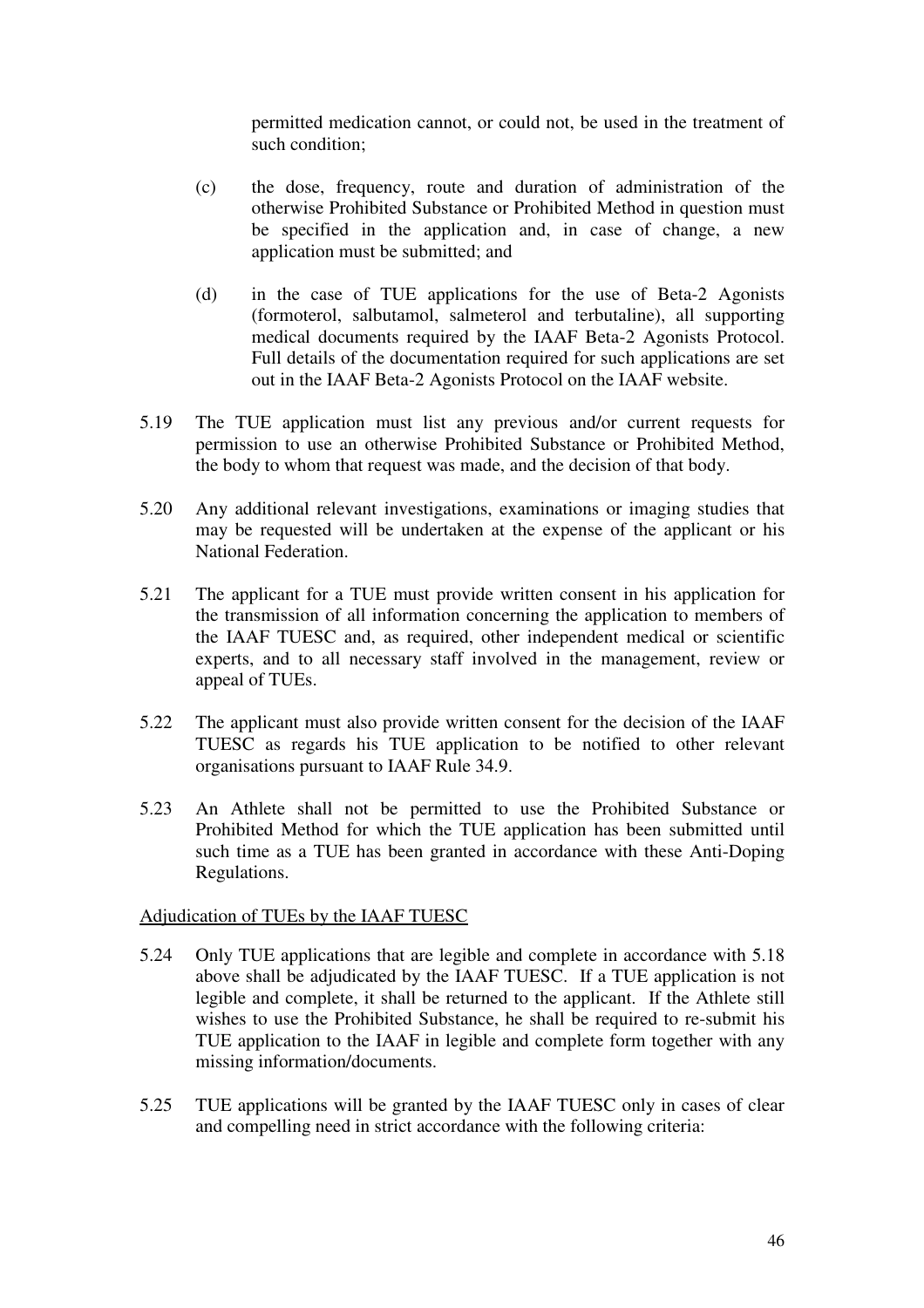permitted medication cannot, or could not, be used in the treatment of such condition;

(c) the dose, frequency, route and duration of administration of the otherwise Prohibited Substance or Prohibited Method in question must be specified in the application and, in case of change, a new application must be submitted; and

(d) in the case of TUE applications for the use of Beta-2 Agonists (formoterol, salbutamol, salmeterol and terbutaline), all supporting medical documents required by the IAAF Beta-2 Agonists Protocol. Full details of the documentation required for such applications are set out in the IAAF Beta-2 Agonists Protocol on the IAAF website.

5.19 The TUE application must list any previous and/or current requests for permission to use an otherwise Prohibited Substance or Prohibited Method, the body to whom that request was made, and the decision of that body.

5.20 Any additional relevant investigations, examinations or imaging studies that may be requested will be undertaken at the expense of the applicant or his National Federation.

5.21 The applicant for a TUE must provide written consent in his application for the transmission of all information concerning the application to members of the IAAF TUESC and, as required, other independent medical or scientific experts, and to all necessary staff involved in the management, review or appeal of TUEs.

5.22 The applicant must also provide written consent for the decision of the IAAF TUESC as regards his TUE application to be notified to other relevant organisations pursuant to IAAF Rule 34.9.

5.23 An Athlete shall not be permitted to use the Prohibited Substance or Prohibited Method for which the TUE application has been submitted until such time as a TUE has been granted in accordance with these Anti-Doping Regulations.

Adjudication of TUEs by the IAAF TUESC

5.24 Only TUE applications that are legible and complete in accordance with 5.18 above shall be adjudicated by the IAAF TUESC. If a TUE application is not legible and complete, it shall be returned to the applicant. If the Athlete still wishes to use the Prohibited Substance, he shall be required to re-submit his TUE application to the IAAF in legible and complete form together with any missing information/documents.

5.25 TUE applications will be granted by the IAAF TUESC only in cases of clear and compelling need in strict accordance with the following criteria: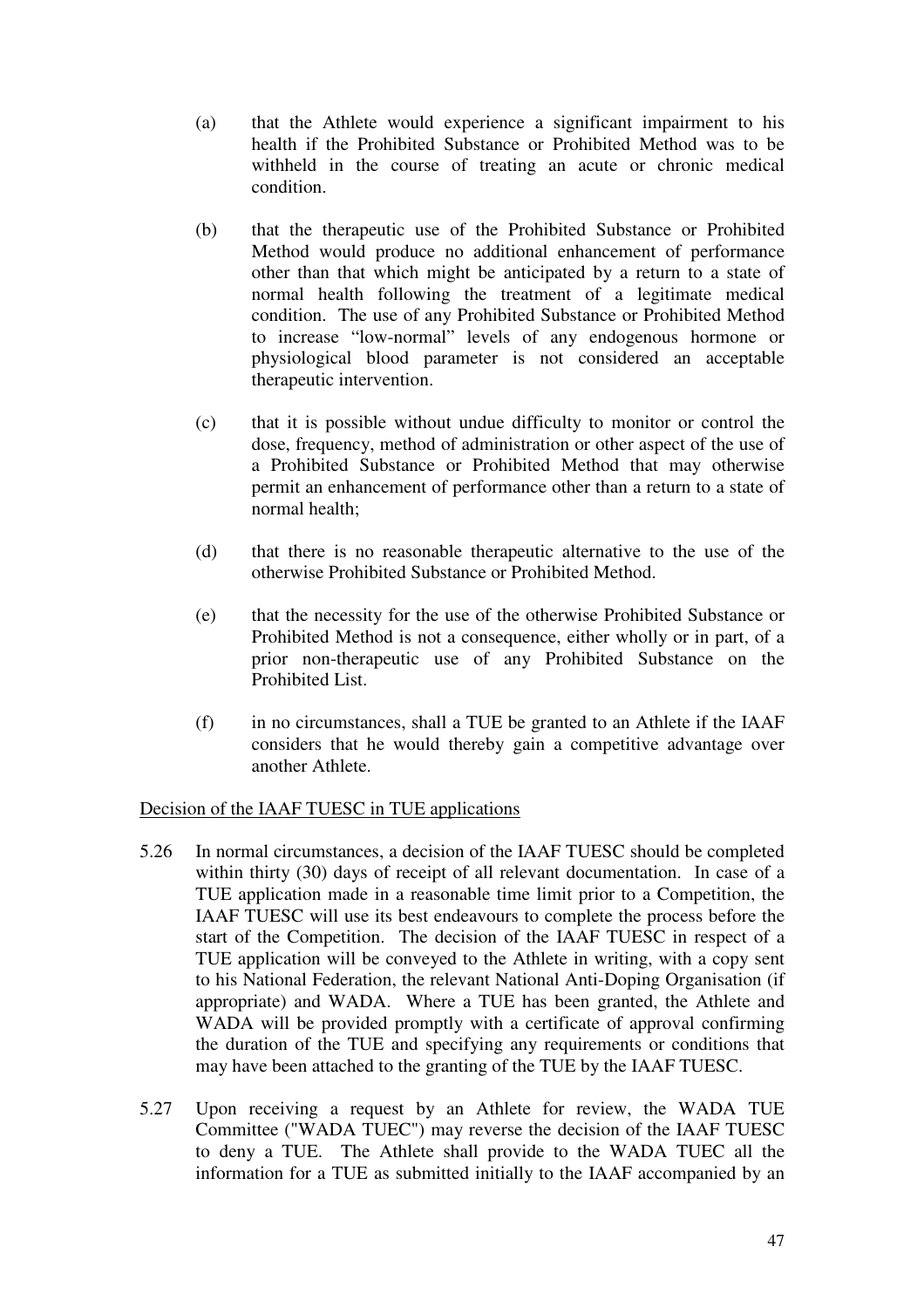(a) that the Athlete would experience a significant impairment to his health if the Prohibited Substance or Prohibited Method was to be withheld in the course of treating an acute or chronic medical condition.

(b) that the therapeutic use of the Prohibited Substance or Prohibited Method would produce no additional enhancement of performance other than that which might be anticipated by a return to a state of normal health following the treatment of a legitimate medical condition. The use of any Prohibited Substance or Prohibited Method to increase "low-normal" levels of any endogenous hormone or physiological blood parameter is not considered an acceptable therapeutic intervention.

(c) that it is possible without undue difficulty to monitor or control the dose, frequency, method of administration or other aspect of the use of a Prohibited Substance or Prohibited Method that may otherwise permit an enhancement of performance other than a return to a state of normal health;

(d) that there is no reasonable therapeutic alternative to the use of the otherwise Prohibited Substance or Prohibited Method.

(e) that the necessity for the use of the otherwise Prohibited Substance or Prohibited Method is not a consequence, either wholly or in part, of a prior non-therapeutic use of any Prohibited Substance on the Prohibited List.

(f) in no circumstances, shall a TUE be granted to an Athlete if the IAAF considers that he would thereby gain a competitive advantage over another Athlete.

Decision of the IAAF TUESC in TUE applications

5.26 In normal circumstances, a decision of the IAAF TUESC should be completed within thirty (30) days of receipt of all relevant documentation. In case of a TUE application made in a reasonable time limit prior to a Competition, the IAAF TUESC will use its best endeavours to complete the process before the start of the Competition. The decision of the IAAF TUESC in respect of a TUE application will be conveyed to the Athlete in writing, with a copy sent to his National Federation, the relevant National Anti-Doping Organisation (if appropriate) and WADA. Where a TUE has been granted, the Athlete and WADA will be provided promptly with a certificate of approval confirming the duration of the TUE and specifying any requirements or conditions that may have been attached to the granting of the TUE by the IAAF TUESC.

5.27 Upon receiving a request by an Athlete for review, the WADA TUE Committee ("WADA TUEC") may reverse the decision of the IAAF TUESC to deny a TUE. The Athlete shall provide to the WADA TUEC all the information for a TUE as submitted initially to the IAAF accompanied by an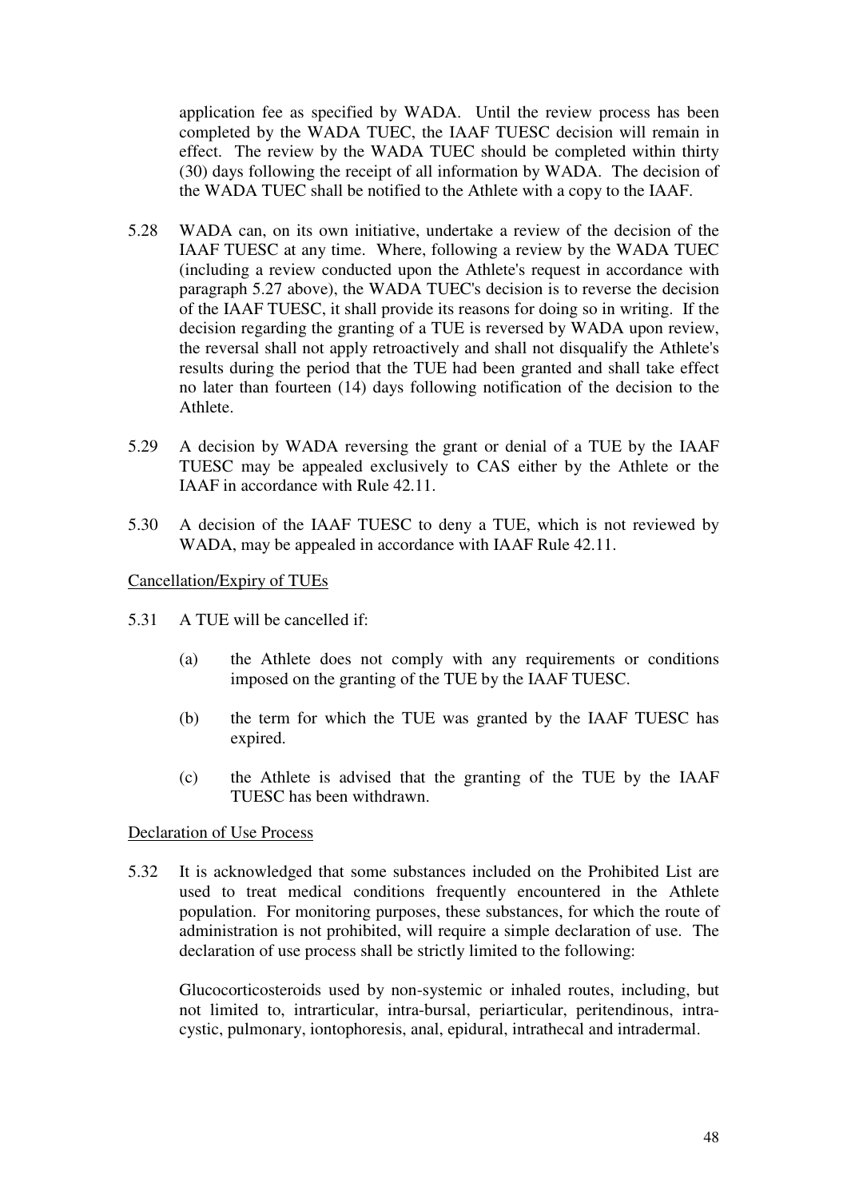application fee as specified by WADA. Until the review process has been completed by the WADA TUEC, the IAAF TUESC decision will remain in effect. The review by the WADA TUEC should be completed within thirty (30) days following the receipt of all information by WADA. The decision of the WADA TUEC shall be notified to the Athlete with a copy to the IAAF.

5.28 WADA can, on its own initiative, undertake a review of the decision of the IAAF TUESC at any time. Where, following a review by the WADA TUEC (including a review conducted upon the Athlete's request in accordance with paragraph 5.27 above), the WADA TUEC's decision is to reverse the decision of the IAAF TUESC, it shall provide its reasons for doing so in writing. If the decision regarding the granting of a TUE is reversed by WADA upon review, the reversal shall not apply retroactively and shall not disqualify the Athlete's results during the period that the TUE had been granted and shall take effect no later than fourteen (14) days following notification of the decision to the Athlete.

5.29 A decision by WADA reversing the grant or denial of a TUE by the IAAF TUESC may be appealed exclusively to CAS either by the Athlete or the IAAF in accordance with Rule 42.11.

5.30 A decision of the IAAF TUESC to deny a TUE, which is not reviewed by WADA, may be appealed in accordance with IAAF Rule 42.11.

<u>Cancellation/Expiry of TUEs</u>

5.31 A TUE will be cancelled if:

(a) the Athlete does not comply with any requirements or conditions imposed on the granting of the TUE by the IAAF TUESC.

(b) the term for which the TUE was granted by the IAAF TUESC has expired.

(c) the Athlete is advised that the granting of the TUE by the IAAF TUESC has been withdrawn.

<u>Declaration of Use Process</u>

5.32 It is acknowledged that some substances included on the Prohibited List are used to treat medical conditions frequently encountered in the Athlete population. For monitoring purposes, these substances, for which the route of administration is not prohibited, will require a simple declaration of use. The declaration of use process shall be strictly limited to the following:

Glucocorticosteroids used by non-systemic or inhaled routes, including, but not limited to, intrarticular, intra-bursal, periarticular, peritendinous, intra-cystic, pulmonary, iontophoresis, anal, epidural, intrathecal and intradermal.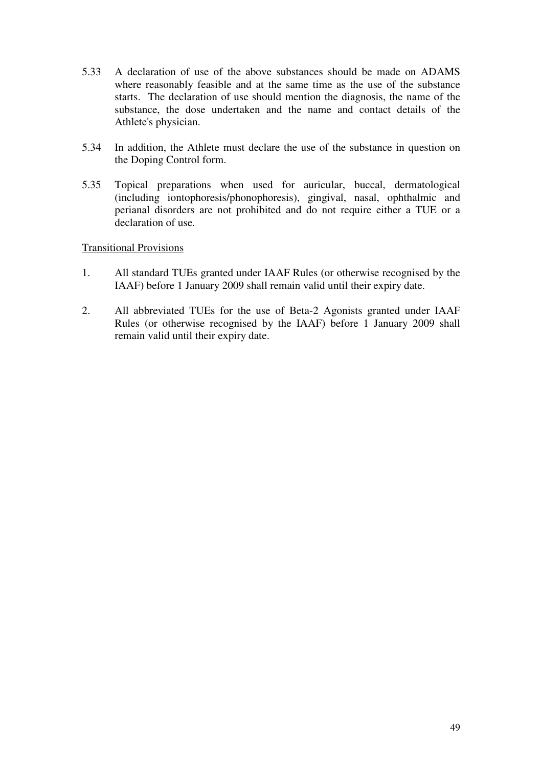5.33 A declaration of use of the above substances should be made on ADAMS where reasonably feasible and at the same time as the use of the substance starts. The declaration of use should mention the diagnosis, the name of the substance, the dose undertaken and the name and contact details of the Athlete's physician.

5.34 In addition, the Athlete must declare the use of the substance in question on the Doping Control form.

5.35 Topical preparations when used for auricular, buccal, dermatological (including iontophoresis/phonophoresis), gingival, nasal, ophthalmic and perianal disorders are not prohibited and do not require either a TUE or a declaration of use.

<u>Transitional Provisions</u>

1. All standard TUEs granted under IAAF Rules (or otherwise recognised by the IAAF) before 1 January 2009 shall remain valid until their expiry date.

2. All abbreviated TUEs for the use of Beta-2 Agonists granted under IAAF Rules (or otherwise recognised by the IAAF) before 1 January 2009 shall remain valid until their expiry date.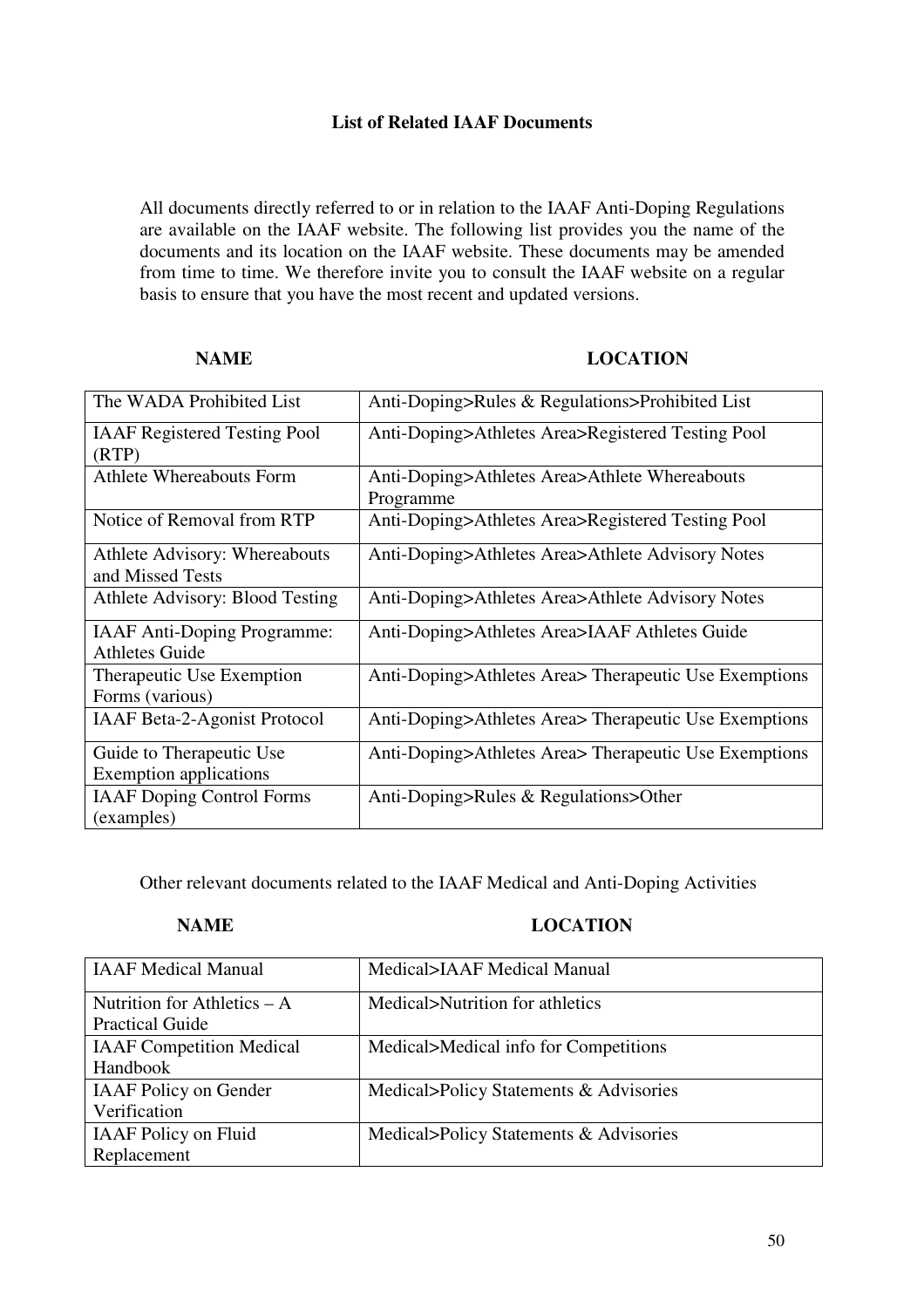## List of Related IAAF Documents

All documents directly referred to or in relation to the IAAF Anti-Doping Regulations are available on the IAAF website. The following list provides you the name of the documents and its location on the IAAF website. These documents may be amended from time to time. We therefore invite you to consult the IAAF website on a regular basis to ensure that you have the most recent and updated versions.

| NAME | LOCATION |
|---|---|
| The WADA Prohibited List | Anti-Doping>Rules & Regulations>Prohibited List |
| IAAF Registered Testing Pool (RTP) | Anti-Doping>Athletes Area>Registered Testing Pool |
| Athlete Whereabouts Form | Anti-Doping>Athletes Area>Athlete Whereabouts Programme |
| Notice of Removal from RTP | Anti-Doping>Athletes Area>Registered Testing Pool |
| Athlete Advisory: Whereabouts and Missed Tests | Anti-Doping>Athletes Area>Athlete Advisory Notes |
| Athlete Advisory: Blood Testing | Anti-Doping>Athletes Area>Athlete Advisory Notes |
| IAAF Anti-Doping Programme: Athletes Guide | Anti-Doping>Athletes Area>IAAF Athletes Guide |
| Therapeutic Use Exemption Forms (various) | Anti-Doping>Athletes Area> Therapeutic Use Exemptions |
| IAAF Beta-2-Agonist Protocol | Anti-Doping>Athletes Area> Therapeutic Use Exemptions |
| Guide to Therapeutic Use Exemption applications | Anti-Doping>Athletes Area> Therapeutic Use Exemptions |
| IAAF Doping Control Forms (examples) | Anti-Doping>Rules & Regulations>Other |

Other relevant documents related to the IAAF Medical and Anti-Doping Activities

| NAME | LOCATION |
|---|---|
| IAAF Medical Manual | Medical>IAAF Medical Manual |
| Nutrition for Athletics – A Practical Guide | Medical>Nutrition for athletics |
| IAAF Competition Medical Handbook | Medical>Medical info for Competitions |
| IAAF Policy on Gender Verification | Medical>Policy Statements & Advisories |
| IAAF Policy on Fluid Replacement | Medical>Policy Statements & Advisories |